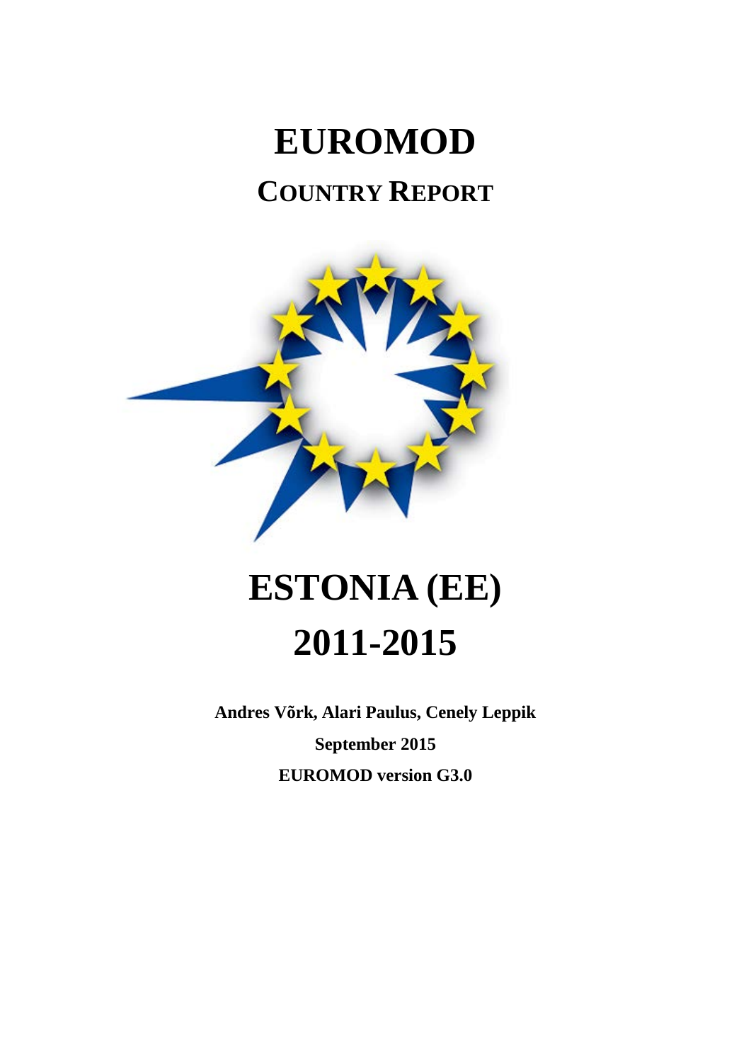# EUROMOD

## COUNTRY REPORT

# ESTONIA (EE) 2011-2015

**Andres Võrk, Alari Paulus, Cenely Leppik**

**September 2015**

**EUROMOD version G3.0**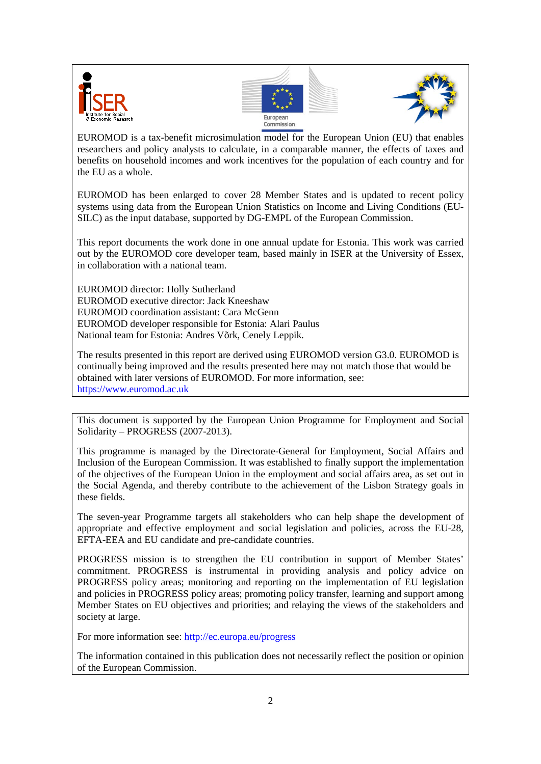EUROMOD is a tax-benefit microsimulation model for the European Union (EU) that enables researchers and policy analysts to calculate, in a comparable manner, the effects of taxes and benefits on household incomes and work incentives for the population of each country and for the EU as a whole.

EUROMOD has been enlarged to cover 28 Member States and is updated to recent policy systems using data from the European Union Statistics on Income and Living Conditions (EU-SILC) as the input database, supported by DG-EMPL of the European Commission.

This report documents the work done in one annual update for Estonia. This work was carried out by the EUROMOD core developer team, based mainly in ISER at the University of Essex, in collaboration with a national team.

EUROMOD director: Holly Sutherland
EUROMOD executive director: Jack Kneeshaw
EUROMOD coordination assistant: Cara McGenn
EUROMOD developer responsible for Estonia: Alari Paulus
National team for Estonia: Andres Võrk, Cenely Leppik.

The results presented in this report are derived using EUROMOD version G3.0. EUROMOD is continually being improved and the results presented here may not match those that would be obtained with later versions of EUROMOD. For more information, see: https://www.euromod.ac.uk

This document is supported by the European Union Programme for Employment and Social Solidarity – PROGRESS (2007-2013).

This programme is managed by the Directorate-General for Employment, Social Affairs and Inclusion of the European Commission. It was established to finally support the implementation of the objectives of the European Union in the employment and social affairs area, as set out in the Social Agenda, and thereby contribute to the achievement of the Lisbon Strategy goals in these fields.

The seven-year Programme targets all stakeholders who can help shape the development of appropriate and effective employment and social legislation and policies, across the EU-28, EFTA-EEA and EU candidate and pre-candidate countries.

PROGRESS mission is to strengthen the EU contribution in support of Member States' commitment. PROGRESS is instrumental in providing analysis and policy advice on PROGRESS policy areas; monitoring and reporting on the implementation of EU legislation and policies in PROGRESS policy areas; promoting policy transfer, learning and support among Member States on EU objectives and priorities; and relaying the views of the stakeholders and society at large.

For more information see: http://ec.europa.eu/progress

The information contained in this publication does not necessarily reflect the position or opinion of the European Commission.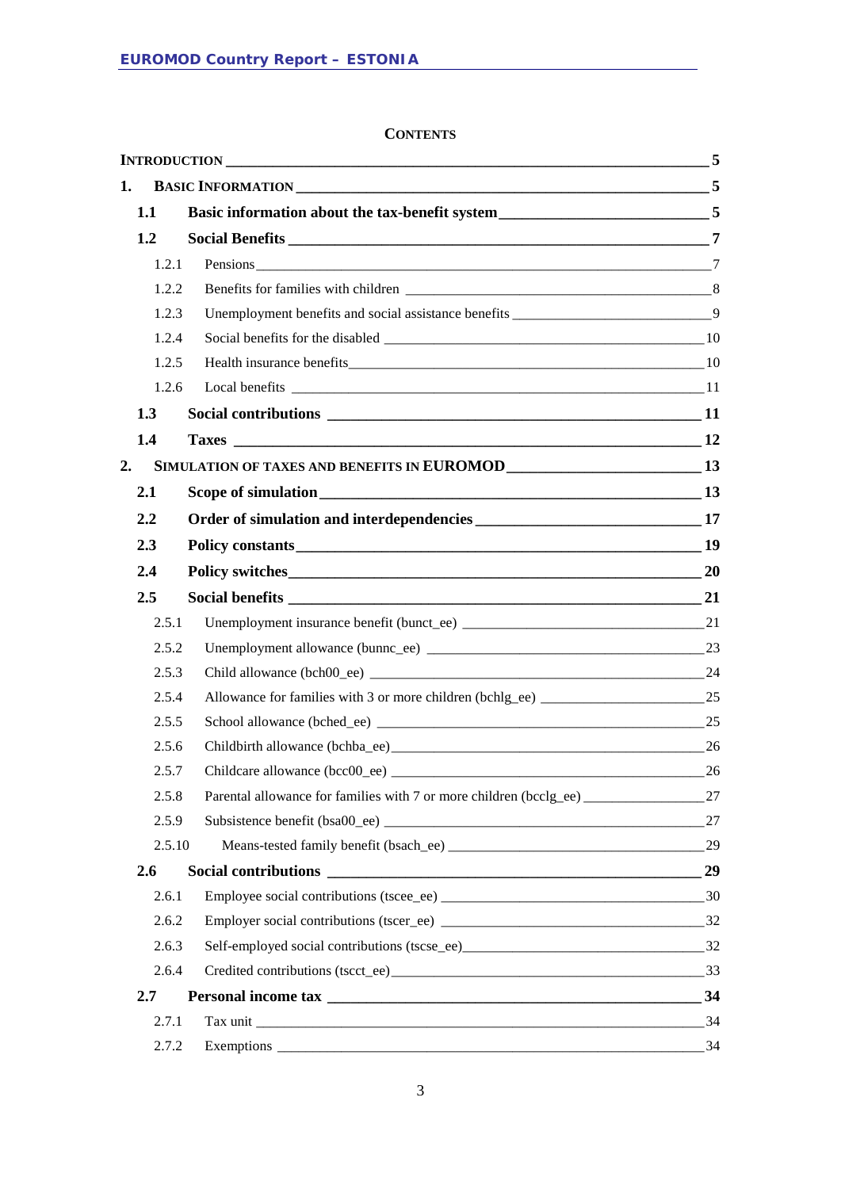**CONTENTS**

- **INTRODUCTION** — 5
- **1. BASIC INFORMATION** — 5
  - **1.1 Basic information about the tax-benefit system** — 5
  - **1.2 Social Benefits** — 7
    - 1.2.1 Pensions — 7
    - 1.2.2 Benefits for families with children — 8
    - 1.2.3 Unemployment benefits and social assistance benefits — 9
    - 1.2.4 Social benefits for the disabled — 10
    - 1.2.5 Health insurance benefits — 10
    - 1.2.6 Local benefits — 11
  - **1.3 Social contributions** — 11
  - **1.4 Taxes** — 12
- **2. SIMULATION OF TAXES AND BENEFITS IN EUROMOD** — 13
  - **2.1 Scope of simulation** — 13
  - **2.2 Order of simulation and interdependencies** — 17
  - **2.3 Policy constants** — 19
  - **2.4 Policy switches** — 20
  - **2.5 Social benefits** — 21
    - 2.5.1 Unemployment insurance benefit (bunct_ee) — 21
    - 2.5.2 Unemployment allowance (bunnc_ee) — 23
    - 2.5.3 Child allowance (bch00_ee) — 24
    - 2.5.4 Allowance for families with 3 or more children (bchlg_ee) — 25
    - 2.5.5 School allowance (bched_ee) — 25
    - 2.5.6 Childbirth allowance (bchba_ee) — 26
    - 2.5.7 Childcare allowance (bcc00_ee) — 26
    - 2.5.8 Parental allowance for families with 7 or more children (bcclg_ee) — 27
    - 2.5.9 Subsistence benefit (bsa00_ee) — 27
    - 2.5.10 Means-tested family benefit (bsach_ee) — 29
  - **2.6 Social contributions** — 29
    - 2.6.1 Employee social contributions (tscee_ee) — 30
    - 2.6.2 Employer social contributions (tscer_ee) — 32
    - 2.6.3 Self-employed social contributions (tscse_ee) — 32
    - 2.6.4 Credited contributions (tscct_ee) — 33
  - **2.7 Personal income tax** — 34
    - 2.7.1 Tax unit — 34
    - 2.7.2 Exemptions — 34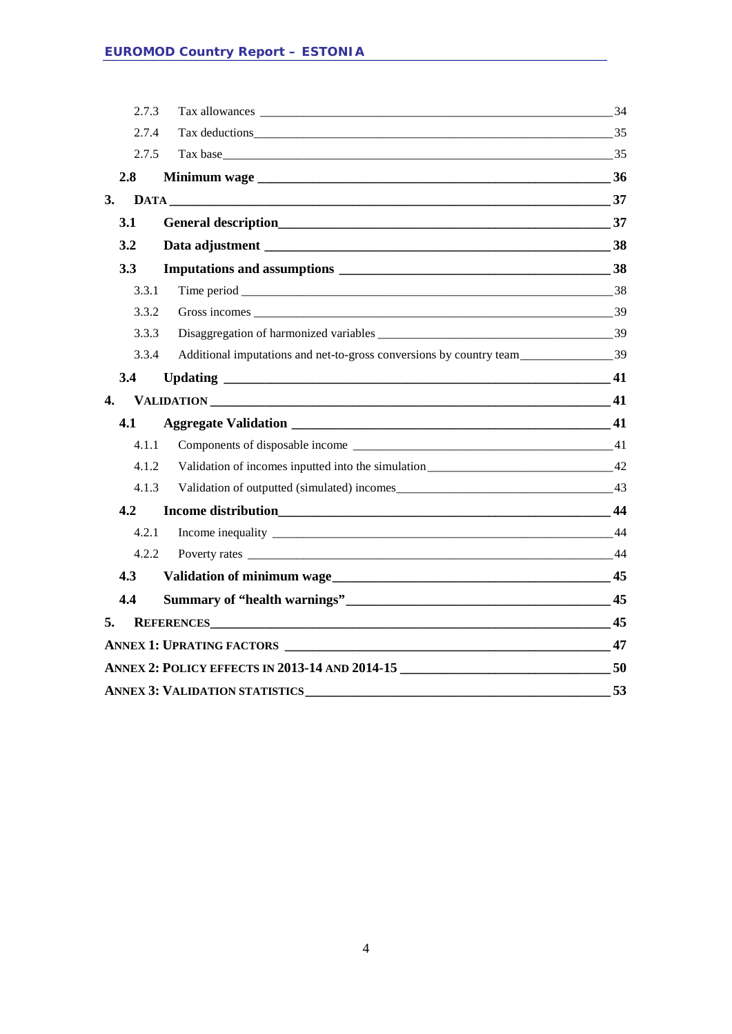2.7.3 Tax allowances 34

2.7.4 Tax deductions 35

2.7.5 Tax base 35

**2.8 Minimum wage 36**

**3. DATA 37**

**3.1 General description 37**

**3.2 Data adjustment 38**

**3.3 Imputations and assumptions 38**

3.3.1 Time period 38

3.3.2 Gross incomes 39

3.3.3 Disaggregation of harmonized variables 39

3.3.4 Additional imputations and net-to-gross conversions by country team 39

**3.4 Updating 41**

**4. VALIDATION 41**

**4.1 Aggregate Validation 41**

4.1.1 Components of disposable income 41

4.1.2 Validation of incomes inputted into the simulation 42

4.1.3 Validation of outputted (simulated) incomes 43

**4.2 Income distribution 44**

4.2.1 Income inequality 44

4.2.2 Poverty rates 44

**4.3 Validation of minimum wage 45**

**4.4 Summary of "health warnings" 45**

**5. REFERENCES 45**

**ANNEX 1: UPRATING FACTORS 47**

**ANNEX 2: POLICY EFFECTS IN 2013-14 AND 2014-15 50**

**ANNEX 3: VALIDATION STATISTICS 53**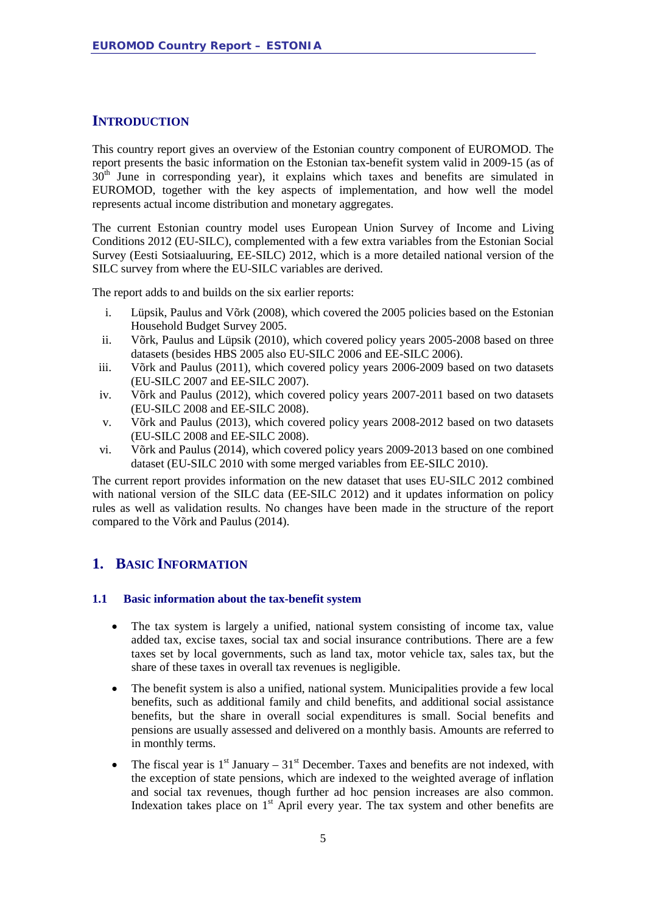# Introduction

This country report gives an overview of the Estonian country component of EUROMOD. The report presents the basic information on the Estonian tax-benefit system valid in 2009-15 (as of 30th June in corresponding year), it explains which taxes and benefits are simulated in EUROMOD, together with the key aspects of implementation, and how well the model represents actual income distribution and monetary aggregates.

The current Estonian country model uses European Union Survey of Income and Living Conditions 2012 (EU-SILC), complemented with a few extra variables from the Estonian Social Survey (Eesti Sotsiaaluuring, EE-SILC) 2012, which is a more detailed national version of the SILC survey from where the EU-SILC variables are derived.

The report adds to and builds on the six earlier reports:

i. Lüpsik, Paulus and Võrk (2008), which covered the 2005 policies based on the Estonian Household Budget Survey 2005.
ii. Võrk, Paulus and Lüpsik (2010), which covered policy years 2005-2008 based on three datasets (besides HBS 2005 also EU-SILC 2006 and EE-SILC 2006).
iii. Võrk and Paulus (2011), which covered policy years 2006-2009 based on two datasets (EU-SILC 2007 and EE-SILC 2007).
iv. Võrk and Paulus (2012), which covered policy years 2007-2011 based on two datasets (EU-SILC 2008 and EE-SILC 2008).
v. Võrk and Paulus (2013), which covered policy years 2008-2012 based on two datasets (EU-SILC 2008 and EE-SILC 2008).
vi. Võrk and Paulus (2014), which covered policy years 2009-2013 based on one combined dataset (EU-SILC 2010 with some merged variables from EE-SILC 2010).

The current report provides information on the new dataset that uses EU-SILC 2012 combined with national version of the SILC data (EE-SILC 2012) and it updates information on policy rules as well as validation results. No changes have been made in the structure of the report compared to the Võrk and Paulus (2014).

# 1. Basic Information

## 1.1 Basic information about the tax-benefit system

- The tax system is largely a unified, national system consisting of income tax, value added tax, excise taxes, social tax and social insurance contributions. There are a few taxes set by local governments, such as land tax, motor vehicle tax, sales tax, but the share of these taxes in overall tax revenues is negligible.
- The benefit system is also a unified, national system. Municipalities provide a few local benefits, such as additional family and child benefits, and additional social assistance benefits, but the share in overall social expenditures is small. Social benefits and pensions are usually assessed and delivered on a monthly basis. Amounts are referred to in monthly terms.
- The fiscal year is 1st January – 31st December. Taxes and benefits are not indexed, with the exception of state pensions, which are indexed to the weighted average of inflation and social tax revenues, though further ad hoc pension increases are also common. Indexation takes place on 1st April every year. The tax system and other benefits are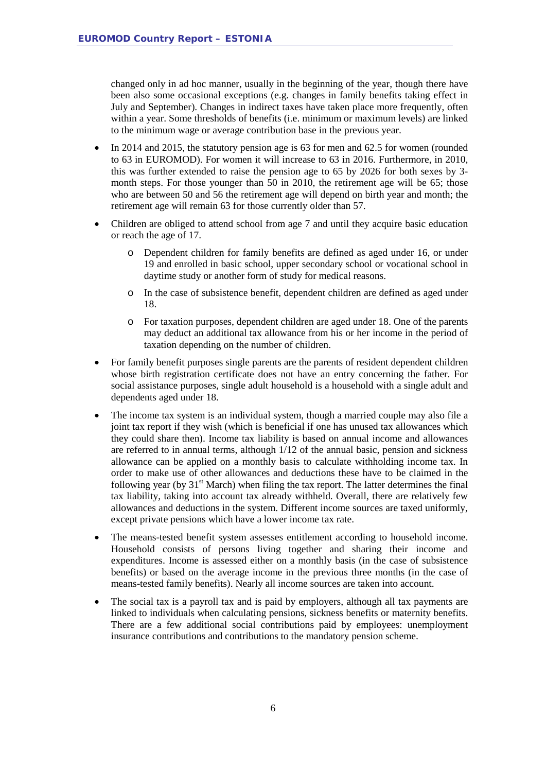changed only in ad hoc manner, usually in the beginning of the year, though there have been also some occasional exceptions (e.g. changes in family benefits taking effect in July and September). Changes in indirect taxes have taken place more frequently, often within a year. Some thresholds of benefits (i.e. minimum or maximum levels) are linked to the minimum wage or average contribution base in the previous year.

- In 2014 and 2015, the statutory pension age is 63 for men and 62.5 for women (rounded to 63 in EUROMOD). For women it will increase to 63 in 2016. Furthermore, in 2010, this was further extended to raise the pension age to 65 by 2026 for both sexes by 3-month steps. For those younger than 50 in 2010, the retirement age will be 65; those who are between 50 and 56 the retirement age will depend on birth year and month; the retirement age will remain 63 for those currently older than 57.
- Children are obliged to attend school from age 7 and until they acquire basic education or reach the age of 17.
    - Dependent children for family benefits are defined as aged under 16, or under 19 and enrolled in basic school, upper secondary school or vocational school in daytime study or another form of study for medical reasons.
    - In the case of subsistence benefit, dependent children are defined as aged under 18.
    - For taxation purposes, dependent children are aged under 18. One of the parents may deduct an additional tax allowance from his or her income in the period of taxation depending on the number of children.
- For family benefit purposes single parents are the parents of resident dependent children whose birth registration certificate does not have an entry concerning the father. For social assistance purposes, single adult household is a household with a single adult and dependents aged under 18.
- The income tax system is an individual system, though a married couple may also file a joint tax report if they wish (which is beneficial if one has unused tax allowances which they could share then). Income tax liability is based on annual income and allowances are referred to in annual terms, although 1/12 of the annual basic, pension and sickness allowance can be applied on a monthly basis to calculate withholding income tax. In order to make use of other allowances and deductions these have to be claimed in the following year (by 31st March) when filing the tax report. The latter determines the final tax liability, taking into account tax already withheld. Overall, there are relatively few allowances and deductions in the system. Different income sources are taxed uniformly, except private pensions which have a lower income tax rate.
- The means-tested benefit system assesses entitlement according to household income. Household consists of persons living together and sharing their income and expenditures. Income is assessed either on a monthly basis (in the case of subsistence benefits) or based on the average income in the previous three months (in the case of means-tested family benefits). Nearly all income sources are taken into account.
- The social tax is a payroll tax and is paid by employers, although all tax payments are linked to individuals when calculating pensions, sickness benefits or maternity benefits. There are a few additional social contributions paid by employees: unemployment insurance contributions and contributions to the mandatory pension scheme.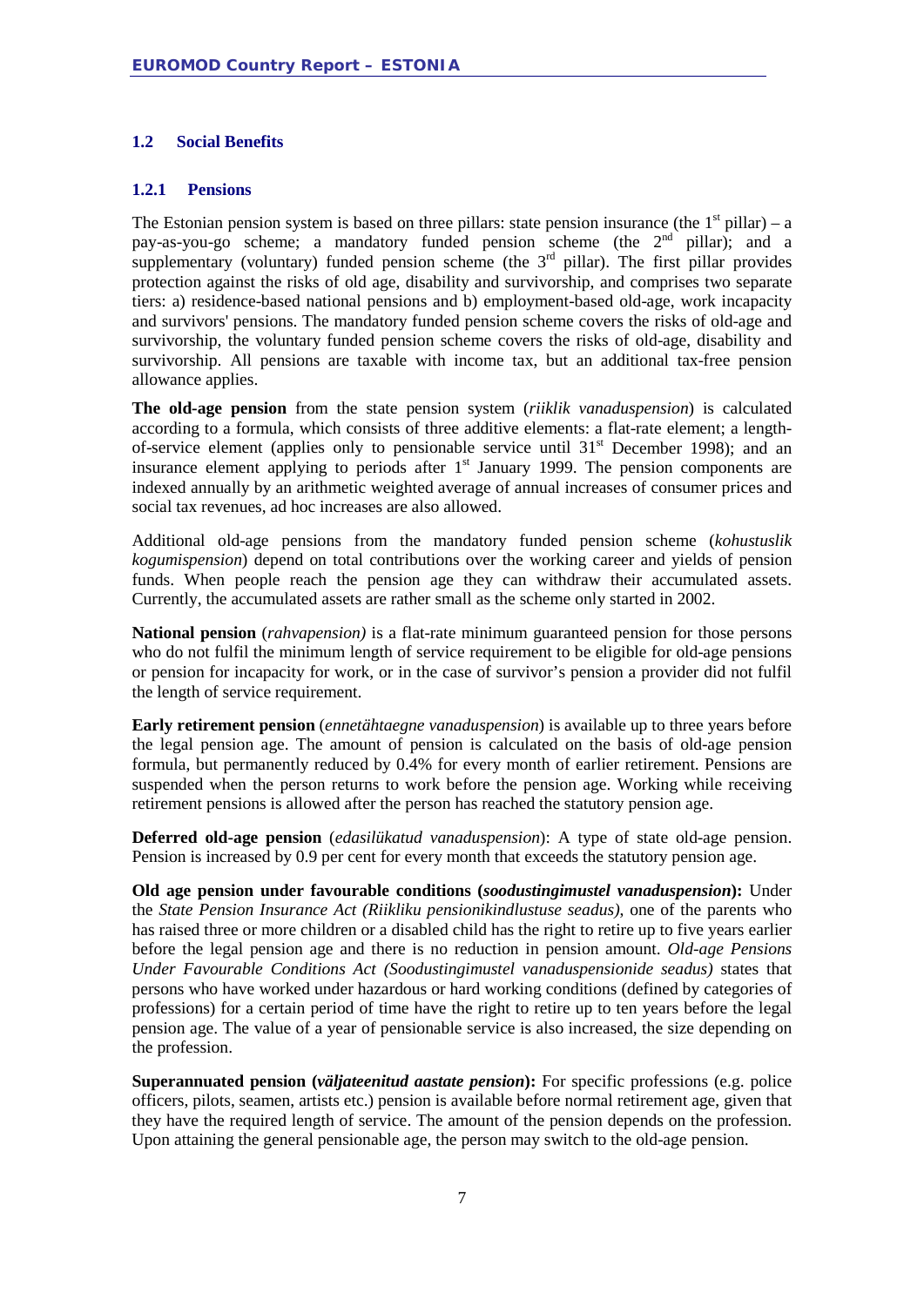## 1.2 Social Benefits

### 1.2.1 Pensions

The Estonian pension system is based on three pillars: state pension insurance (the 1st pillar) – a pay-as-you-go scheme; a mandatory funded pension scheme (the 2nd pillar); and a supplementary (voluntary) funded pension scheme (the 3rd pillar). The first pillar provides protection against the risks of old age, disability and survivorship, and comprises two separate tiers: a) residence-based national pensions and b) employment-based old-age, work incapacity and survivors' pensions. The mandatory funded pension scheme covers the risks of old-age and survivorship, the voluntary funded pension scheme covers the risks of old-age, disability and survivorship. All pensions are taxable with income tax, but an additional tax-free pension allowance applies.

**The old-age pension** from the state pension system (*riiklik vanaduspension*) is calculated according to a formula, which consists of three additive elements: a flat-rate element; a length-of-service element (applies only to pensionable service until 31st December 1998); and an insurance element applying to periods after 1st January 1999. The pension components are indexed annually by an arithmetic weighted average of annual increases of consumer prices and social tax revenues, ad hoc increases are also allowed.

Additional old-age pensions from the mandatory funded pension scheme (*kohustuslik kogumispension*) depend on total contributions over the working career and yields of pension funds. When people reach the pension age they can withdraw their accumulated assets. Currently, the accumulated assets are rather small as the scheme only started in 2002.

**National pension** (*rahvapension)* is a flat-rate minimum guaranteed pension for those persons who do not fulfil the minimum length of service requirement to be eligible for old-age pensions or pension for incapacity for work, or in the case of survivor's pension a provider did not fulfil the length of service requirement.

**Early retirement pension** (*ennetähtaegne vanaduspension*) is available up to three years before the legal pension age. The amount of pension is calculated on the basis of old-age pension formula, but permanently reduced by 0.4% for every month of earlier retirement. Pensions are suspended when the person returns to work before the pension age. Working while receiving retirement pensions is allowed after the person has reached the statutory pension age.

**Deferred old-age pension** (*edasilükatud vanaduspension*): A type of state old-age pension. Pension is increased by 0.9 per cent for every month that exceeds the statutory pension age.

**Old age pension under favourable conditions (*soodustingimustel vanaduspension*):** Under the *State Pension Insurance Act (Riikliku pensionikindlustuse seadus)*, one of the parents who has raised three or more children or a disabled child has the right to retire up to five years earlier before the legal pension age and there is no reduction in pension amount. *Old-age Pensions Under Favourable Conditions Act (Soodustingimustel vanaduspensionide seadus)* states that persons who have worked under hazardous or hard working conditions (defined by categories of professions) for a certain period of time have the right to retire up to ten years before the legal pension age. The value of a year of pensionable service is also increased, the size depending on the profession.

**Superannuated pension (*väljateenitud aastate pension*):** For specific professions (e.g. police officers, pilots, seamen, artists etc.) pension is available before normal retirement age, given that they have the required length of service. The amount of the pension depends on the profession. Upon attaining the general pensionable age, the person may switch to the old-age pension.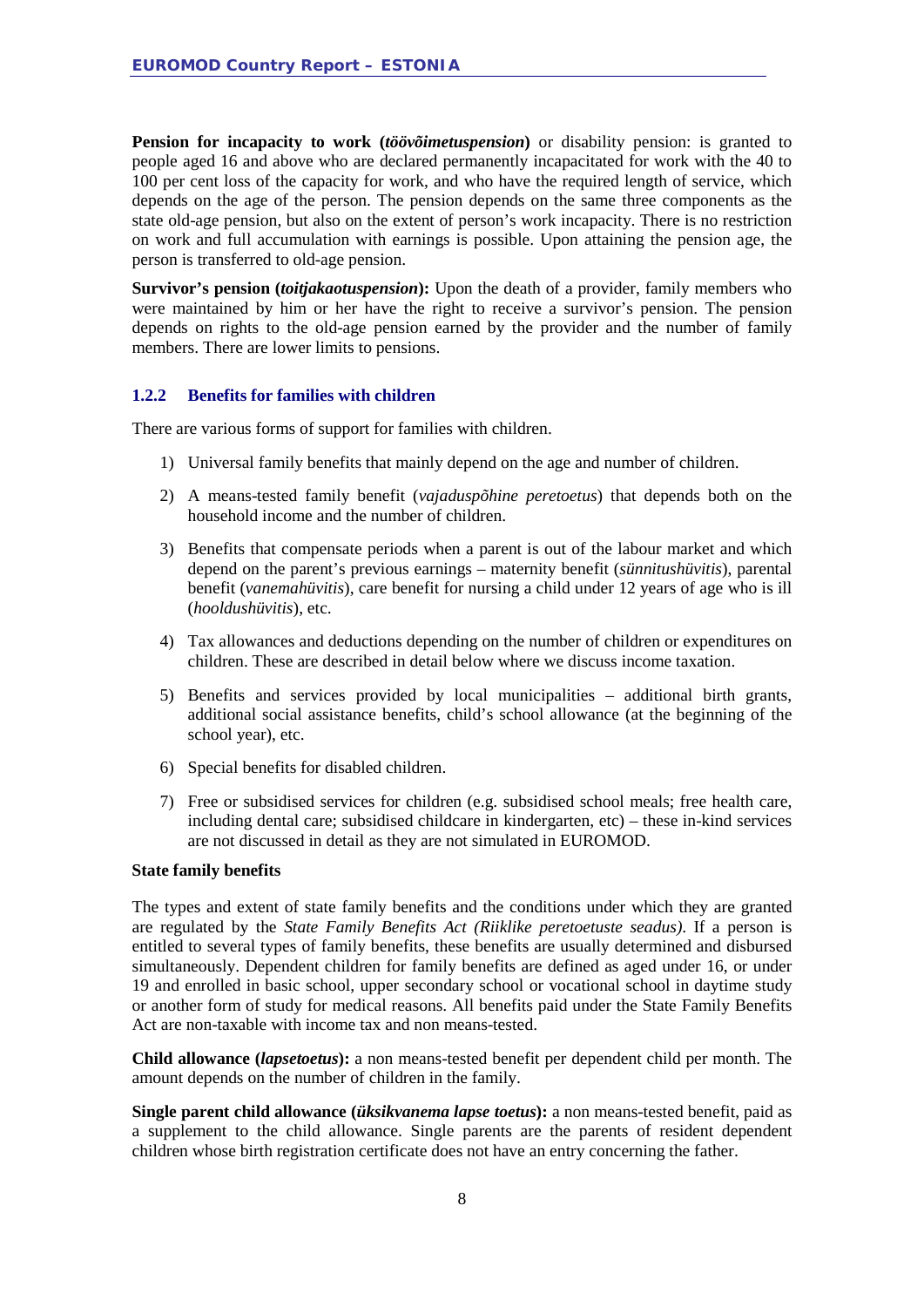**Pension for incapacity to work (*töövõimetuspension*)** or disability pension: is granted to people aged 16 and above who are declared permanently incapacitated for work with the 40 to 100 per cent loss of the capacity for work, and who have the required length of service, which depends on the age of the person. The pension depends on the same three components as the state old-age pension, but also on the extent of person's work incapacity. There is no restriction on work and full accumulation with earnings is possible. Upon attaining the pension age, the person is transferred to old-age pension.

**Survivor's pension (*toitjakaotuspension*):** Upon the death of a provider, family members who were maintained by him or her have the right to receive a survivor's pension. The pension depends on rights to the old-age pension earned by the provider and the number of family members. There are lower limits to pensions.

### 1.2.2 Benefits for families with children

There are various forms of support for families with children.

1) Universal family benefits that mainly depend on the age and number of children.
2) A means-tested family benefit (*vajaduspõhine peretoetus*) that depends both on the household income and the number of children.
3) Benefits that compensate periods when a parent is out of the labour market and which depend on the parent's previous earnings – maternity benefit (*sünnitushüvitis*), parental benefit (*vanemahüvitis*), care benefit for nursing a child under 12 years of age who is ill (*hooldushüvitis*), etc.
4) Tax allowances and deductions depending on the number of children or expenditures on children. These are described in detail below where we discuss income taxation.
5) Benefits and services provided by local municipalities – additional birth grants, additional social assistance benefits, child's school allowance (at the beginning of the school year), etc.
6) Special benefits for disabled children.
7) Free or subsidised services for children (e.g. subsidised school meals; free health care, including dental care; subsidised childcare in kindergarten, etc) – these in-kind services are not discussed in detail as they are not simulated in EUROMOD.

**State family benefits**

The types and extent of state family benefits and the conditions under which they are granted are regulated by the *State Family Benefits Act (Riiklike peretoetuste seadus)*. If a person is entitled to several types of family benefits, these benefits are usually determined and disbursed simultaneously. Dependent children for family benefits are defined as aged under 16, or under 19 and enrolled in basic school, upper secondary school or vocational school in daytime study or another form of study for medical reasons. All benefits paid under the State Family Benefits Act are non-taxable with income tax and non means-tested.

**Child allowance (*lapsetoetus*):** a non means-tested benefit per dependent child per month. The amount depends on the number of children in the family.

**Single parent child allowance (*üksikvanema lapse toetus*):** a non means-tested benefit, paid as a supplement to the child allowance. Single parents are the parents of resident dependent children whose birth registration certificate does not have an entry concerning the father.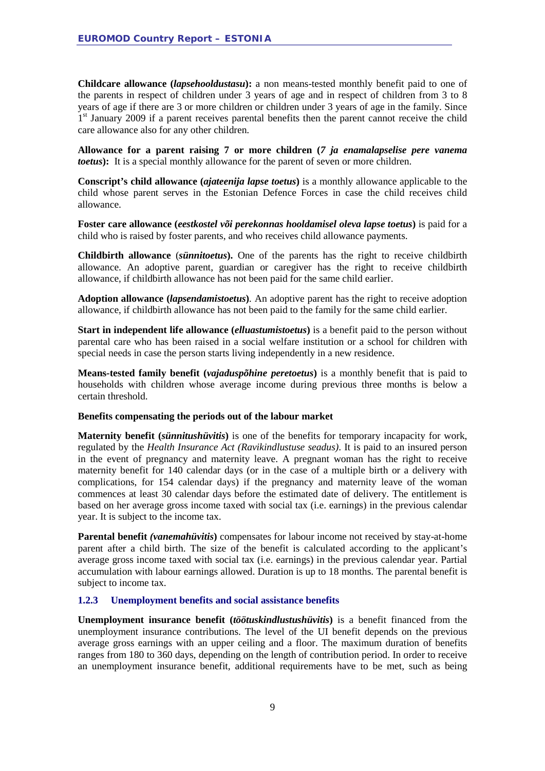**Childcare allowance (*lapsehooldustasu*):** a non means-tested monthly benefit paid to one of the parents in respect of children under 3 years of age and in respect of children from 3 to 8 years of age if there are 3 or more children or children under 3 years of age in the family. Since 1st January 2009 if a parent receives parental benefits then the parent cannot receive the child care allowance also for any other children.

**Allowance for a parent raising 7 or more children (*7 ja enamalapselise pere vanema toetus*):** It is a special monthly allowance for the parent of seven or more children.

**Conscript's child allowance (*ajateenija lapse toetus*)** is a monthly allowance applicable to the child whose parent serves in the Estonian Defence Forces in case the child receives child allowance.

**Foster care allowance (*eestkostel või perekonnas hooldamisel oleva lapse toetus*)** is paid for a child who is raised by foster parents, and who receives child allowance payments.

**Childbirth allowance** (***sünnitoetus***)**.** One of the parents has the right to receive childbirth allowance. An adoptive parent, guardian or caregiver has the right to receive childbirth allowance, if childbirth allowance has not been paid for the same child earlier.

**Adoption allowance (*lapsendamistoetus*)**. An adoptive parent has the right to receive adoption allowance, if childbirth allowance has not been paid to the family for the same child earlier.

**Start in independent life allowance (*elluastumistoetus*)** is a benefit paid to the person without parental care who has been raised in a social welfare institution or a school for children with special needs in case the person starts living independently in a new residence.

**Means-tested family benefit (*vajaduspõhine peretoetus*)** is a monthly benefit that is paid to households with children whose average income during previous three months is below a certain threshold.

**Benefits compensating the periods out of the labour market**

**Maternity benefit (*sünnitushüvitis*)** is one of the benefits for temporary incapacity for work, regulated by the *Health Insurance Act (Ravikindlustuse seadus)*. It is paid to an insured person in the event of pregnancy and maternity leave. A pregnant woman has the right to receive maternity benefit for 140 calendar days (or in the case of a multiple birth or a delivery with complications, for 154 calendar days) if the pregnancy and maternity leave of the woman commences at least 30 calendar days before the estimated date of delivery. The entitlement is based on her average gross income taxed with social tax (i.e. earnings) in the previous calendar year. It is subject to the income tax.

**Parental benefit *(vanemahüvitis*)** compensates for labour income not received by stay-at-home parent after a child birth. The size of the benefit is calculated according to the applicant's average gross income taxed with social tax (i.e. earnings) in the previous calendar year. Partial accumulation with labour earnings allowed. Duration is up to 18 months. The parental benefit is subject to income tax.

### 1.2.3 Unemployment benefits and social assistance benefits

**Unemployment insurance benefit (*töötuskindlustushüvitis*)** is a benefit financed from the unemployment insurance contributions. The level of the UI benefit depends on the previous average gross earnings with an upper ceiling and a floor. The maximum duration of benefits ranges from 180 to 360 days, depending on the length of contribution period. In order to receive an unemployment insurance benefit, additional requirements have to be met, such as being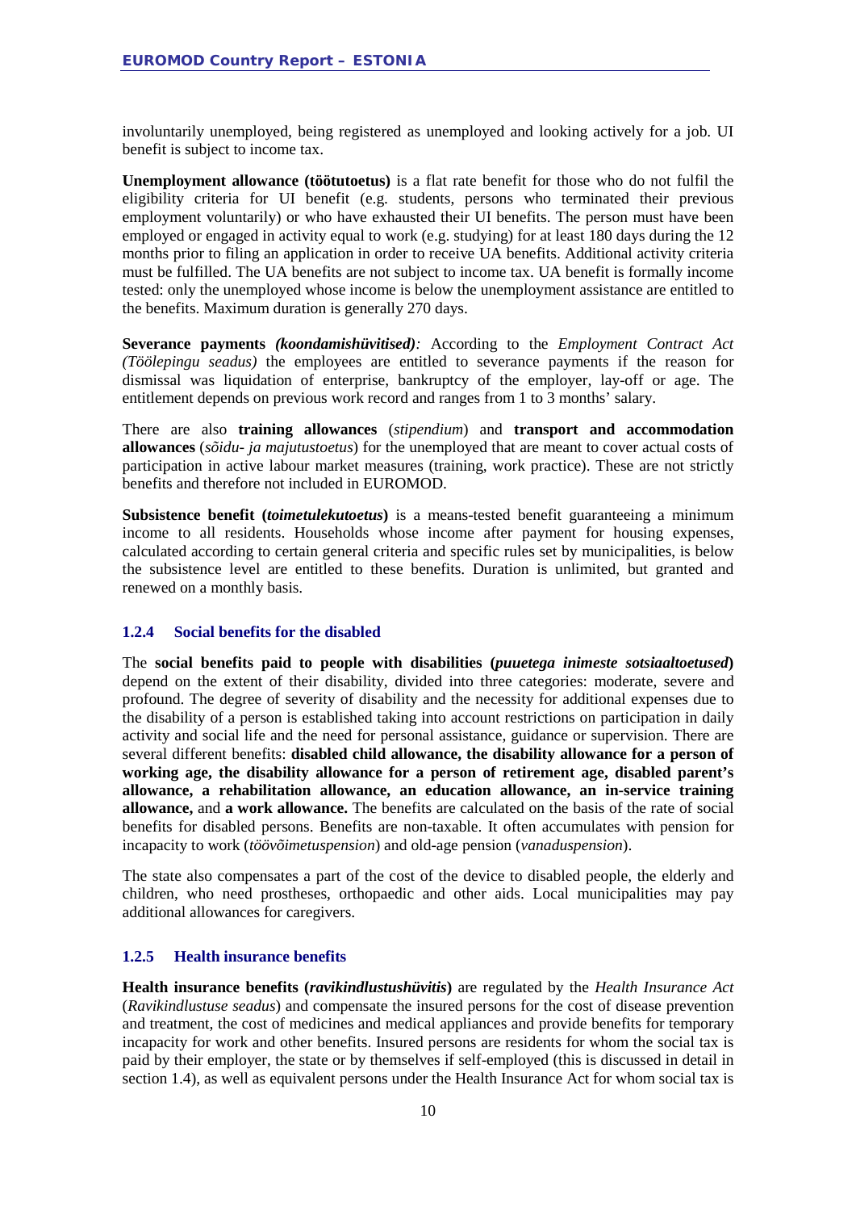involuntarily unemployed, being registered as unemployed and looking actively for a job. UI benefit is subject to income tax.

**Unemployment allowance (töötutoetus)** is a flat rate benefit for those who do not fulfil the eligibility criteria for UI benefit (e.g. students, persons who terminated their previous employment voluntarily) or who have exhausted their UI benefits. The person must have been employed or engaged in activity equal to work (e.g. studying) for at least 180 days during the 12 months prior to filing an application in order to receive UA benefits. Additional activity criteria must be fulfilled. The UA benefits are not subject to income tax. UA benefit is formally income tested: only the unemployed whose income is below the unemployment assistance are entitled to the benefits. Maximum duration is generally 270 days.

**Severance payments** ***(koondamishüvitised)****:* According to the *Employment Contract Act (Töölepingu seadus)* the employees are entitled to severance payments if the reason for dismissal was liquidation of enterprise, bankruptcy of the employer, lay-off or age. The entitlement depends on previous work record and ranges from 1 to 3 months' salary.

There are also **training allowances** (*stipendium*) and **transport and accommodation allowances** (*sõidu- ja majutustoetus*) for the unemployed that are meant to cover actual costs of participation in active labour market measures (training, work practice). These are not strictly benefits and therefore not included in EUROMOD.

**Subsistence benefit (*toimetulekutoetus*)** is a means-tested benefit guaranteeing a minimum income to all residents. Households whose income after payment for housing expenses, calculated according to certain general criteria and specific rules set by municipalities, is below the subsistence level are entitled to these benefits. Duration is unlimited, but granted and renewed on a monthly basis.

### 1.2.4 Social benefits for the disabled

The **social benefits paid to people with disabilities (*puuetega inimeste sotsiaaltoetused*)** depend on the extent of their disability, divided into three categories: moderate, severe and profound. The degree of severity of disability and the necessity for additional expenses due to the disability of a person is established taking into account restrictions on participation in daily activity and social life and the need for personal assistance, guidance or supervision. There are several different benefits: **disabled child allowance, the disability allowance for a person of working age, the disability allowance for a person of retirement age, disabled parent's allowance, a rehabilitation allowance, an education allowance, an in-service training allowance,** and **a work allowance.** The benefits are calculated on the basis of the rate of social benefits for disabled persons. Benefits are non-taxable. It often accumulates with pension for incapacity to work (*töövõimetuspension*) and old-age pension (*vanaduspension*).

The state also compensates a part of the cost of the device to disabled people, the elderly and children, who need prostheses, orthopaedic and other aids. Local municipalities may pay additional allowances for caregivers.

### 1.2.5 Health insurance benefits

**Health insurance benefits (*ravikindlustushüvitis*)** are regulated by the *Health Insurance Act* (*Ravikindlustuse seadus*) and compensate the insured persons for the cost of disease prevention and treatment, the cost of medicines and medical appliances and provide benefits for temporary incapacity for work and other benefits. Insured persons are residents for whom the social tax is paid by their employer, the state or by themselves if self-employed (this is discussed in detail in section 1.4), as well as equivalent persons under the Health Insurance Act for whom social tax is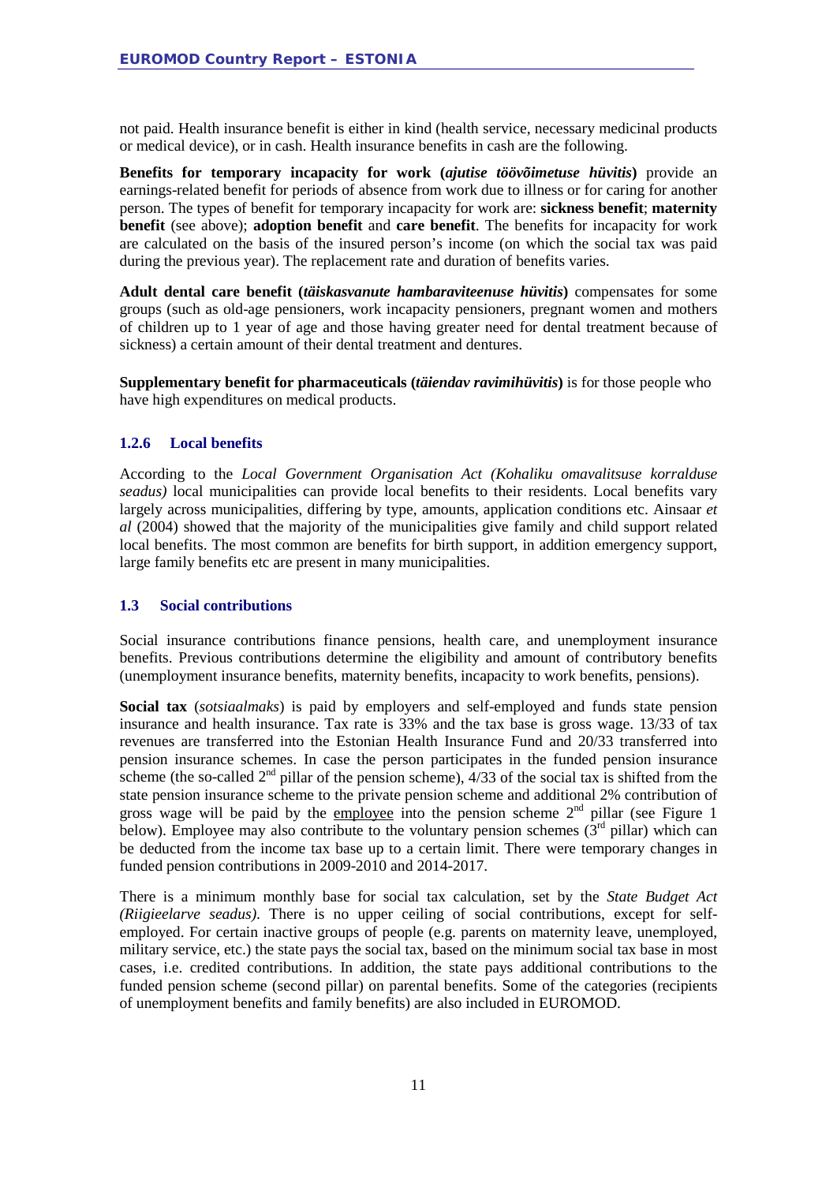not paid. Health insurance benefit is either in kind (health service, necessary medicinal products or medical device), or in cash. Health insurance benefits in cash are the following.

**Benefits for temporary incapacity for work (*ajutise töövõimetuse hüvitis*)** provide an earnings-related benefit for periods of absence from work due to illness or for caring for another person. The types of benefit for temporary incapacity for work are: **sickness benefit**; **maternity benefit** (see above); **adoption benefit** and **care benefit**. The benefits for incapacity for work are calculated on the basis of the insured person's income (on which the social tax was paid during the previous year). The replacement rate and duration of benefits varies.

**Adult dental care benefit (*täiskasvanute hambaraviteenuse hüvitis*)** compensates for some groups (such as old-age pensioners, work incapacity pensioners, pregnant women and mothers of children up to 1 year of age and those having greater need for dental treatment because of sickness) a certain amount of their dental treatment and dentures.

**Supplementary benefit for pharmaceuticals (*täiendav ravimihüvitis*)** is for those people who have high expenditures on medical products.

### 1.2.6 Local benefits

According to the *Local Government Organisation Act (Kohaliku omavalitsuse korralduse seadus)* local municipalities can provide local benefits to their residents. Local benefits vary largely across municipalities, differing by type, amounts, application conditions etc. Ainsaar *et al* (2004) showed that the majority of the municipalities give family and child support related local benefits. The most common are benefits for birth support, in addition emergency support, large family benefits etc are present in many municipalities.

## 1.3 Social contributions

Social insurance contributions finance pensions, health care, and unemployment insurance benefits. Previous contributions determine the eligibility and amount of contributory benefits (unemployment insurance benefits, maternity benefits, incapacity to work benefits, pensions).

**Social tax** (*sotsiaalmaks*) is paid by employers and self-employed and funds state pension insurance and health insurance. Tax rate is 33% and the tax base is gross wage. 13/33 of tax revenues are transferred into the Estonian Health Insurance Fund and 20/33 transferred into pension insurance schemes. In case the person participates in the funded pension insurance scheme (the so-called 2nd pillar of the pension scheme), 4/33 of the social tax is shifted from the state pension insurance scheme to the private pension scheme and additional 2% contribution of gross wage will be paid by the employee into the pension scheme 2nd pillar (see Figure 1 below). Employee may also contribute to the voluntary pension schemes (3rd pillar) which can be deducted from the income tax base up to a certain limit. There were temporary changes in funded pension contributions in 2009-2010 and 2014-2017.

There is a minimum monthly base for social tax calculation, set by the *State Budget Act (Riigieelarve seadus)*. There is no upper ceiling of social contributions, except for self-employed. For certain inactive groups of people (e.g. parents on maternity leave, unemployed, military service, etc.) the state pays the social tax, based on the minimum social tax base in most cases, i.e. credited contributions. In addition, the state pays additional contributions to the funded pension scheme (second pillar) on parental benefits. Some of the categories (recipients of unemployment benefits and family benefits) are also included in EUROMOD.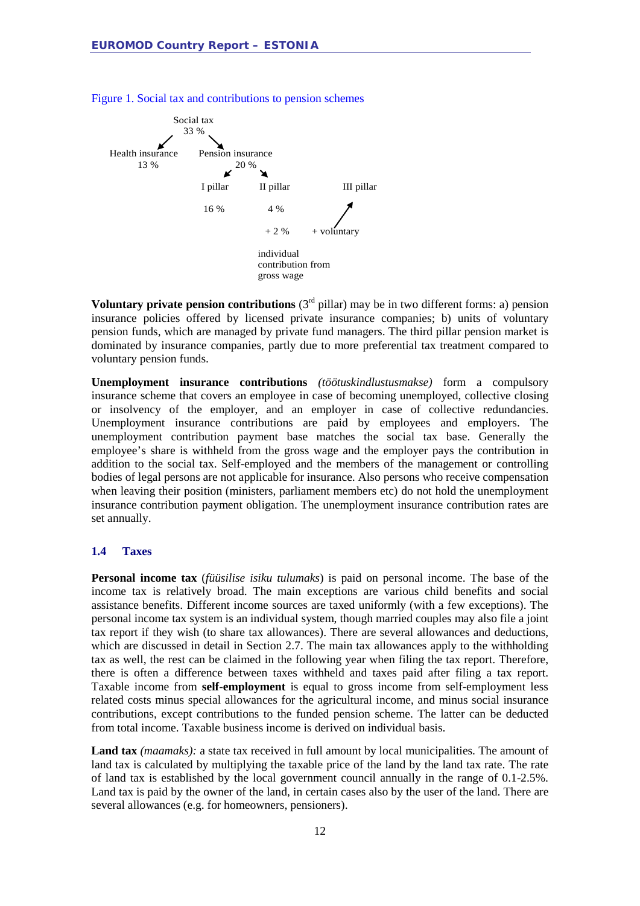Figure 1. Social tax and contributions to pension schemes

Social tax
33 %

Health insurance
13 %

Pension insurance
20 %

I pillar
16 %

II pillar
4 %
+ 2 %
individual contribution from gross wage

III pillar
+ voluntary

**Voluntary private pension contributions** (3[rd] pillar) may be in two different forms: a) pension insurance policies offered by licensed private insurance companies; b) units of voluntary pension funds, which are managed by private fund managers. The third pillar pension market is dominated by insurance companies, partly due to more preferential tax treatment compared to voluntary pension funds.

**Unemployment insurance contributions** *(töötuskindlustusmakse)* form a compulsory insurance scheme that covers an employee in case of becoming unemployed, collective closing or insolvency of the employer, and an employer in case of collective redundancies. Unemployment insurance contributions are paid by employees and employers. The unemployment contribution payment base matches the social tax base. Generally the employee's share is withheld from the gross wage and the employer pays the contribution in addition to the social tax. Self-employed and the members of the management or controlling bodies of legal persons are not applicable for insurance. Also persons who receive compensation when leaving their position (ministers, parliament members etc) do not hold the unemployment insurance contribution payment obligation. The unemployment insurance contribution rates are set annually.

### 1.4 Taxes

**Personal income tax** (*füüsilise isiku tulumaks*) is paid on personal income. The base of the income tax is relatively broad. The main exceptions are various child benefits and social assistance benefits. Different income sources are taxed uniformly (with a few exceptions). The personal income tax system is an individual system, though married couples may also file a joint tax report if they wish (to share tax allowances). There are several allowances and deductions, which are discussed in detail in Section 2.7. The main tax allowances apply to the withholding tax as well, the rest can be claimed in the following year when filing the tax report. Therefore, there is often a difference between taxes withheld and taxes paid after filing a tax report. Taxable income from **self-employment** is equal to gross income from self-employment less related costs minus special allowances for the agricultural income, and minus social insurance contributions, except contributions to the funded pension scheme. The latter can be deducted from total income. Taxable business income is derived on individual basis.

**Land tax** *(maamaks):* a state tax received in full amount by local municipalities. The amount of land tax is calculated by multiplying the taxable price of the land by the land tax rate. The rate of land tax is established by the local government council annually in the range of 0.1-2.5%. Land tax is paid by the owner of the land, in certain cases also by the user of the land. There are several allowances (e.g. for homeowners, pensioners).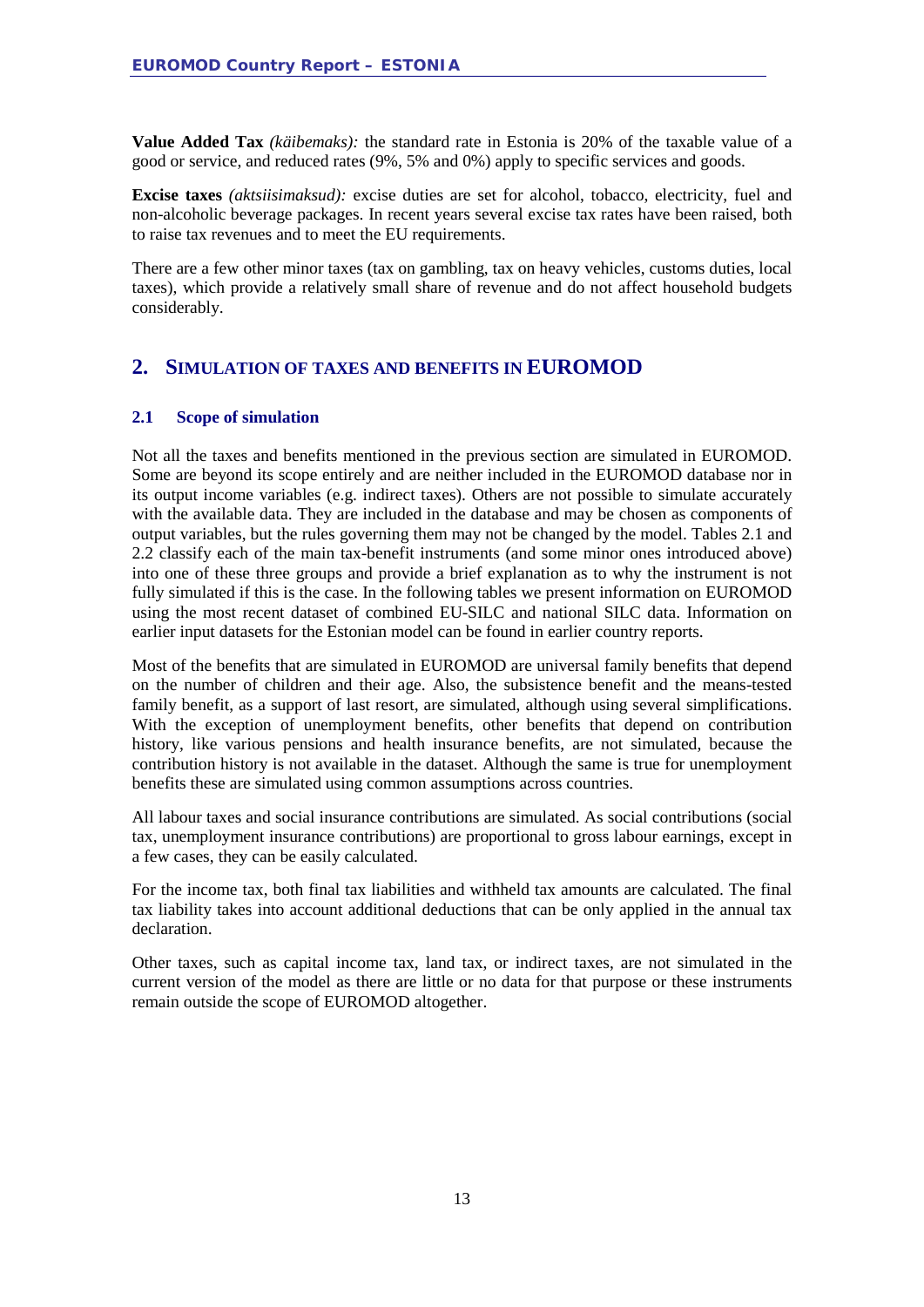**Value Added Tax** *(käibemaks):* the standard rate in Estonia is 20% of the taxable value of a good or service, and reduced rates (9%, 5% and 0%) apply to specific services and goods.

**Excise taxes** *(aktsiisimaksud):* excise duties are set for alcohol, tobacco, electricity, fuel and non-alcoholic beverage packages. In recent years several excise tax rates have been raised, both to raise tax revenues and to meet the EU requirements.

There are a few other minor taxes (tax on gambling, tax on heavy vehicles, customs duties, local taxes), which provide a relatively small share of revenue and do not affect household budgets considerably.

## 2. SIMULATION OF TAXES AND BENEFITS IN EUROMOD

### 2.1 Scope of simulation

Not all the taxes and benefits mentioned in the previous section are simulated in EUROMOD. Some are beyond its scope entirely and are neither included in the EUROMOD database nor in its output income variables (e.g. indirect taxes). Others are not possible to simulate accurately with the available data. They are included in the database and may be chosen as components of output variables, but the rules governing them may not be changed by the model. Tables 2.1 and 2.2 classify each of the main tax-benefit instruments (and some minor ones introduced above) into one of these three groups and provide a brief explanation as to why the instrument is not fully simulated if this is the case. In the following tables we present information on EUROMOD using the most recent dataset of combined EU-SILC and national SILC data. Information on earlier input datasets for the Estonian model can be found in earlier country reports.

Most of the benefits that are simulated in EUROMOD are universal family benefits that depend on the number of children and their age. Also, the subsistence benefit and the means-tested family benefit, as a support of last resort, are simulated, although using several simplifications. With the exception of unemployment benefits, other benefits that depend on contribution history, like various pensions and health insurance benefits, are not simulated, because the contribution history is not available in the dataset. Although the same is true for unemployment benefits these are simulated using common assumptions across countries.

All labour taxes and social insurance contributions are simulated. As social contributions (social tax, unemployment insurance contributions) are proportional to gross labour earnings, except in a few cases, they can be easily calculated.

For the income tax, both final tax liabilities and withheld tax amounts are calculated. The final tax liability takes into account additional deductions that can be only applied in the annual tax declaration.

Other taxes, such as capital income tax, land tax, or indirect taxes, are not simulated in the current version of the model as there are little or no data for that purpose or these instruments remain outside the scope of EUROMOD altogether.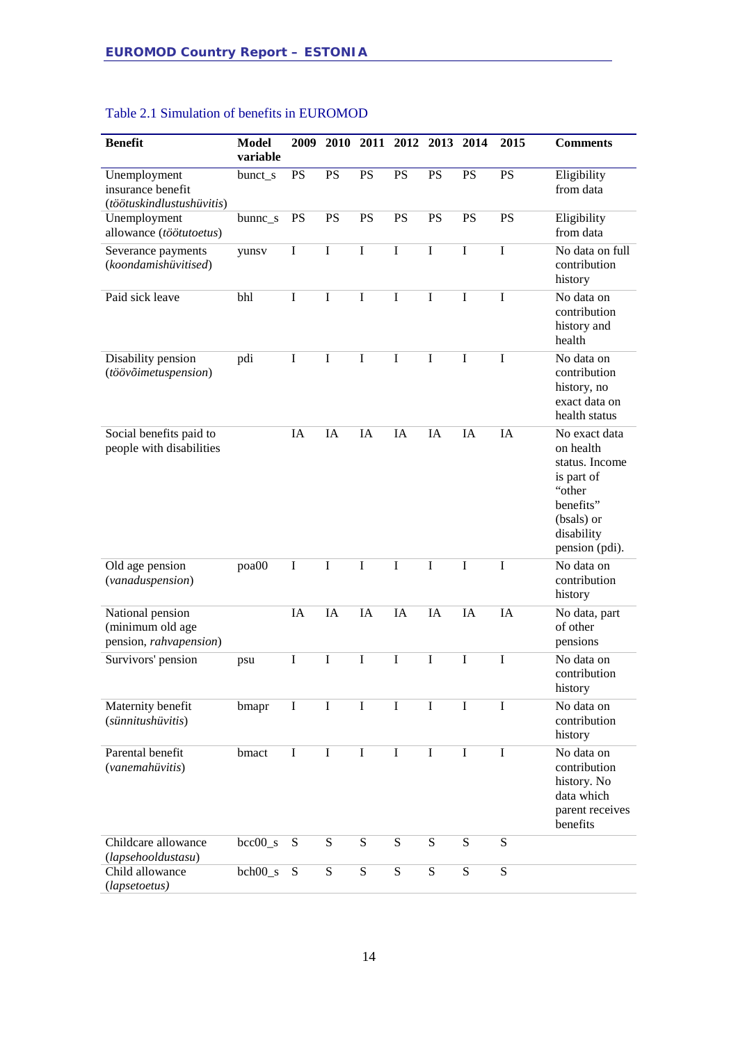Table 2.1 Simulation of benefits in EUROMOD

| Benefit | Model variable | 2009 | 2010 | 2011 | 2012 | 2013 | 2014 | 2015 | Comments |
|---|---|---|---|---|---|---|---|---|---|
| Unemployment insurance benefit (*töötuskindlustushüvitis*) | bunct_s | PS | PS | PS | PS | PS | PS | PS | Eligibility from data |
| Unemployment allowance (*töötutoetus*) | bunnc_s | PS | PS | PS | PS | PS | PS | PS | Eligibility from data |
| Severance payments (*koondamishüvitised*) | yunsv | I | I | I | I | I | I | I | No data on full contribution history |
| Paid sick leave | bhl | I | I | I | I | I | I | I | No data on contribution history and health |
| Disability pension (*töövõimetuspension*) | pdi | I | I | I | I | I | I | I | No data on contribution history, no exact data on health status |
| Social benefits paid to people with disabilities | | IA | IA | IA | IA | IA | IA | IA | No exact data on health status. Income is part of "other benefits" (bsals) or disability pension (pdi). |
| Old age pension (*vanaduspension*) | poa00 | I | I | I | I | I | I | I | No data on contribution history |
| National pension (minimum old age pension, *rahvapension*) | | IA | IA | IA | IA | IA | IA | IA | No data, part of other pensions |
| Survivors' pension | psu | I | I | I | I | I | I | I | No data on contribution history |
| Maternity benefit (*sünnitushüvitis*) | bmapr | I | I | I | I | I | I | I | No data on contribution history |
| Parental benefit (*vanemahüvitis*) | bmact | I | I | I | I | I | I | I | No data on contribution history. No data which parent receives benefits |
| Childcare allowance (*lapsehooldustasu*) | bcc00_s | S | S | S | S | S | S | S | |
| Child allowance (*lapsetoetus*) | bch00_s | S | S | S | S | S | S | S | |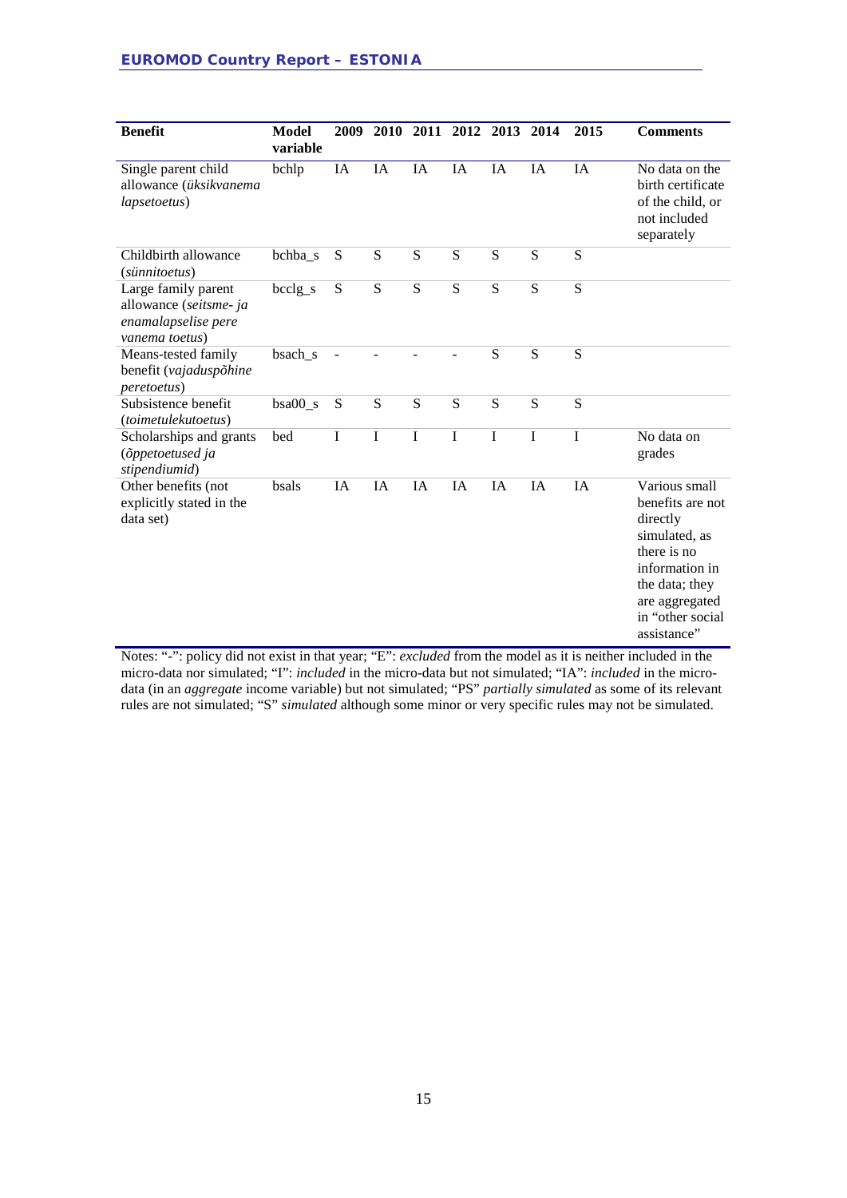| Benefit | Model variable | 2009 | 2010 | 2011 | 2012 | 2013 | 2014 | 2015 | Comments |
|---|---|---|---|---|---|---|---|---|---|
| Single parent child allowance (*üksikvanema lapsetoetus*) | bchlp | IA | IA | IA | IA | IA | IA | IA | No data on the birth certificate of the child, or not included separately |
| Childbirth allowance (*sünnitoetus*) | bchba_s | S | S | S | S | S | S | S | |
| Large family parent allowance (*seitsme- ja enamalapselise pere vanema toetus*) | bcclg_s | S | S | S | S | S | S | S | |
| Means-tested family benefit (*vajaduspõhine peretoetus*) | bsach_s | - | - | - | - | S | S | S | |
| Subsistence benefit (*toimetulekutoetus*) | bsa00_s | S | S | S | S | S | S | S | |
| Scholarships and grants (*õppetoetused ja stipendiumid*) | bed | I | I | I | I | I | I | I | No data on grades |
| Other benefits (not explicitly stated in the data set) | bsals | IA | IA | IA | IA | IA | IA | IA | Various small benefits are not directly simulated, as there is no information in the data; they are aggregated in "other social assistance" |

Notes: "-": policy did not exist in that year; "E": *excluded* from the model as it is neither included in the micro-data nor simulated; "I": *included* in the micro-data but not simulated; "IA": *included* in the micro-data (in an *aggregate* income variable) but not simulated; "PS" *partially simulated* as some of its relevant rules are not simulated; "S" *simulated* although some minor or very specific rules may not be simulated.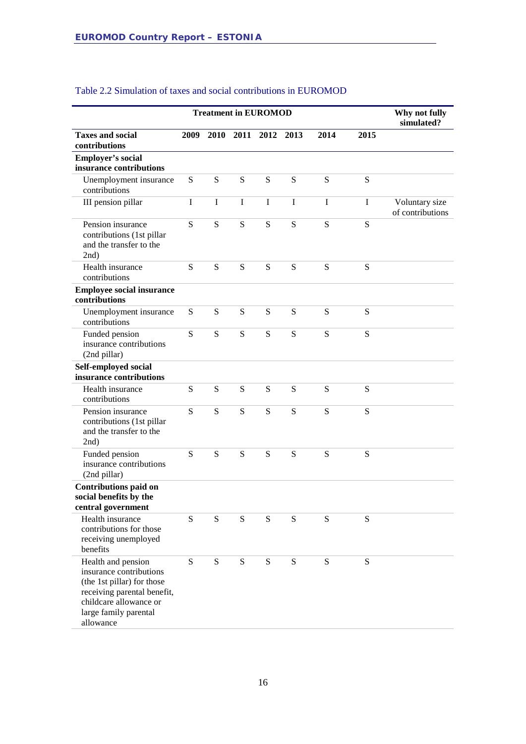Table 2.2 Simulation of taxes and social contributions in EUROMOD

| | Treatment in EUROMOD | | | | | | | Why not fully simulated? |
|---|---|---|---|---|---|---|---|---|
| **Taxes and social contributions** | **2009** | **2010** | **2011** | **2012** | **2013** | **2014** | **2015** | |
| **Employer's social insurance contributions** | | | | | | | | |
| Unemployment insurance contributions | S | S | S | S | S | S | S | |
| III pension pillar | I | I | I | I | I | I | I | Voluntary size of contributions |
| Pension insurance contributions (1st pillar and the transfer to the 2nd) | S | S | S | S | S | S | S | |
| Health insurance contributions | S | S | S | S | S | S | S | |
| **Employee social insurance contributions** | | | | | | | | |
| Unemployment insurance contributions | S | S | S | S | S | S | S | |
| Funded pension insurance contributions (2nd pillar) | S | S | S | S | S | S | S | |
| **Self-employed social insurance contributions** | | | | | | | | |
| Health insurance contributions | S | S | S | S | S | S | S | |
| Pension insurance contributions (1st pillar and the transfer to the 2nd) | S | S | S | S | S | S | S | |
| Funded pension insurance contributions (2nd pillar) | S | S | S | S | S | S | S | |
| **Contributions paid on social benefits by the central government** | | | | | | | | |
| Health insurance contributions for those receiving unemployed benefits | S | S | S | S | S | S | S | |
| Health and pension insurance contributions (the 1st pillar) for those receiving parental benefit, childcare allowance or large family parental allowance | S | S | S | S | S | S | S | |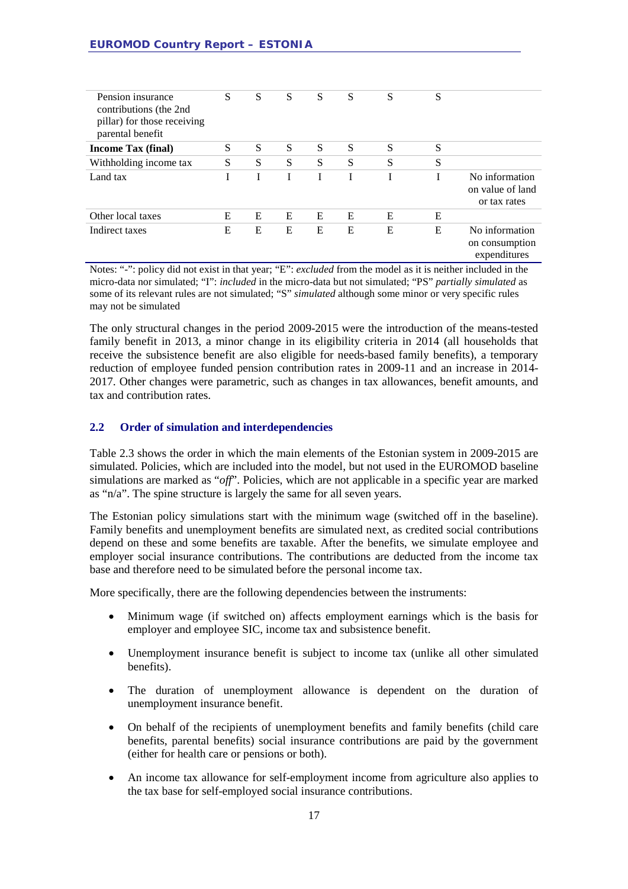| | | | | | | | | |
|---|---|---|---|---|---|---|---|---|
| Pension insurance contributions (the 2nd pillar) for those receiving parental benefit | S | S | S | S | S | S | S | |
| **Income Tax (final)** | S | S | S | S | S | S | S | |
| Withholding income tax | S | S | S | S | S | S | S | |
| Land tax | I | I | I | I | I | I | I | No information on value of land or tax rates |
| Other local taxes | E | E | E | E | E | E | E | |
| Indirect taxes | E | E | E | E | E | E | E | No information on consumption expenditures |

Notes: "-": policy did not exist in that year; "E": *excluded* from the model as it is neither included in the micro-data nor simulated; "I": *included* in the micro-data but not simulated; "PS" *partially simulated* as some of its relevant rules are not simulated; "S" *simulated* although some minor or very specific rules may not be simulated

The only structural changes in the period 2009-2015 were the introduction of the means-tested family benefit in 2013, a minor change in its eligibility criteria in 2014 (all households that receive the subsistence benefit are also eligible for needs-based family benefits), a temporary reduction of employee funded pension contribution rates in 2009-11 and an increase in 2014-2017. Other changes were parametric, such as changes in tax allowances, benefit amounts, and tax and contribution rates.

### 2.2 Order of simulation and interdependencies

Table 2.3 shows the order in which the main elements of the Estonian system in 2009-2015 are simulated. Policies, which are included into the model, but not used in the EUROMOD baseline simulations are marked as "*off*". Policies, which are not applicable in a specific year are marked as "n/a". The spine structure is largely the same for all seven years.

The Estonian policy simulations start with the minimum wage (switched off in the baseline). Family benefits and unemployment benefits are simulated next, as credited social contributions depend on these and some benefits are taxable. After the benefits, we simulate employee and employer social insurance contributions. The contributions are deducted from the income tax base and therefore need to be simulated before the personal income tax.

More specifically, there are the following dependencies between the instruments:

- Minimum wage (if switched on) affects employment earnings which is the basis for employer and employee SIC, income tax and subsistence benefit.
- Unemployment insurance benefit is subject to income tax (unlike all other simulated benefits).
- The duration of unemployment allowance is dependent on the duration of unemployment insurance benefit.
- On behalf of the recipients of unemployment benefits and family benefits (child care benefits, parental benefits) social insurance contributions are paid by the government (either for health care or pensions or both).
- An income tax allowance for self-employment income from agriculture also applies to the tax base for self-employed social insurance contributions.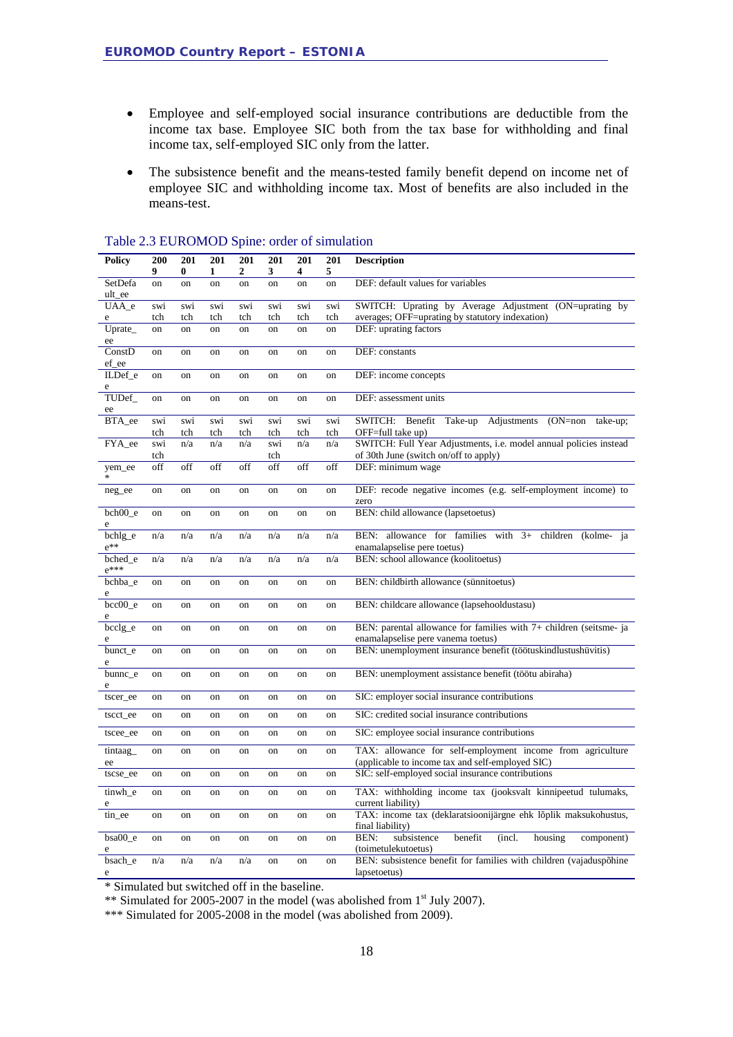- Employee and self-employed social insurance contributions are deductible from the income tax base. Employee SIC both from the tax base for withholding and final income tax, self-employed SIC only from the latter.

- The subsistence benefit and the means-tested family benefit depend on income net of employee SIC and withholding income tax. Most of benefits are also included in the means-test.

Table 2.3 EUROMOD Spine: order of simulation

| Policy | 2009 | 2010 | 2011 | 2012 | 2013 | 2014 | 2015 | Description |
|---|---|---|---|---|---|---|---|---|
| SetDefault_ee | on | on | on | on | on | on | on | DEF: default values for variables |
| UAA_ee | switch | switch | switch | switch | switch | switch | switch | SWITCH: Uprating by Average Adjustment (ON=uprating by averages; OFF=uprating by statutory indexation) |
| Uprate_ee | on | on | on | on | on | on | on | DEF: uprating factors |
| ConstDef_ee | on | on | on | on | on | on | on | DEF: constants |
| ILDef_ee | on | on | on | on | on | on | on | DEF: income concepts |
| TUDef_ee | on | on | on | on | on | on | on | DEF: assessment units |
| BTA_ee | switch | switch | switch | switch | switch | switch | switch | SWITCH: Benefit Take-up Adjustments (ON=non take-up; OFF=full take up) |
| FYA_ee | switch | n/a | n/a | n/a | switch | n/a | n/a | SWITCH: Full Year Adjustments, i.e. model annual policies instead of 30th June (switch on/off to apply) |
| yem_ee* | off | off | off | off | off | off | off | DEF: minimum wage |
| neg_ee | on | on | on | on | on | on | on | DEF: recode negative incomes (e.g. self-employment income) to zero |
| bch00_ee | on | on | on | on | on | on | on | BEN: child allowance (lapsetoetus) |
| bchlg_ee** | n/a | n/a | n/a | n/a | n/a | n/a | n/a | BEN: allowance for families with 3+ children (kolme- ja enamalapselise pere toetus) |
| bched_ee*** | n/a | n/a | n/a | n/a | n/a | n/a | n/a | BEN: school allowance (koolitoetus) |
| bchba_ee | on | on | on | on | on | on | on | BEN: childbirth allowance (sünnitoetus) |
| bcc00_ee | on | on | on | on | on | on | on | BEN: childcare allowance (lapsehooldustasu) |
| bcclg_ee | on | on | on | on | on | on | on | BEN: parental allowance for families with 7+ children (seitsme- ja enamalapselise pere vanema toetus) |
| bunct_ee | on | on | on | on | on | on | on | BEN: unemployment insurance benefit (töötuskindlustushüvitis) |
| bunnc_ee | on | on | on | on | on | on | on | BEN: unemployment assistance benefit (töötu abiraha) |
| tscer_ee | on | on | on | on | on | on | on | SIC: employer social insurance contributions |
| tscct_ee | on | on | on | on | on | on | on | SIC: credited social insurance contributions |
| tscee_ee | on | on | on | on | on | on | on | SIC: employee social insurance contributions |
| tintaag_ee | on | on | on | on | on | on | on | TAX: allowance for self-employment income from agriculture (applicable to income tax and self-employed SIC) |
| tscse_ee | on | on | on | on | on | on | on | SIC: self-employed social insurance contributions |
| tinwh_ee | on | on | on | on | on | on | on | TAX: withholding income tax (jooksvalt kinnipeetud tulumaks, current liability) |
| tin_ee | on | on | on | on | on | on | on | TAX: income tax (deklaratsioonijärgne ehk lõplik maksukohustus, final liability) |
| bsa00_ee | on | on | on | on | on | on | on | BEN: subsistence benefit (incl. housing component) (toimetulekutoetus) |
| bsach_ee | n/a | n/a | n/a | n/a | on | on | on | BEN: subsistence benefit for families with children (vajaduspõhine lapsetoetus) |

\* Simulated but switched off in the baseline.

\*\* Simulated for 2005-2007 in the model (was abolished from 1st July 2007).

\*\*\* Simulated for 2005-2008 in the model (was abolished from 2009).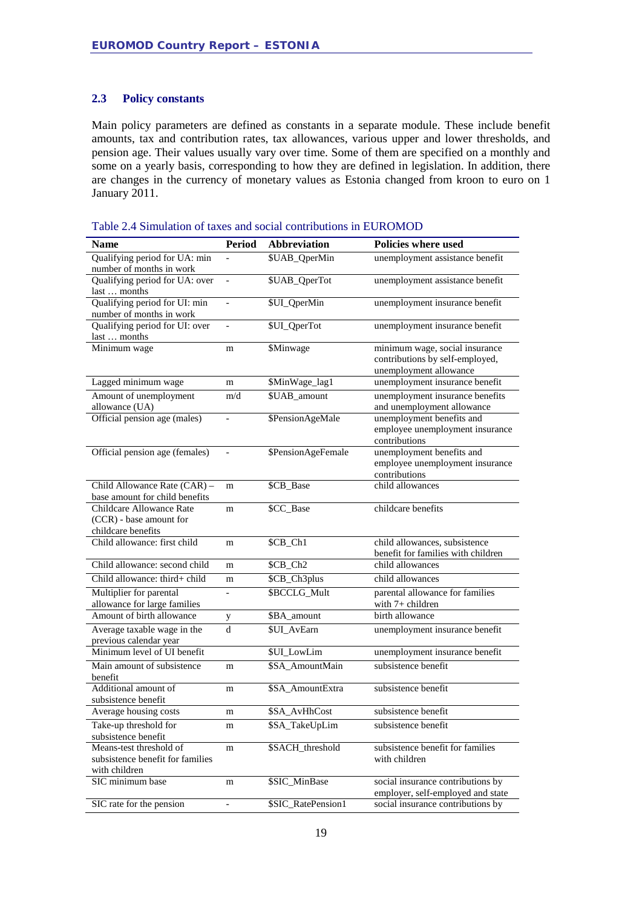### 2.3 Policy constants

Main policy parameters are defined as constants in a separate module. These include benefit amounts, tax and contribution rates, tax allowances, various upper and lower thresholds, and pension age. Their values usually vary over time. Some of them are specified on a monthly and some on a yearly basis, corresponding to how they are defined in legislation. In addition, there are changes in the currency of monetary values as Estonia changed from kroon to euro on 1 January 2011.

Table 2.4 Simulation of taxes and social contributions in EUROMOD

| Name | Period | Abbreviation | Policies where used |
|---|---|---|---|
| Qualifying period for UA: min number of months in work | - | $UAB_QperMin | unemployment assistance benefit |
| Qualifying period for UA: over last … months | - | $UAB_QperTot | unemployment assistance benefit |
| Qualifying period for UI: min number of months in work | - | $UI_QperMin | unemployment insurance benefit |
| Qualifying period for UI: over last … months | - | $UI_QperTot | unemployment insurance benefit |
| Minimum wage | m | $Minwage | minimum wage, social insurance contributions by self-employed, unemployment allowance |
| Lagged minimum wage | m | $MinWage_lag1 | unemployment insurance benefit |
| Amount of unemployment allowance (UA) | m/d | $UAB_amount | unemployment insurance benefits and unemployment allowance |
| Official pension age (males) | - | $PensionAgeMale | unemployment benefits and employee unemployment insurance contributions |
| Official pension age (females) | - | $PensionAgeFemale | unemployment benefits and employee unemployment insurance contributions |
| Child Allowance Rate (CAR) – base amount for child benefits | m | $CB_Base | child allowances |
| Childcare Allowance Rate (CCR) - base amount for childcare benefits | m | $CC_Base | childcare benefits |
| Child allowance: first child | m | $CB_Ch1 | child allowances, subsistence benefit for families with children |
| Child allowance: second child | m | $CB_Ch2 | child allowances |
| Child allowance: third+ child | m | $CB_Ch3plus | child allowances |
| Multiplier for parental allowance for large families | - | $BCCLG_Mult | parental allowance for families with 7+ children |
| Amount of birth allowance | y | $BA_amount | birth allowance |
| Average taxable wage in the previous calendar year | d | $UI_AvEarn | unemployment insurance benefit |
| Minimum level of UI benefit | | $UI_LowLim | unemployment insurance benefit |
| Main amount of subsistence benefit | m | $SA_AmountMain | subsistence benefit |
| Additional amount of subsistence benefit | m | $SA_AmountExtra | subsistence benefit |
| Average housing costs | m | $SA_AvHhCost | subsistence benefit |
| Take-up threshold for subsistence benefit | m | $SA_TakeUpLim | subsistence benefit |
| Means-test threshold of subsistence benefit for families with children | m | $SACH_threshold | subsistence benefit for families with children |
| SIC minimum base | m | $SIC_MinBase | social insurance contributions by employer, self-employed and state |
| SIC rate for the pension | - | $SIC_RatePension1 | social insurance contributions by |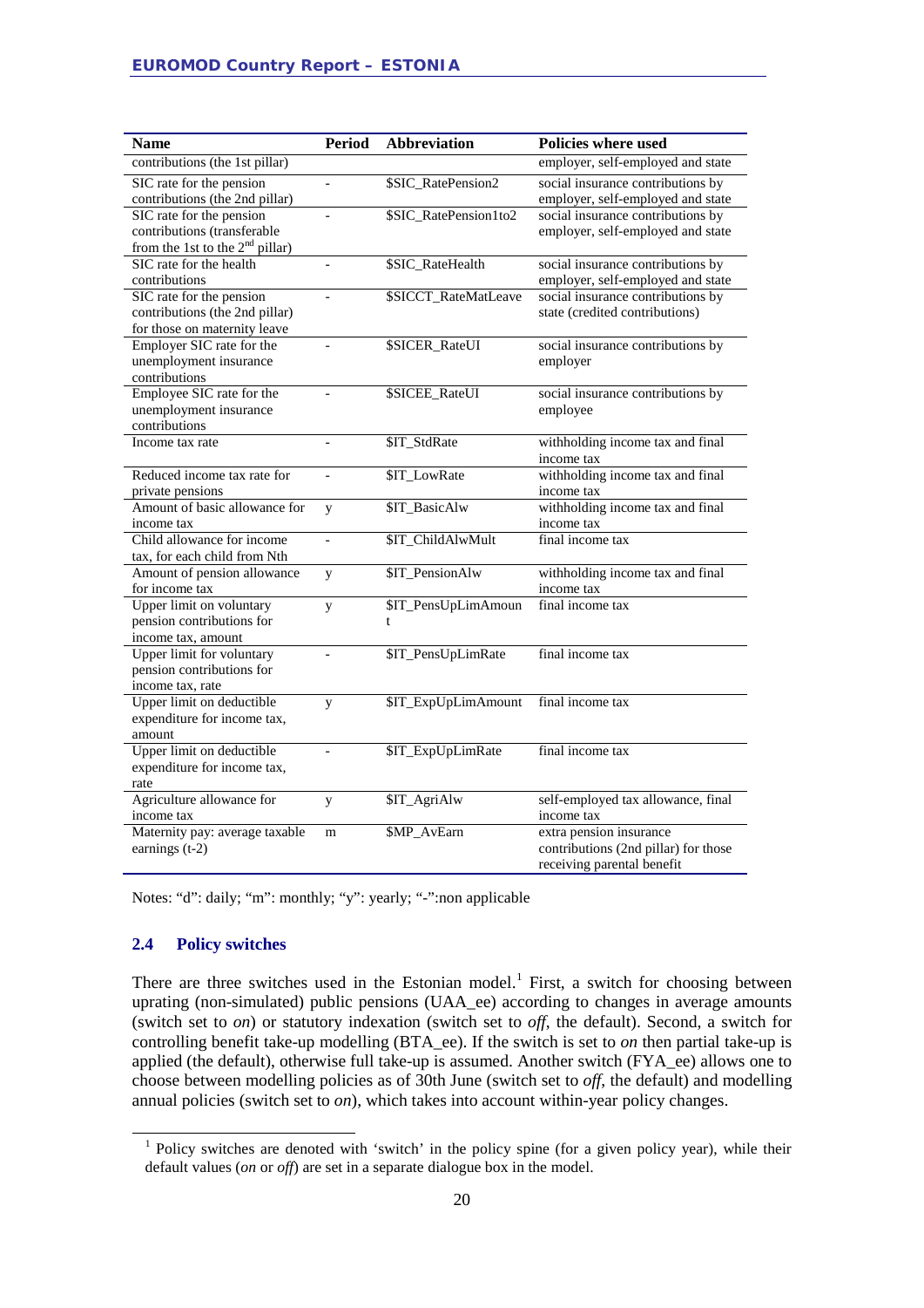| Name | Period | Abbreviation | Policies where used |
|---|---|---|---|
| contributions (the 1st pillar) | | | employer, self-employed and state |
| SIC rate for the pension contributions (the 2nd pillar) | - | $SIC_RatePension2 | social insurance contributions by employer, self-employed and state |
| SIC rate for the pension contributions (transferable from the 1st to the 2nd pillar) | - | $SIC_RatePension1to2 | social insurance contributions by employer, self-employed and state |
| SIC rate for the health contributions | - | $SIC_RateHealth | social insurance contributions by employer, self-employed and state |
| SIC rate for the pension contributions (the 2nd pillar) for those on maternity leave | - | $SICCT_RateMatLeave | social insurance contributions by state (credited contributions) |
| Employer SIC rate for the unemployment insurance contributions | - | $SICER_RateUI | social insurance contributions by employer |
| Employee SIC rate for the unemployment insurance contributions | - | $SICEE_RateUI | social insurance contributions by employee |
| Income tax rate | - | $IT_StdRate | withholding income tax and final income tax |
| Reduced income tax rate for private pensions | - | $IT_LowRate | withholding income tax and final income tax |
| Amount of basic allowance for income tax | y | $IT_BasicAlw | withholding income tax and final income tax |
| Child allowance for income tax, for each child from Nth | - | $IT_ChildAlwMult | final income tax |
| Amount of pension allowance for income tax | y | $IT_PensionAlw | withholding income tax and final income tax |
| Upper limit on voluntary pension contributions for income tax, amount | y | $IT_PensUpLimAmount | final income tax |
| Upper limit for voluntary pension contributions for income tax, rate | - | $IT_PensUpLimRate | final income tax |
| Upper limit on deductible expenditure for income tax, amount | y | $IT_ExpUpLimAmount | final income tax |
| Upper limit on deductible expenditure for income tax, rate | - | $IT_ExpUpLimRate | final income tax |
| Agriculture allowance for income tax | y | $IT_AgriAlw | self-employed tax allowance, final income tax |
| Maternity pay: average taxable earnings (t-2) | m | $MP_AvEarn | extra pension insurance contributions (2nd pillar) for those receiving parental benefit |

Notes: "d": daily; "m": monthly; "y": yearly; "-":non applicable

### 2.4 Policy switches

There are three switches used in the Estonian model.[1] First, a switch for choosing between uprating (non-simulated) public pensions (UAA_ee) according to changes in average amounts (switch set to *on*) or statutory indexation (switch set to *off*, the default). Second, a switch for controlling benefit take-up modelling (BTA_ee). If the switch is set to *on* then partial take-up is applied (the default), otherwise full take-up is assumed. Another switch (FYA_ee) allows one to choose between modelling policies as of 30th June (switch set to *off*, the default) and modelling annual policies (switch set to *on*), which takes into account within-year policy changes.

[1] Policy switches are denoted with 'switch' in the policy spine (for a given policy year), while their default values (*on* or *off*) are set in a separate dialogue box in the model.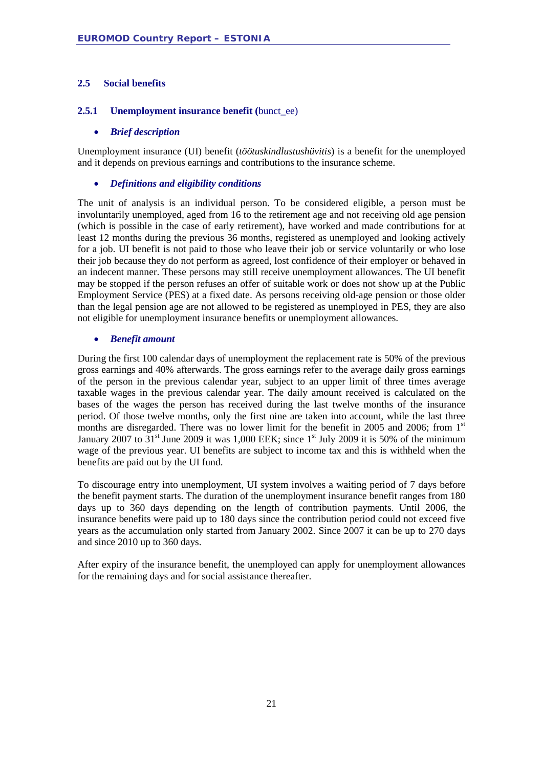## 2.5 Social benefits

### 2.5.1 Unemployment insurance benefit (bunct_ee)

- ***Brief description***

Unemployment insurance (UI) benefit (*töötuskindlustushüvitis*) is a benefit for the unemployed and it depends on previous earnings and contributions to the insurance scheme.

- ***Definitions and eligibility conditions***

The unit of analysis is an individual person. To be considered eligible, a person must be involuntarily unemployed, aged from 16 to the retirement age and not receiving old age pension (which is possible in the case of early retirement), have worked and made contributions for at least 12 months during the previous 36 months, registered as unemployed and looking actively for a job. UI benefit is not paid to those who leave their job or service voluntarily or who lose their job because they do not perform as agreed, lost confidence of their employer or behaved in an indecent manner. These persons may still receive unemployment allowances. The UI benefit may be stopped if the person refuses an offer of suitable work or does not show up at the Public Employment Service (PES) at a fixed date. As persons receiving old-age pension or those older than the legal pension age are not allowed to be registered as unemployed in PES, they are also not eligible for unemployment insurance benefits or unemployment allowances.

- ***Benefit amount***

During the first 100 calendar days of unemployment the replacement rate is 50% of the previous gross earnings and 40% afterwards. The gross earnings refer to the average daily gross earnings of the person in the previous calendar year, subject to an upper limit of three times average taxable wages in the previous calendar year. The daily amount received is calculated on the bases of the wages the person has received during the last twelve months of the insurance period. Of those twelve months, only the first nine are taken into account, while the last three months are disregarded. There was no lower limit for the benefit in 2005 and 2006; from 1st January 2007 to 31st June 2009 it was 1,000 EEK; since 1st July 2009 it is 50% of the minimum wage of the previous year. UI benefits are subject to income tax and this is withheld when the benefits are paid out by the UI fund.

To discourage entry into unemployment, UI system involves a waiting period of 7 days before the benefit payment starts. The duration of the unemployment insurance benefit ranges from 180 days up to 360 days depending on the length of contribution payments. Until 2006, the insurance benefits were paid up to 180 days since the contribution period could not exceed five years as the accumulation only started from January 2002. Since 2007 it can be up to 270 days and since 2010 up to 360 days.

After expiry of the insurance benefit, the unemployed can apply for unemployment allowances for the remaining days and for social assistance thereafter.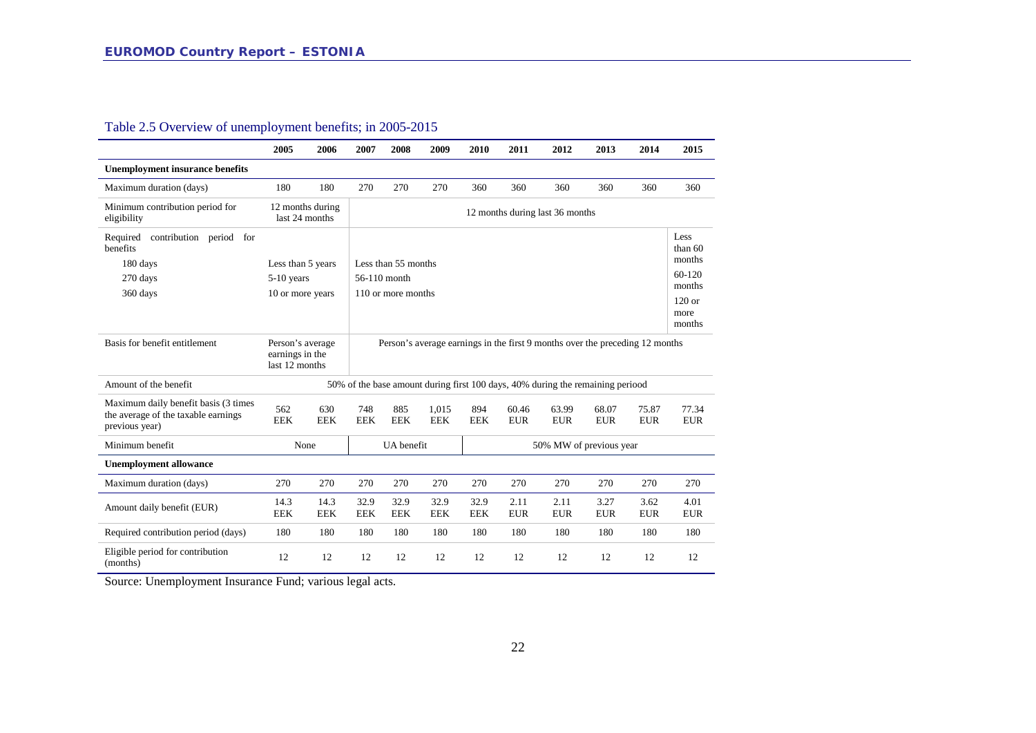## Table 2.5 Overview of unemployment benefits; in 2005-2015

| | 2005 | 2006 | 2007 | 2008 | 2009 | 2010 | 2011 | 2012 | 2013 | 2014 | 2015 |
|---|---|---|---|---|---|---|---|---|---|---|---|
| **Unemployment insurance benefits** | | | | | | | | | | | |
| Maximum duration (days) | 180 | 180 | 270 | 270 | 270 | 360 | 360 | 360 | 360 | 360 | 360 |
| Minimum contribution period for eligibility | 12 months during last 24 months | | 12 months during last 36 months | | | | | | | | |
| Required contribution period for benefits | | | | | | | | | | | |
| 180 days | Less than 5 years | | Less than 55 months | | | | | | | | Less than 60 months |
| 270 days | 5-10 years | | 56-110 month | | | | | | | | 60-120 months |
| 360 days | 10 or more years | | 110 or more months | | | | | | | | 120 or more months |
| Basis for benefit entitlement | Person's average earnings in the last 12 months | | Person's average earnings in the first 9 months over the preceding 12 months | | | | | | | | |
| Amount of the benefit | 50% of the base amount during first 100 days, 40% during the remaining periood | | | | | | | | | | |
| Maximum daily benefit basis (3 times the average of the taxable earnings previous year) | 562 EEK | 630 EEK | 748 EEK | 885 EEK | 1,015 EEK | 894 EEK | 60.46 EUR | 63.99 EUR | 68.07 EUR | 75.87 EUR | 77.34 EUR |
| Minimum benefit | None | | UA benefit | | | 50% MW of previous year | | | | | |
| **Unemployment allowance** | | | | | | | | | | | |
| Maximum duration (days) | 270 | 270 | 270 | 270 | 270 | 270 | 270 | 270 | 270 | 270 | 270 |
| Amount daily benefit (EUR) | 14.3 EEK | 14.3 EEK | 32.9 EEK | 32.9 EEK | 32.9 EEK | 32.9 EEK | 2.11 EUR | 2.11 EUR | 3.27 EUR | 3.62 EUR | 4.01 EUR |
| Required contribution period (days) | 180 | 180 | 180 | 180 | 180 | 180 | 180 | 180 | 180 | 180 | 180 |
| Eligible period for contribution (months) | 12 | 12 | 12 | 12 | 12 | 12 | 12 | 12 | 12 | 12 | 12 |

Source: Unemployment Insurance Fund; various legal acts.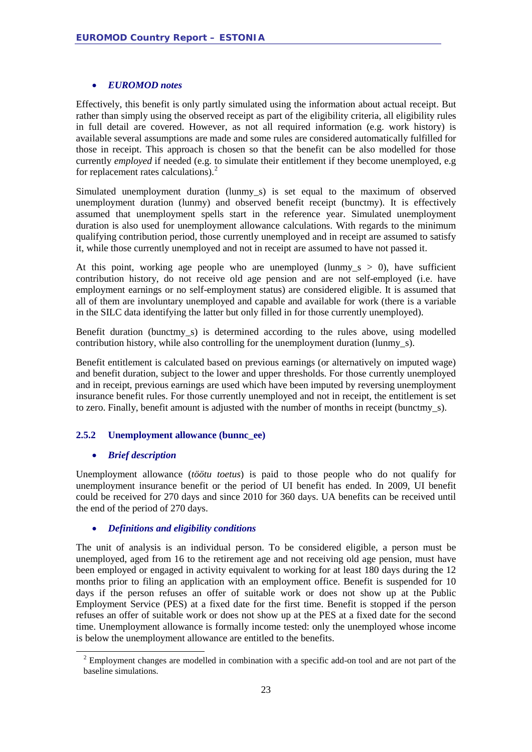- ***EUROMOD notes***

Effectively, this benefit is only partly simulated using the information about actual receipt. But rather than simply using the observed receipt as part of the eligibility criteria, all eligibility rules in full detail are covered. However, as not all required information (e.g. work history) is available several assumptions are made and some rules are considered automatically fulfilled for those in receipt. This approach is chosen so that the benefit can be also modelled for those currently *employed* if needed (e.g. to simulate their entitlement if they become unemployed, e.g for replacement rates calculations).[2]

Simulated unemployment duration (lunmy_s) is set equal to the maximum of observed unemployment duration (lunmy) and observed benefit receipt (bunctmy). It is effectively assumed that unemployment spells start in the reference year. Simulated unemployment duration is also used for unemployment allowance calculations. With regards to the minimum qualifying contribution period, those currently unemployed and in receipt are assumed to satisfy it, while those currently unemployed and not in receipt are assumed to have not passed it.

At this point, working age people who are unemployed (lunmy_s > 0), have sufficient contribution history, do not receive old age pension and are not self-employed (i.e. have employment earnings or no self-employment status) are considered eligible. It is assumed that all of them are involuntary unemployed and capable and available for work (there is a variable in the SILC data identifying the latter but only filled in for those currently unemployed).

Benefit duration (bunctmy_s) is determined according to the rules above, using modelled contribution history, while also controlling for the unemployment duration (lunmy_s).

Benefit entitlement is calculated based on previous earnings (or alternatively on imputed wage) and benefit duration, subject to the lower and upper thresholds. For those currently unemployed and in receipt, previous earnings are used which have been imputed by reversing unemployment insurance benefit rules. For those currently unemployed and not in receipt, the entitlement is set to zero. Finally, benefit amount is adjusted with the number of months in receipt (bunctmy_s).

### 2.5.2 Unemployment allowance (bunnc_ee)

- ***Brief description***

Unemployment allowance (*töötu toetus*) is paid to those people who do not qualify for unemployment insurance benefit or the period of UI benefit has ended. In 2009, UI benefit could be received for 270 days and since 2010 for 360 days. UA benefits can be received until the end of the period of 270 days.

- ***Definitions and eligibility conditions***

The unit of analysis is an individual person. To be considered eligible, a person must be unemployed, aged from 16 to the retirement age and not receiving old age pension, must have been employed or engaged in activity equivalent to working for at least 180 days during the 12 months prior to filing an application with an employment office. Benefit is suspended for 10 days if the person refuses an offer of suitable work or does not show up at the Public Employment Service (PES) at a fixed date for the first time. Benefit is stopped if the person refuses an offer of suitable work or does not show up at the PES at a fixed date for the second time. Unemployment allowance is formally income tested: only the unemployed whose income is below the unemployment allowance are entitled to the benefits.

[2] Employment changes are modelled in combination with a specific add-on tool and are not part of the baseline simulations.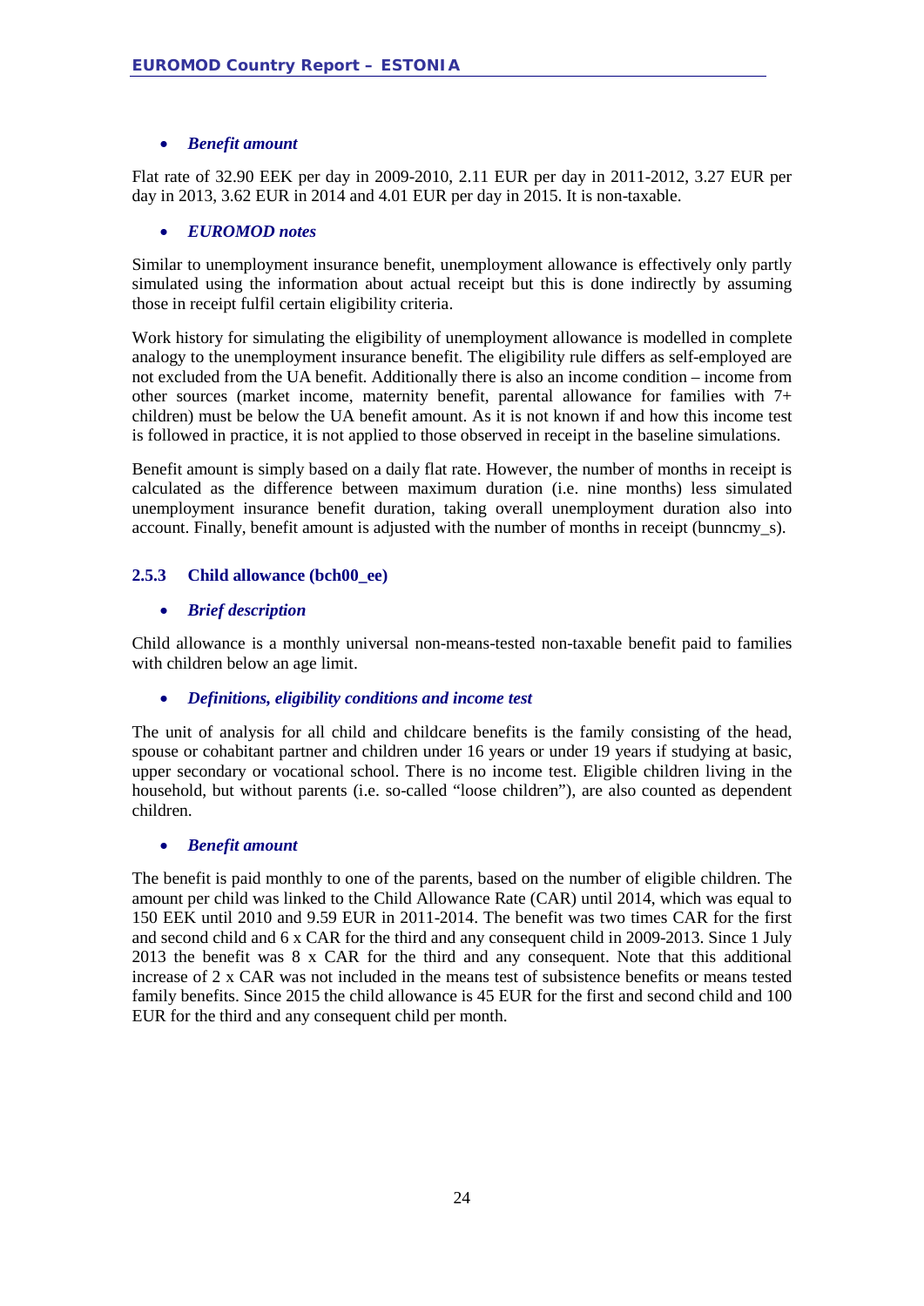- ***Benefit amount***

Flat rate of 32.90 EEK per day in 2009-2010, 2.11 EUR per day in 2011-2012, 3.27 EUR per day in 2013, 3.62 EUR in 2014 and 4.01 EUR per day in 2015. It is non-taxable.

- ***EUROMOD notes***

Similar to unemployment insurance benefit, unemployment allowance is effectively only partly simulated using the information about actual receipt but this is done indirectly by assuming those in receipt fulfil certain eligibility criteria.

Work history for simulating the eligibility of unemployment allowance is modelled in complete analogy to the unemployment insurance benefit. The eligibility rule differs as self-employed are not excluded from the UA benefit. Additionally there is also an income condition – income from other sources (market income, maternity benefit, parental allowance for families with 7+ children) must be below the UA benefit amount. As it is not known if and how this income test is followed in practice, it is not applied to those observed in receipt in the baseline simulations.

Benefit amount is simply based on a daily flat rate. However, the number of months in receipt is calculated as the difference between maximum duration (i.e. nine months) less simulated unemployment insurance benefit duration, taking overall unemployment duration also into account. Finally, benefit amount is adjusted with the number of months in receipt (bunncmy_s).

### 2.5.3 Child allowance (bch00_ee)

- ***Brief description***

Child allowance is a monthly universal non-means-tested non-taxable benefit paid to families with children below an age limit.

- ***Definitions, eligibility conditions and income test***

The unit of analysis for all child and childcare benefits is the family consisting of the head, spouse or cohabitant partner and children under 16 years or under 19 years if studying at basic, upper secondary or vocational school. There is no income test. Eligible children living in the household, but without parents (i.e. so-called "loose children"), are also counted as dependent children.

- ***Benefit amount***

The benefit is paid monthly to one of the parents, based on the number of eligible children. The amount per child was linked to the Child Allowance Rate (CAR) until 2014, which was equal to 150 EEK until 2010 and 9.59 EUR in 2011-2014. The benefit was two times CAR for the first and second child and 6 x CAR for the third and any consequent child in 2009-2013. Since 1 July 2013 the benefit was 8 x CAR for the third and any consequent. Note that this additional increase of 2 x CAR was not included in the means test of subsistence benefits or means tested family benefits. Since 2015 the child allowance is 45 EUR for the first and second child and 100 EUR for the third and any consequent child per month.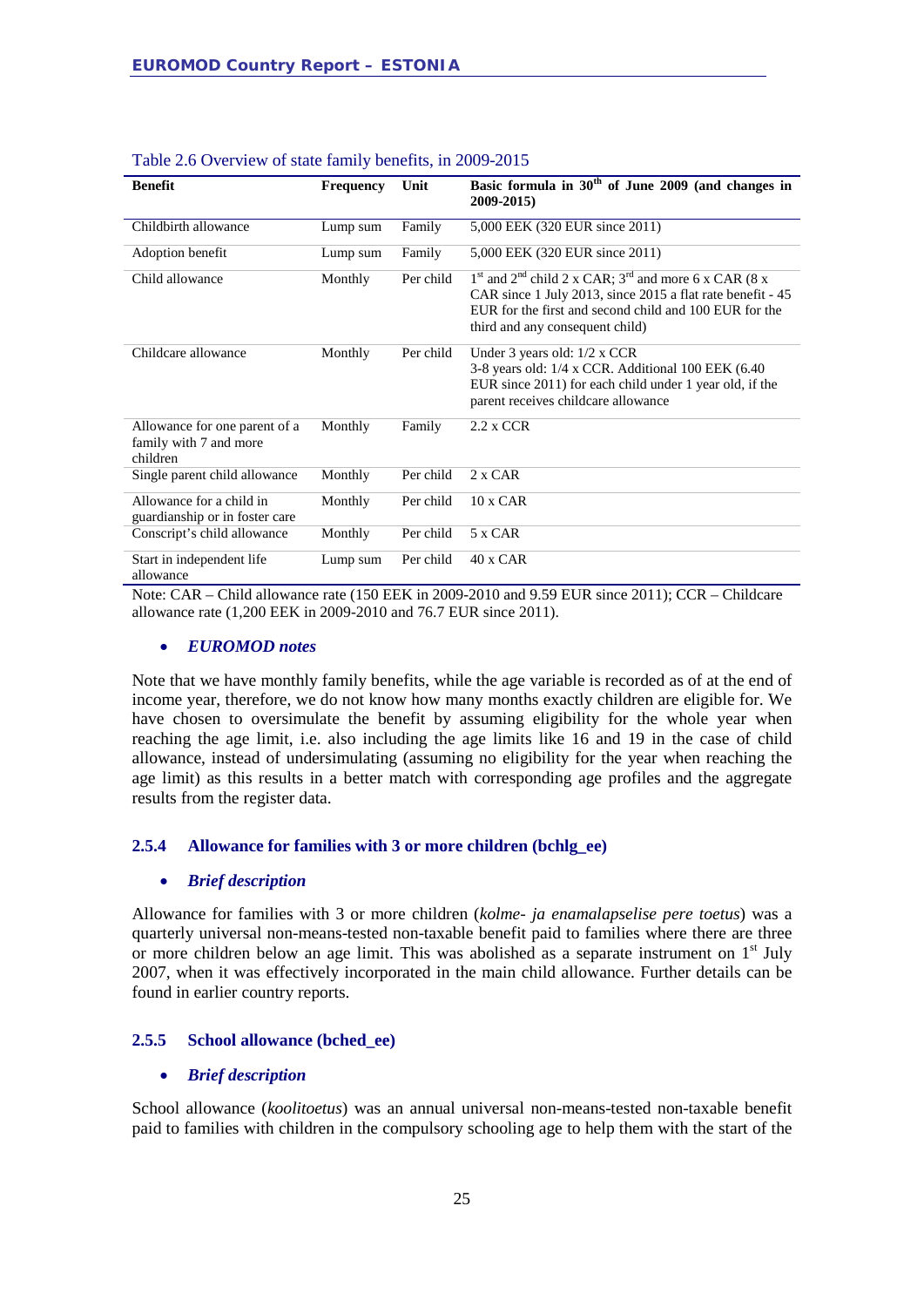Table 2.6 Overview of state family benefits, in 2009-2015

| Benefit | Frequency | Unit | Basic formula in 30th of June 2009 (and changes in 2009-2015) |
|---|---|---|---|
| Childbirth allowance | Lump sum | Family | 5,000 EEK (320 EUR since 2011) |
| Adoption benefit | Lump sum | Family | 5,000 EEK (320 EUR since 2011) |
| Child allowance | Monthly | Per child | 1st and 2nd child 2 x CAR; 3rd and more 6 x CAR (8 x CAR since 1 July 2013, since 2015 a flat rate benefit - 45 EUR for the first and second child and 100 EUR for the third and any consequent child) |
| Childcare allowance | Monthly | Per child | Under 3 years old: 1/2 x CCR<br>3-8 years old: 1/4 x CCR. Additional 100 EEK (6.40 EUR since 2011) for each child under 1 year old, if the parent receives childcare allowance |
| Allowance for one parent of a family with 7 and more children | Monthly | Family | 2.2 x CCR |
| Single parent child allowance | Monthly | Per child | 2 x CAR |
| Allowance for a child in guardianship or in foster care | Monthly | Per child | 10 x CAR |
| Conscript's child allowance | Monthly | Per child | 5 x CAR |
| Start in independent life allowance | Lump sum | Per child | 40 x CAR |

Note: CAR – Child allowance rate (150 EEK in 2009-2010 and 9.59 EUR since 2011); CCR – Childcare allowance rate (1,200 EEK in 2009-2010 and 76.7 EUR since 2011).

- ***EUROMOD notes***

Note that we have monthly family benefits, while the age variable is recorded as of at the end of income year, therefore, we do not know how many months exactly children are eligible for. We have chosen to oversimulate the benefit by assuming eligibility for the whole year when reaching the age limit, i.e. also including the age limits like 16 and 19 in the case of child allowance, instead of undersimulating (assuming no eligibility for the year when reaching the age limit) as this results in a better match with corresponding age profiles and the aggregate results from the register data.

### 2.5.4 Allowance for families with 3 or more children (bchlg_ee)

- ***Brief description***

Allowance for families with 3 or more children (*kolme- ja enamalapselise pere toetus*) was a quarterly universal non-means-tested non-taxable benefit paid to families where there are three or more children below an age limit. This was abolished as a separate instrument on 1st July 2007, when it was effectively incorporated in the main child allowance. Further details can be found in earlier country reports.

### 2.5.5 School allowance (bched_ee)

- ***Brief description***

School allowance (*koolitoetus*) was an annual universal non-means-tested non-taxable benefit paid to families with children in the compulsory schooling age to help them with the start of the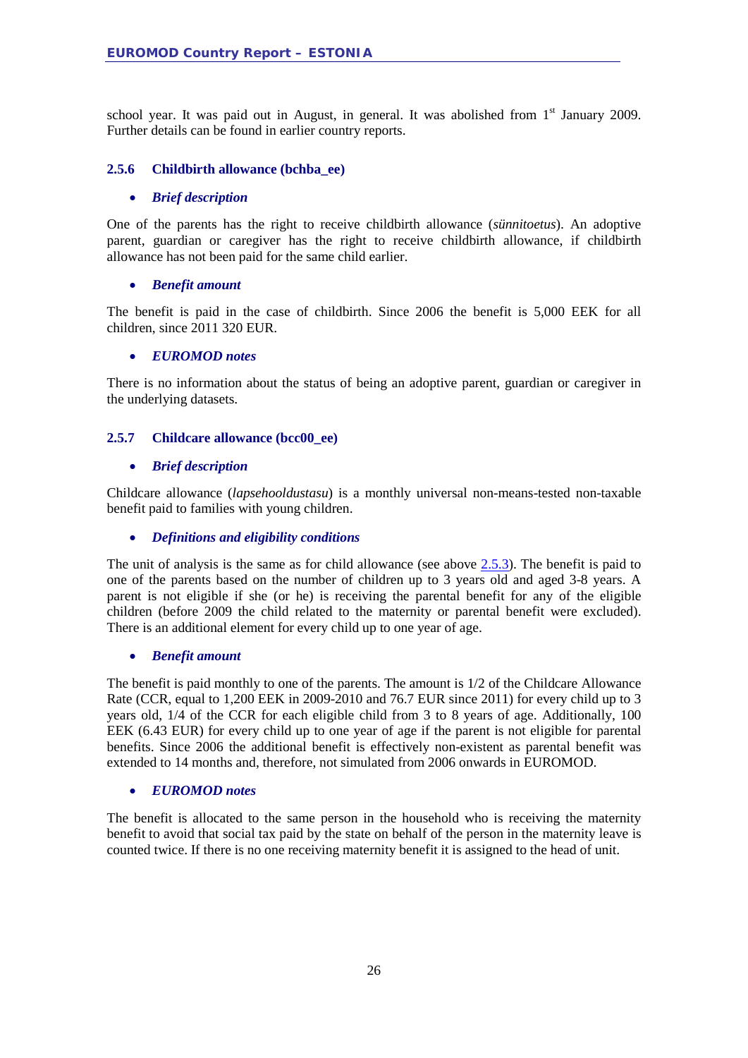school year. It was paid out in August, in general. It was abolished from 1st January 2009. Further details can be found in earlier country reports.

### 2.5.6 Childbirth allowance (bchba_ee)

- ***Brief description***

One of the parents has the right to receive childbirth allowance (*sünnitoetus*). An adoptive parent, guardian or caregiver has the right to receive childbirth allowance, if childbirth allowance has not been paid for the same child earlier.

- ***Benefit amount***

The benefit is paid in the case of childbirth. Since 2006 the benefit is 5,000 EEK for all children, since 2011 320 EUR.

- ***EUROMOD notes***

There is no information about the status of being an adoptive parent, guardian or caregiver in the underlying datasets.

### 2.5.7 Childcare allowance (bcc00_ee)

- ***Brief description***

Childcare allowance (*lapsehooldustasu*) is a monthly universal non-means-tested non-taxable benefit paid to families with young children.

- ***Definitions and eligibility conditions***

The unit of analysis is the same as for child allowance (see above 2.5.3). The benefit is paid to one of the parents based on the number of children up to 3 years old and aged 3-8 years. A parent is not eligible if she (or he) is receiving the parental benefit for any of the eligible children (before 2009 the child related to the maternity or parental benefit were excluded). There is an additional element for every child up to one year of age.

- ***Benefit amount***

The benefit is paid monthly to one of the parents. The amount is 1/2 of the Childcare Allowance Rate (CCR, equal to 1,200 EEK in 2009-2010 and 76.7 EUR since 2011) for every child up to 3 years old, 1/4 of the CCR for each eligible child from 3 to 8 years of age. Additionally, 100 EEK (6.43 EUR) for every child up to one year of age if the parent is not eligible for parental benefits. Since 2006 the additional benefit is effectively non-existent as parental benefit was extended to 14 months and, therefore, not simulated from 2006 onwards in EUROMOD.

- ***EUROMOD notes***

The benefit is allocated to the same person in the household who is receiving the maternity benefit to avoid that social tax paid by the state on behalf of the person in the maternity leave is counted twice. If there is no one receiving maternity benefit it is assigned to the head of unit.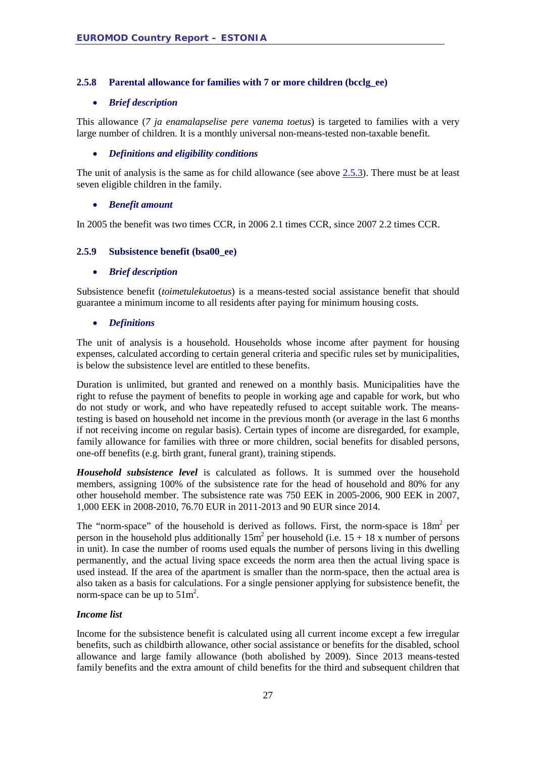### 2.5.8 Parental allowance for families with 7 or more children (bcclg_ee)

- ***Brief description***

This allowance (*7 ja enamalapselise pere vanema toetus*) is targeted to families with a very large number of children. It is a monthly universal non-means-tested non-taxable benefit.

- ***Definitions and eligibility conditions***

The unit of analysis is the same as for child allowance (see above 2.5.3). There must be at least seven eligible children in the family.

- ***Benefit amount***

In 2005 the benefit was two times CCR, in 2006 2.1 times CCR, since 2007 2.2 times CCR.

### 2.5.9 Subsistence benefit (bsa00_ee)

- ***Brief description***

Subsistence benefit (*toimetulekutoetus*) is a means-tested social assistance benefit that should guarantee a minimum income to all residents after paying for minimum housing costs.

- ***Definitions***

The unit of analysis is a household. Households whose income after payment for housing expenses, calculated according to certain general criteria and specific rules set by municipalities, is below the subsistence level are entitled to these benefits.

Duration is unlimited, but granted and renewed on a monthly basis. Municipalities have the right to refuse the payment of benefits to people in working age and capable for work, but who do not study or work, and who have repeatedly refused to accept suitable work. The means-testing is based on household net income in the previous month (or average in the last 6 months if not receiving income on regular basis). Certain types of income are disregarded, for example, family allowance for families with three or more children, social benefits for disabled persons, one-off benefits (e.g. birth grant, funeral grant), training stipends.

***Household subsistence level*** is calculated as follows. It is summed over the household members, assigning 100% of the subsistence rate for the head of household and 80% for any other household member. The subsistence rate was 750 EEK in 2005-2006, 900 EEK in 2007, 1,000 EEK in 2008-2010, 76.70 EUR in 2011-2013 and 90 EUR since 2014.

The "norm-space" of the household is derived as follows. First, the norm-space is 18m$^2$ per person in the household plus additionally 15m$^2$ per household (i.e. 15 + 18 x number of persons in unit). In case the number of rooms used equals the number of persons living in this dwelling permanently, and the actual living space exceeds the norm area then the actual living space is used instead. If the area of the apartment is smaller than the norm-space, then the actual area is also taken as a basis for calculations. For a single pensioner applying for subsistence benefit, the norm-space can be up to 51m$^2$.

***Income list***

Income for the subsistence benefit is calculated using all current income except a few irregular benefits, such as childbirth allowance, other social assistance or benefits for the disabled, school allowance and large family allowance (both abolished by 2009). Since 2013 means-tested family benefits and the extra amount of child benefits for the third and subsequent children that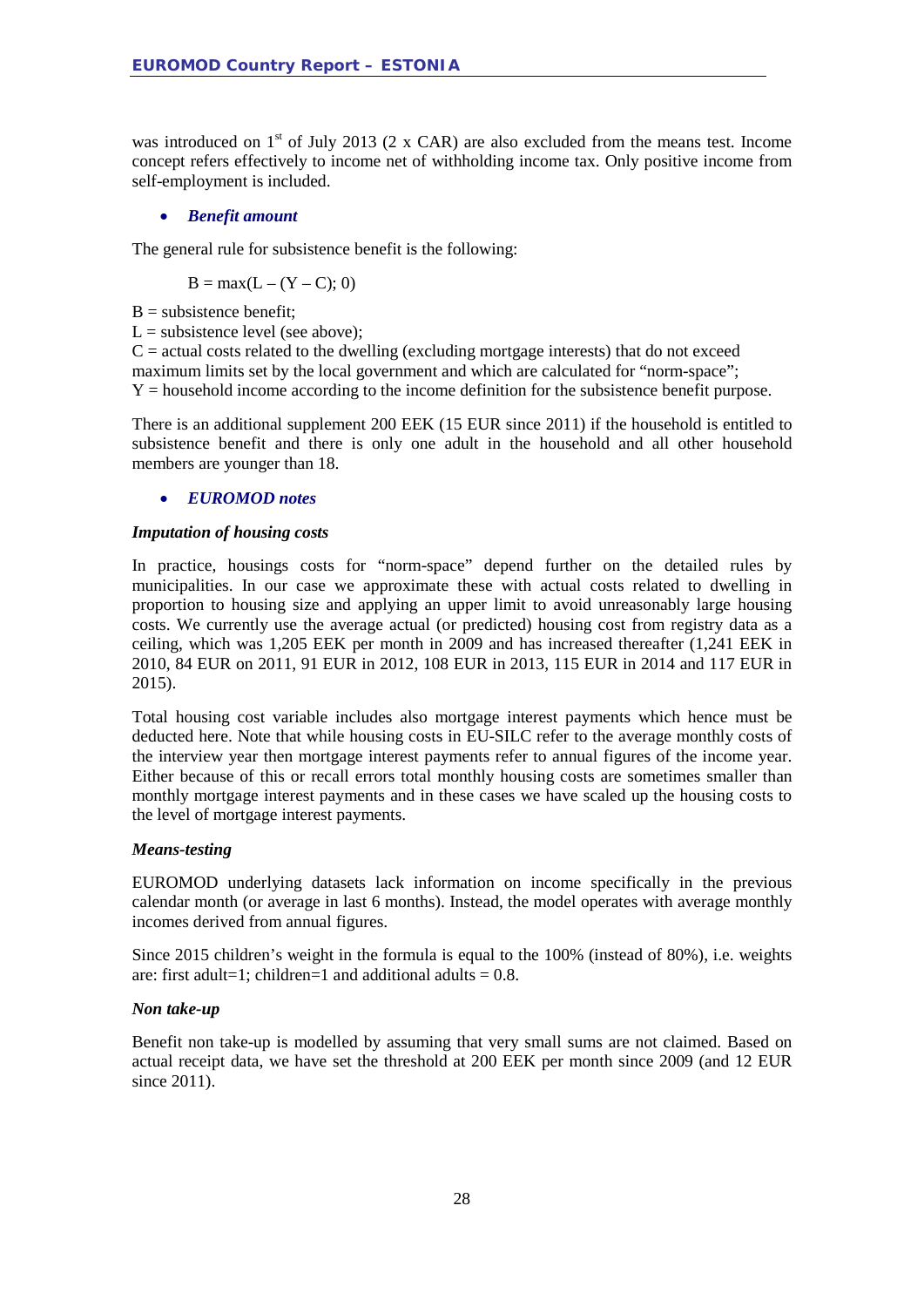was introduced on 1st of July 2013 (2 x CAR) are also excluded from the means test. Income concept refers effectively to income net of withholding income tax. Only positive income from self-employment is included.

- ***Benefit amount***

The general rule for subsistence benefit is the following:

$$B = \max(L - (Y - C); 0)$$

B = subsistence benefit;
L = subsistence level (see above);
C = actual costs related to the dwelling (excluding mortgage interests) that do not exceed maximum limits set by the local government and which are calculated for "norm-space";
Y = household income according to the income definition for the subsistence benefit purpose.

There is an additional supplement 200 EEK (15 EUR since 2011) if the household is entitled to subsistence benefit and there is only one adult in the household and all other household members are younger than 18.

- ***EUROMOD notes***

***Imputation of housing costs***

In practice, housings costs for "norm-space" depend further on the detailed rules by municipalities. In our case we approximate these with actual costs related to dwelling in proportion to housing size and applying an upper limit to avoid unreasonably large housing costs. We currently use the average actual (or predicted) housing cost from registry data as a ceiling, which was 1,205 EEK per month in 2009 and has increased thereafter (1,241 EEK in 2010, 84 EUR on 2011, 91 EUR in 2012, 108 EUR in 2013, 115 EUR in 2014 and 117 EUR in 2015).

Total housing cost variable includes also mortgage interest payments which hence must be deducted here. Note that while housing costs in EU-SILC refer to the average monthly costs of the interview year then mortgage interest payments refer to annual figures of the income year. Either because of this or recall errors total monthly housing costs are sometimes smaller than monthly mortgage interest payments and in these cases we have scaled up the housing costs to the level of mortgage interest payments.

***Means-testing***

EUROMOD underlying datasets lack information on income specifically in the previous calendar month (or average in last 6 months). Instead, the model operates with average monthly incomes derived from annual figures.

Since 2015 children's weight in the formula is equal to the 100% (instead of 80%), i.e. weights are: first adult=1; children=1 and additional adults = 0.8.

***Non take-up***

Benefit non take-up is modelled by assuming that very small sums are not claimed. Based on actual receipt data, we have set the threshold at 200 EEK per month since 2009 (and 12 EUR since 2011).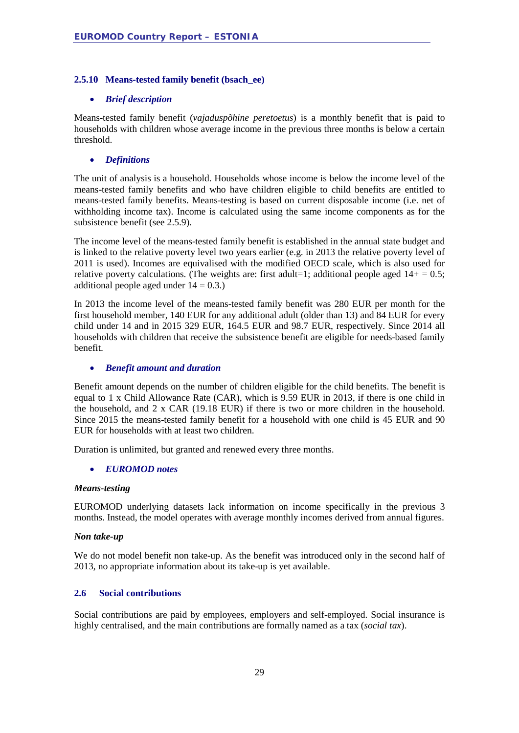### 2.5.10 Means-tested family benefit (bsach_ee)

- ***Brief description***

Means-tested family benefit (*vajaduspõhine peretoetus*) is a monthly benefit that is paid to households with children whose average income in the previous three months is below a certain threshold.

- ***Definitions***

The unit of analysis is a household. Households whose income is below the income level of the means-tested family benefits and who have children eligible to child benefits are entitled to means-tested family benefits. Means-testing is based on current disposable income (i.e. net of withholding income tax). Income is calculated using the same income components as for the subsistence benefit (see 2.5.9).

The income level of the means-tested family benefit is established in the annual state budget and is linked to the relative poverty level two years earlier (e.g. in 2013 the relative poverty level of 2011 is used). Incomes are equivalised with the modified OECD scale, which is also used for relative poverty calculations. (The weights are: first adult=1; additional people aged 14+ = 0.5; additional people aged under 14 = 0.3.)

In 2013 the income level of the means-tested family benefit was 280 EUR per month for the first household member, 140 EUR for any additional adult (older than 13) and 84 EUR for every child under 14 and in 2015 329 EUR, 164.5 EUR and 98.7 EUR, respectively. Since 2014 all households with children that receive the subsistence benefit are eligible for needs-based family benefit.

- ***Benefit amount and duration***

Benefit amount depends on the number of children eligible for the child benefits. The benefit is equal to 1 x Child Allowance Rate (CAR), which is 9.59 EUR in 2013, if there is one child in the household, and 2 x CAR (19.18 EUR) if there is two or more children in the household. Since 2015 the means-tested family benefit for a household with one child is 45 EUR and 90 EUR for households with at least two children.

Duration is unlimited, but granted and renewed every three months.

- ***EUROMOD notes***

***Means-testing***

EUROMOD underlying datasets lack information on income specifically in the previous 3 months. Instead, the model operates with average monthly incomes derived from annual figures.

***Non take-up***

We do not model benefit non take-up. As the benefit was introduced only in the second half of 2013, no appropriate information about its take-up is yet available.

## 2.6 Social contributions

Social contributions are paid by employees, employers and self-employed. Social insurance is highly centralised, and the main contributions are formally named as a tax (*social tax*).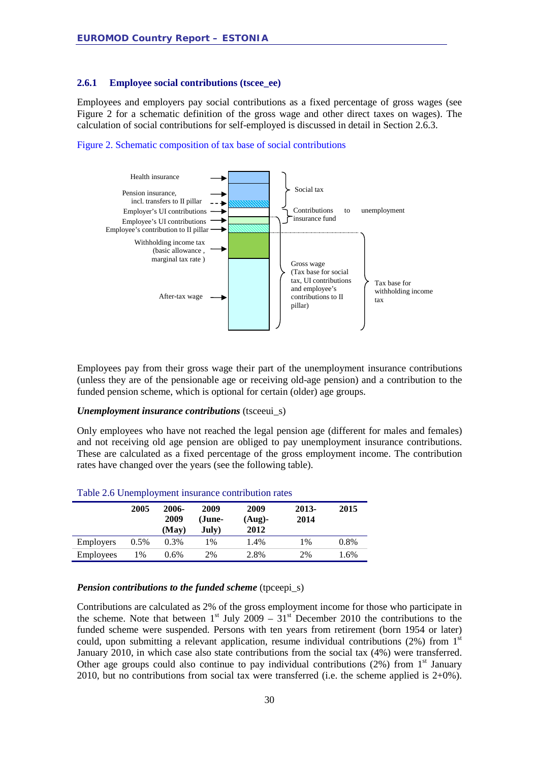### 2.6.1 Employee social contributions (tscee_ee)

Employees and employers pay social contributions as a fixed percentage of gross wages (see Figure 2 for a schematic definition of the gross wage and other direct taxes on wages). The calculation of social contributions for self-employed is discussed in detail in Section 2.6.3.

Figure 2. Schematic composition of tax base of social contributions

Health insurance

Pension insurance, incl. transfers to II pillar

Employer's UI contributions

Employee's UI contributions

Employee's contribution to II pillar

Withholding income tax (basic allowance , marginal tax rate )

After-tax wage

Social tax

Contributions to unemployment insurance fund

Gross wage (Tax base for social tax, UI contributions and employee's contributions to II pillar)

Tax base for withholding income tax

Employees pay from their gross wage their part of the unemployment insurance contributions (unless they are of the pensionable age or receiving old-age pension) and a contribution to the funded pension scheme, which is optional for certain (older) age groups.

***Unemployment insurance contributions*** (tsceeui_s)

Only employees who have not reached the legal pension age (different for males and females) and not receiving old age pension are obliged to pay unemployment insurance contributions. These are calculated as a fixed percentage of the gross employment income. The contribution rates have changed over the years (see the following table).

Table 2.6 Unemployment insurance contribution rates

| | 2005 | 2006-2009 (May) | 2009 (June-July) | 2009 (Aug)-2012 | 2013-2014 | 2015 |
|---|---|---|---|---|---|---|
| Employers | 0.5% | 0.3% | 1% | 1.4% | 1% | 0.8% |
| Employees | 1% | 0.6% | 2% | 2.8% | 2% | 1.6% |

***Pension contributions to the funded scheme*** (tpceepi_s)

Contributions are calculated as 2% of the gross employment income for those who participate in the scheme. Note that between 1st July 2009 – 31st December 2010 the contributions to the funded scheme were suspended. Persons with ten years from retirement (born 1954 or later) could, upon submitting a relevant application, resume individual contributions (2%) from 1st January 2010, in which case also state contributions from the social tax (4%) were transferred. Other age groups could also continue to pay individual contributions (2%) from 1st January 2010, but no contributions from social tax were transferred (i.e. the scheme applied is 2+0%).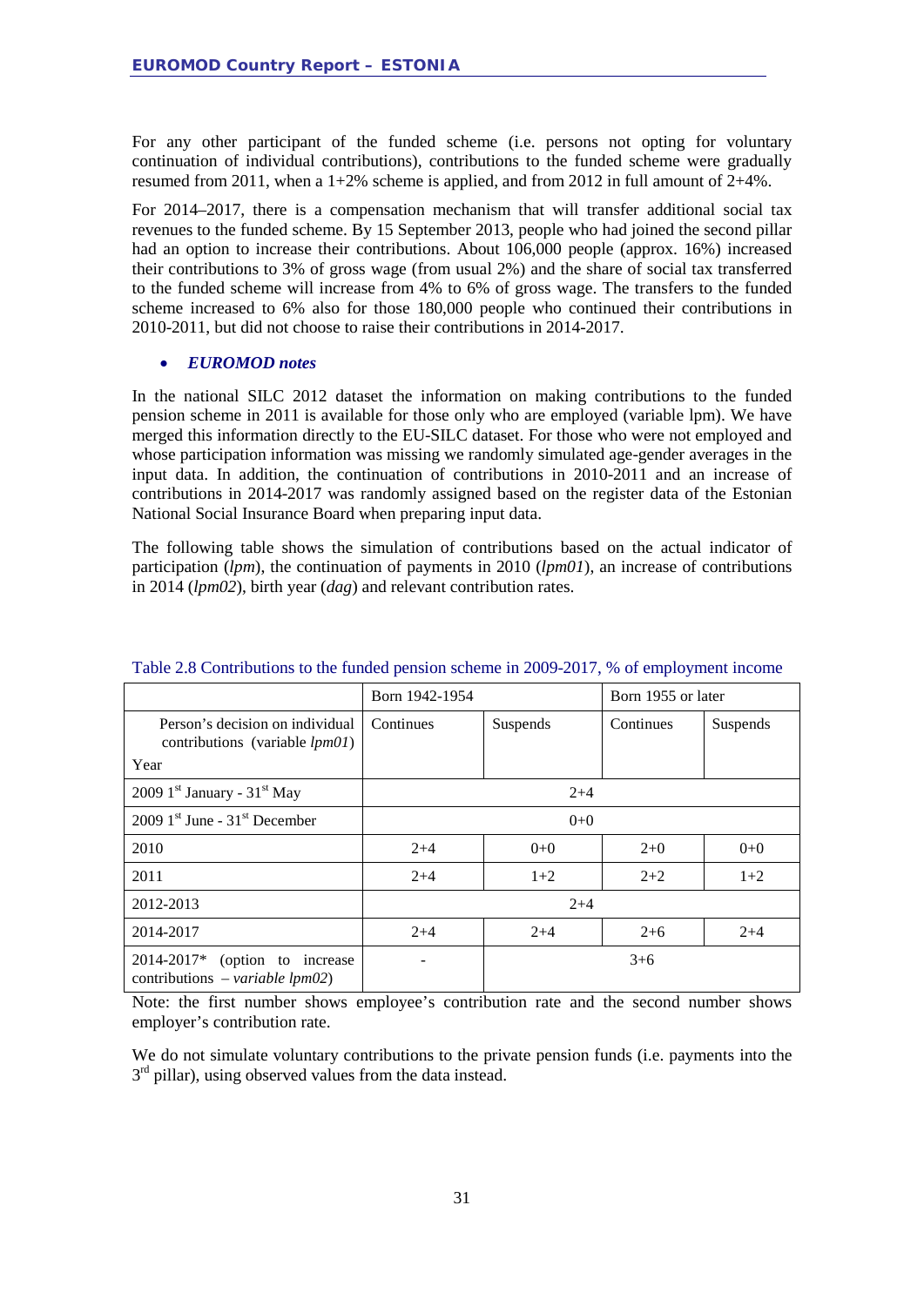For any other participant of the funded scheme (i.e. persons not opting for voluntary continuation of individual contributions), contributions to the funded scheme were gradually resumed from 2011, when a 1+2% scheme is applied, and from 2012 in full amount of 2+4%.

For 2014–2017, there is a compensation mechanism that will transfer additional social tax revenues to the funded scheme. By 15 September 2013, people who had joined the second pillar had an option to increase their contributions. About 106,000 people (approx. 16%) increased their contributions to 3% of gross wage (from usual 2%) and the share of social tax transferred to the funded scheme will increase from 4% to 6% of gross wage. The transfers to the funded scheme increased to 6% also for those 180,000 people who continued their contributions in 2010-2011, but did not choose to raise their contributions in 2014-2017.

- ***EUROMOD notes***

In the national SILC 2012 dataset the information on making contributions to the funded pension scheme in 2011 is available for those only who are employed (variable lpm). We have merged this information directly to the EU-SILC dataset. For those who were not employed and whose participation information was missing we randomly simulated age-gender averages in the input data. In addition, the continuation of contributions in 2010-2011 and an increase of contributions in 2014-2017 was randomly assigned based on the register data of the Estonian National Social Insurance Board when preparing input data.

The following table shows the simulation of contributions based on the actual indicator of participation (*lpm*), the continuation of payments in 2010 (*lpm01*), an increase of contributions in 2014 (*lpm02*), birth year (*dag*) and relevant contribution rates.

Table 2.8 Contributions to the funded pension scheme in 2009-2017, % of employment income

| | Born 1942-1954 | | Born 1955 or later | |
|---|---|---|---|---|
| Person's decision on individual contributions (variable *lpm01*) / Year | Continues | Suspends | Continues | Suspends |
| 2009 1st January - 31st May | 2+4 | | | |
| 2009 1st June - 31st December | 0+0 | | | |
| 2010 | 2+4 | 0+0 | 2+0 | 0+0 |
| 2011 | 2+4 | 1+2 | 2+2 | 1+2 |
| 2012-2013 | 2+4 | | | |
| 2014-2017 | 2+4 | 2+4 | 2+6 | 2+4 |
| 2014-2017* (option to increase contributions – *variable lpm02*) | - | 3+6 | | |

Note: the first number shows employee's contribution rate and the second number shows employer's contribution rate.

We do not simulate voluntary contributions to the private pension funds (i.e. payments into the 3rd pillar), using observed values from the data instead.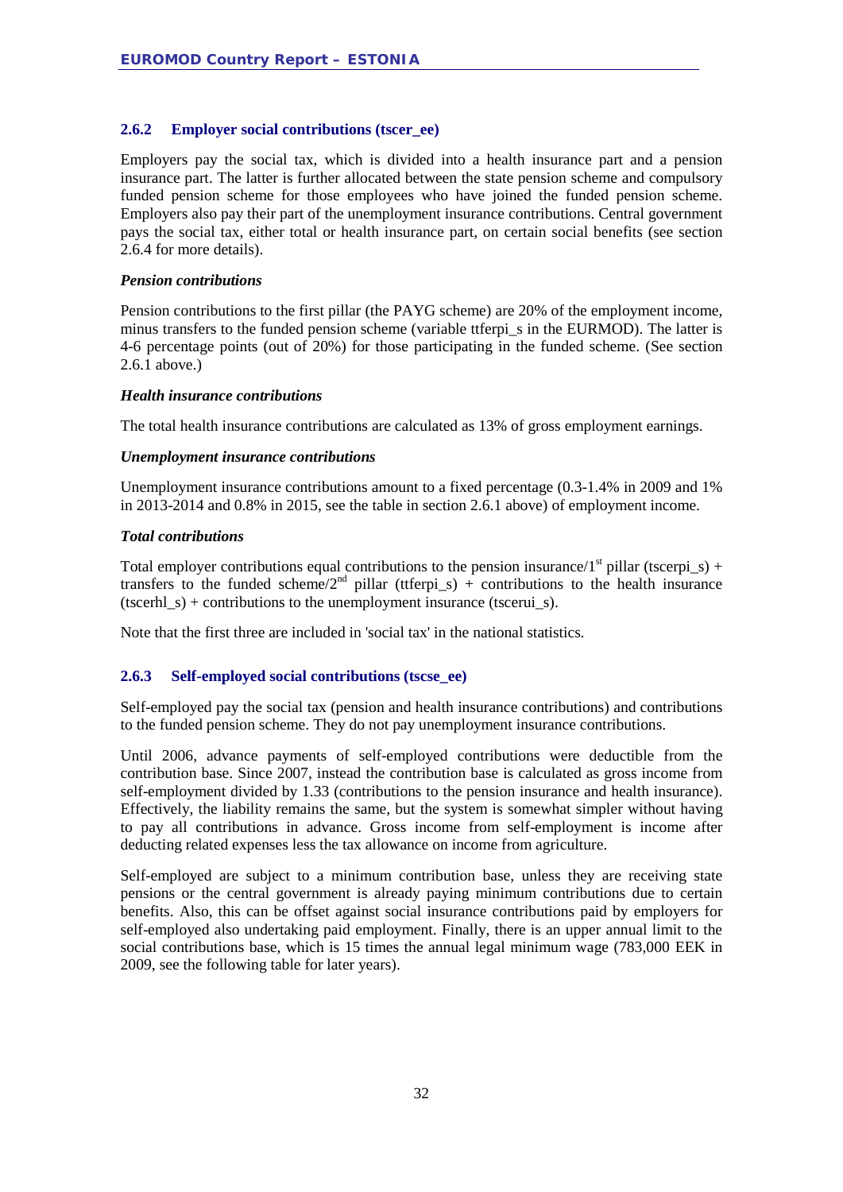### 2.6.2 Employer social contributions (tscer_ee)

Employers pay the social tax, which is divided into a health insurance part and a pension insurance part. The latter is further allocated between the state pension scheme and compulsory funded pension scheme for those employees who have joined the funded pension scheme. Employers also pay their part of the unemployment insurance contributions. Central government pays the social tax, either total or health insurance part, on certain social benefits (see section 2.6.4 for more details).

***Pension contributions***

Pension contributions to the first pillar (the PAYG scheme) are 20% of the employment income, minus transfers to the funded pension scheme (variable ttferpi_s in the EURMOD). The latter is 4-6 percentage points (out of 20%) for those participating in the funded scheme. (See section 2.6.1 above.)

***Health insurance contributions***

The total health insurance contributions are calculated as 13% of gross employment earnings.

***Unemployment insurance contributions***

Unemployment insurance contributions amount to a fixed percentage (0.3-1.4% in 2009 and 1% in 2013-2014 and 0.8% in 2015, see the table in section 2.6.1 above) of employment income.

***Total contributions***

Total employer contributions equal contributions to the pension insurance/1st pillar (tscerpi_s) + transfers to the funded scheme/2nd pillar (ttferpi_s) + contributions to the health insurance (tscerhl_s) + contributions to the unemployment insurance (tscerui_s).

Note that the first three are included in 'social tax' in the national statistics.

### 2.6.3 Self-employed social contributions (tscse_ee)

Self-employed pay the social tax (pension and health insurance contributions) and contributions to the funded pension scheme. They do not pay unemployment insurance contributions.

Until 2006, advance payments of self-employed contributions were deductible from the contribution base. Since 2007, instead the contribution base is calculated as gross income from self-employment divided by 1.33 (contributions to the pension insurance and health insurance). Effectively, the liability remains the same, but the system is somewhat simpler without having to pay all contributions in advance. Gross income from self-employment is income after deducting related expenses less the tax allowance on income from agriculture.

Self-employed are subject to a minimum contribution base, unless they are receiving state pensions or the central government is already paying minimum contributions due to certain benefits. Also, this can be offset against social insurance contributions paid by employers for self-employed also undertaking paid employment. Finally, there is an upper annual limit to the social contributions base, which is 15 times the annual legal minimum wage (783,000 EEK in 2009, see the following table for later years).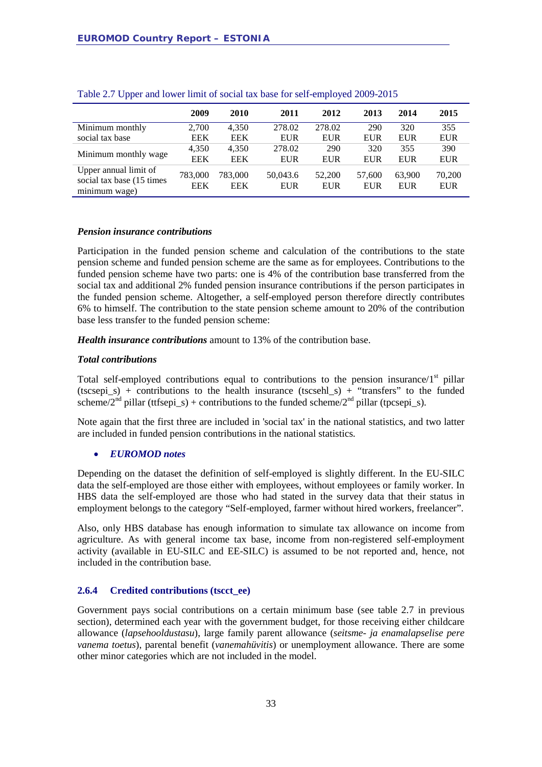Table 2.7 Upper and lower limit of social tax base for self-employed 2009-2015

| | 2009 | 2010 | 2011 | 2012 | 2013 | 2014 | 2015 |
|---|---|---|---|---|---|---|---|
| Minimum monthly social tax base | 2,700 EEK | 4,350 EEK | 278.02 EUR | 278.02 EUR | 290 EUR | 320 EUR | 355 EUR |
| Minimum monthly wage | 4,350 EEK | 4,350 EEK | 278.02 EUR | 290 EUR | 320 EUR | 355 EUR | 390 EUR |
| Upper annual limit of social tax base (15 times minimum wage) | 783,000 EEK | 783,000 EEK | 50,043.6 EUR | 52,200 EUR | 57,600 EUR | 63,900 EUR | 70,200 EUR |

***Pension insurance contributions***

Participation in the funded pension scheme and calculation of the contributions to the state pension scheme and funded pension scheme are the same as for employees. Contributions to the funded pension scheme have two parts: one is 4% of the contribution base transferred from the social tax and additional 2% funded pension insurance contributions if the person participates in the funded pension scheme. Altogether, a self-employed person therefore directly contributes 6% to himself. The contribution to the state pension scheme amount to 20% of the contribution base less transfer to the funded pension scheme:

***Health insurance contributions*** amount to 13% of the contribution base.

***Total contributions***

Total self-employed contributions equal to contributions to the pension insurance/1st pillar (tscsepi_s) + contributions to the health insurance (tscsehl_s) + "transfers" to the funded scheme/2nd pillar (ttfsepi_s) + contributions to the funded scheme/2nd pillar (tpcsepi_s).

Note again that the first three are included in 'social tax' in the national statistics, and two latter are included in funded pension contributions in the national statistics.

- ***EUROMOD notes***

Depending on the dataset the definition of self-employed is slightly different. In the EU-SILC data the self-employed are those either with employees, without employees or family worker. In HBS data the self-employed are those who had stated in the survey data that their status in employment belongs to the category "Self-employed, farmer without hired workers, freelancer".

Also, only HBS database has enough information to simulate tax allowance on income from agriculture. As with general income tax base, income from non-registered self-employment activity (available in EU-SILC and EE-SILC) is assumed to be not reported and, hence, not included in the contribution base.

### 2.6.4 Credited contributions (tscct_ee)

Government pays social contributions on a certain minimum base (see table 2.7 in previous section), determined each year with the government budget, for those receiving either childcare allowance (*lapsehooldustasu*), large family parent allowance (*seitsme- ja enamalapselise pere vanema toetus*), parental benefit (*vanemahüvitis*) or unemployment allowance. There are some other minor categories which are not included in the model.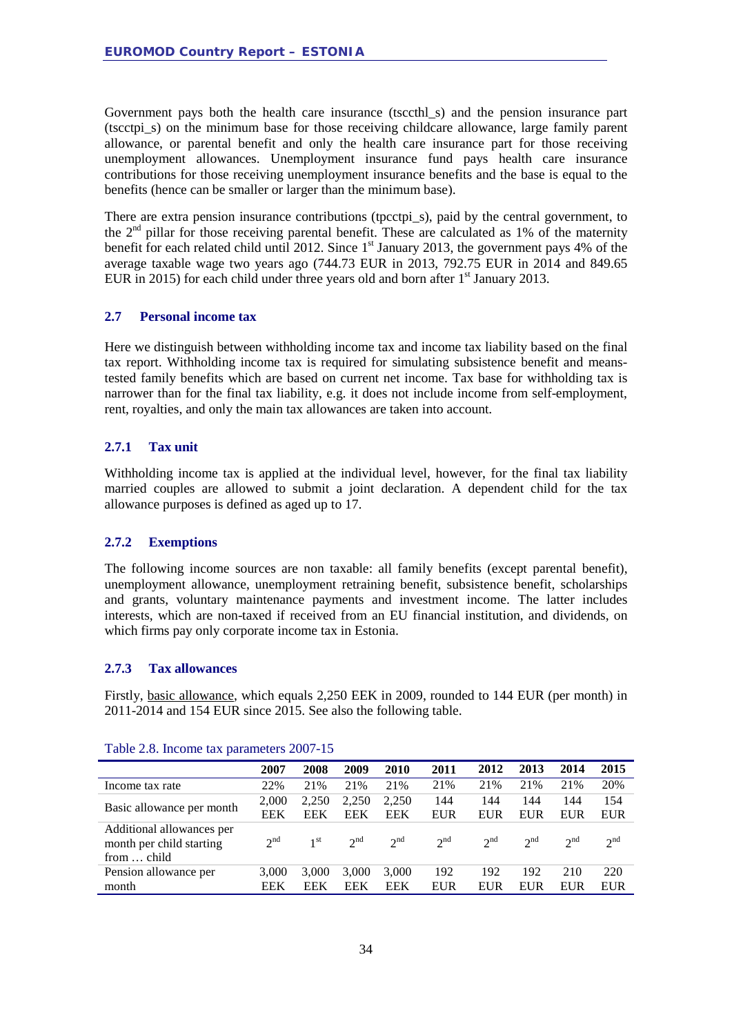Government pays both the health care insurance (tsccthl_s) and the pension insurance part (tscctpi_s) on the minimum base for those receiving childcare allowance, large family parent allowance, or parental benefit and only the health care insurance part for those receiving unemployment allowances. Unemployment insurance fund pays health care insurance contributions for those receiving unemployment insurance benefits and the base is equal to the benefits (hence can be smaller or larger than the minimum base).

There are extra pension insurance contributions (tpcctpi_s), paid by the central government, to the 2nd pillar for those receiving parental benefit. These are calculated as 1% of the maternity benefit for each related child until 2012. Since 1st January 2013, the government pays 4% of the average taxable wage two years ago (744.73 EUR in 2013, 792.75 EUR in 2014 and 849.65 EUR in 2015) for each child under three years old and born after 1st January 2013.

### 2.7 Personal income tax

Here we distinguish between withholding income tax and income tax liability based on the final tax report. Withholding income tax is required for simulating subsistence benefit and means-tested family benefits which are based on current net income. Tax base for withholding tax is narrower than for the final tax liability, e.g. it does not include income from self-employment, rent, royalties, and only the main tax allowances are taken into account.

#### 2.7.1 Tax unit

Withholding income tax is applied at the individual level, however, for the final tax liability married couples are allowed to submit a joint declaration. A dependent child for the tax allowance purposes is defined as aged up to 17.

#### 2.7.2 Exemptions

The following income sources are non taxable: all family benefits (except parental benefit), unemployment allowance, unemployment retraining benefit, subsistence benefit, scholarships and grants, voluntary maintenance payments and investment income. The latter includes interests, which are non-taxed if received from an EU financial institution, and dividends, on which firms pay only corporate income tax in Estonia.

#### 2.7.3 Tax allowances

Firstly, basic allowance, which equals 2,250 EEK in 2009, rounded to 144 EUR (per month) in 2011-2014 and 154 EUR since 2015. See also the following table.

Table 2.8. Income tax parameters 2007-15

| | 2007 | 2008 | 2009 | 2010 | 2011 | 2012 | 2013 | 2014 | 2015 |
|---|---|---|---|---|---|---|---|---|---|
| Income tax rate | 22% | 21% | 21% | 21% | 21% | 21% | 21% | 21% | 20% |
| Basic allowance per month | 2,000 EEK | 2,250 EEK | 2,250 EEK | 2,250 EEK | 144 EUR | 144 EUR | 144 EUR | 144 EUR | 154 EUR |
| Additional allowances per month per child starting from … child | 2nd | 1st | 2nd | 2nd | 2nd | 2nd | 2nd | 2nd | 2nd |
| Pension allowance per month | 3,000 EEK | 3,000 EEK | 3,000 EEK | 3,000 EEK | 192 EUR | 192 EUR | 192 EUR | 210 EUR | 220 EUR |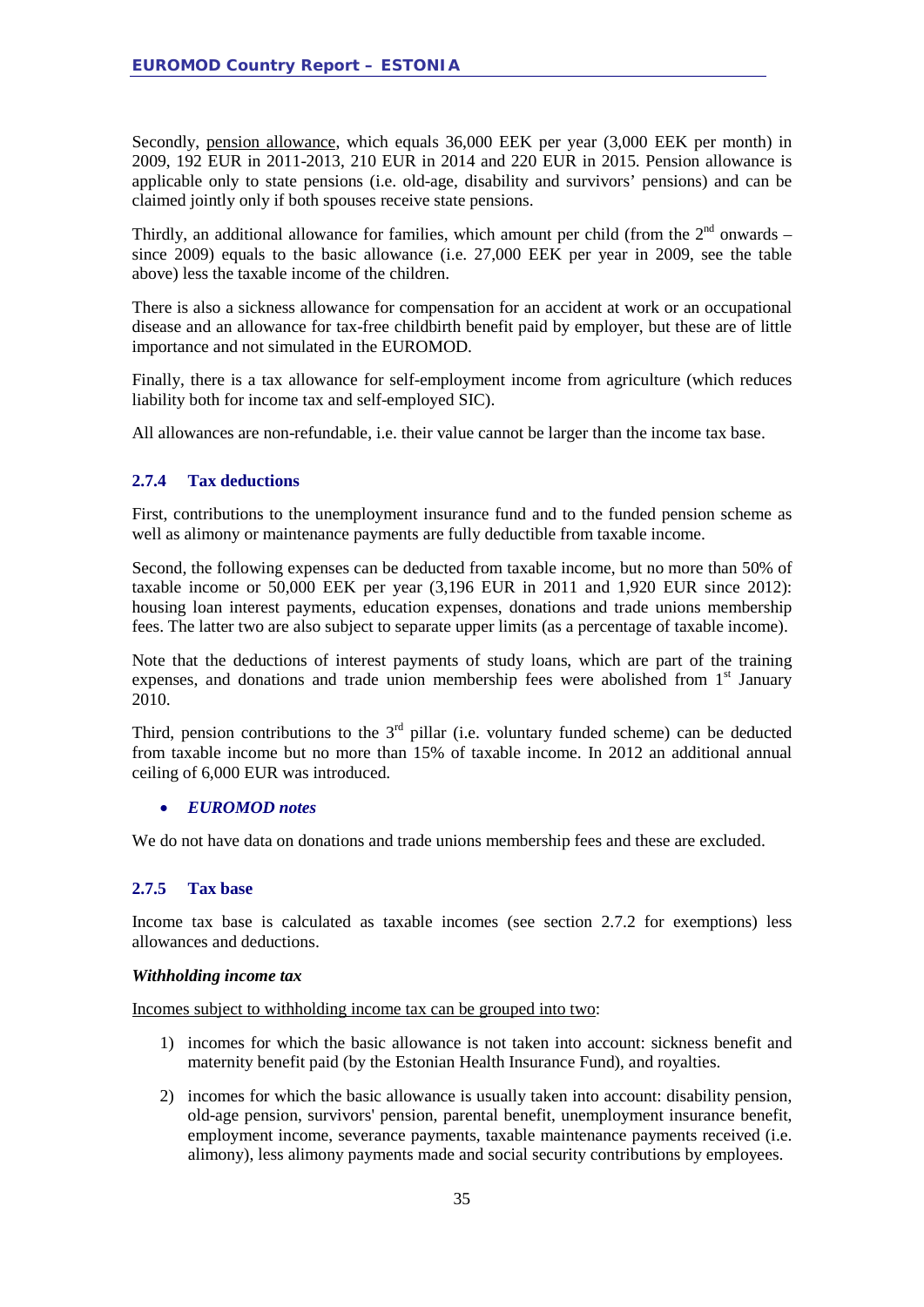Secondly, pension allowance, which equals 36,000 EEK per year (3,000 EEK per month) in 2009, 192 EUR in 2011-2013, 210 EUR in 2014 and 220 EUR in 2015. Pension allowance is applicable only to state pensions (i.e. old-age, disability and survivors' pensions) and can be claimed jointly only if both spouses receive state pensions.

Thirdly, an additional allowance for families, which amount per child (from the 2nd onwards – since 2009) equals to the basic allowance (i.e. 27,000 EEK per year in 2009, see the table above) less the taxable income of the children.

There is also a sickness allowance for compensation for an accident at work or an occupational disease and an allowance for tax-free childbirth benefit paid by employer, but these are of little importance and not simulated in the EUROMOD.

Finally, there is a tax allowance for self-employment income from agriculture (which reduces liability both for income tax and self-employed SIC).

All allowances are non-refundable, i.e. their value cannot be larger than the income tax base.

### 2.7.4 Tax deductions

First, contributions to the unemployment insurance fund and to the funded pension scheme as well as alimony or maintenance payments are fully deductible from taxable income.

Second, the following expenses can be deducted from taxable income, but no more than 50% of taxable income or 50,000 EEK per year (3,196 EUR in 2011 and 1,920 EUR since 2012): housing loan interest payments, education expenses, donations and trade unions membership fees. The latter two are also subject to separate upper limits (as a percentage of taxable income).

Note that the deductions of interest payments of study loans, which are part of the training expenses, and donations and trade union membership fees were abolished from 1st January 2010.

Third, pension contributions to the 3rd pillar (i.e. voluntary funded scheme) can be deducted from taxable income but no more than 15% of taxable income. In 2012 an additional annual ceiling of 6,000 EUR was introduced.

- ***EUROMOD notes***

We do not have data on donations and trade unions membership fees and these are excluded.

### 2.7.5 Tax base

Income tax base is calculated as taxable incomes (see section 2.7.2 for exemptions) less allowances and deductions.

***Withholding income tax***

Incomes subject to withholding income tax can be grouped into two:

1) incomes for which the basic allowance is not taken into account: sickness benefit and maternity benefit paid (by the Estonian Health Insurance Fund), and royalties.
2) incomes for which the basic allowance is usually taken into account: disability pension, old-age pension, survivors' pension, parental benefit, unemployment insurance benefit, employment income, severance payments, taxable maintenance payments received (i.e. alimony), less alimony payments made and social security contributions by employees.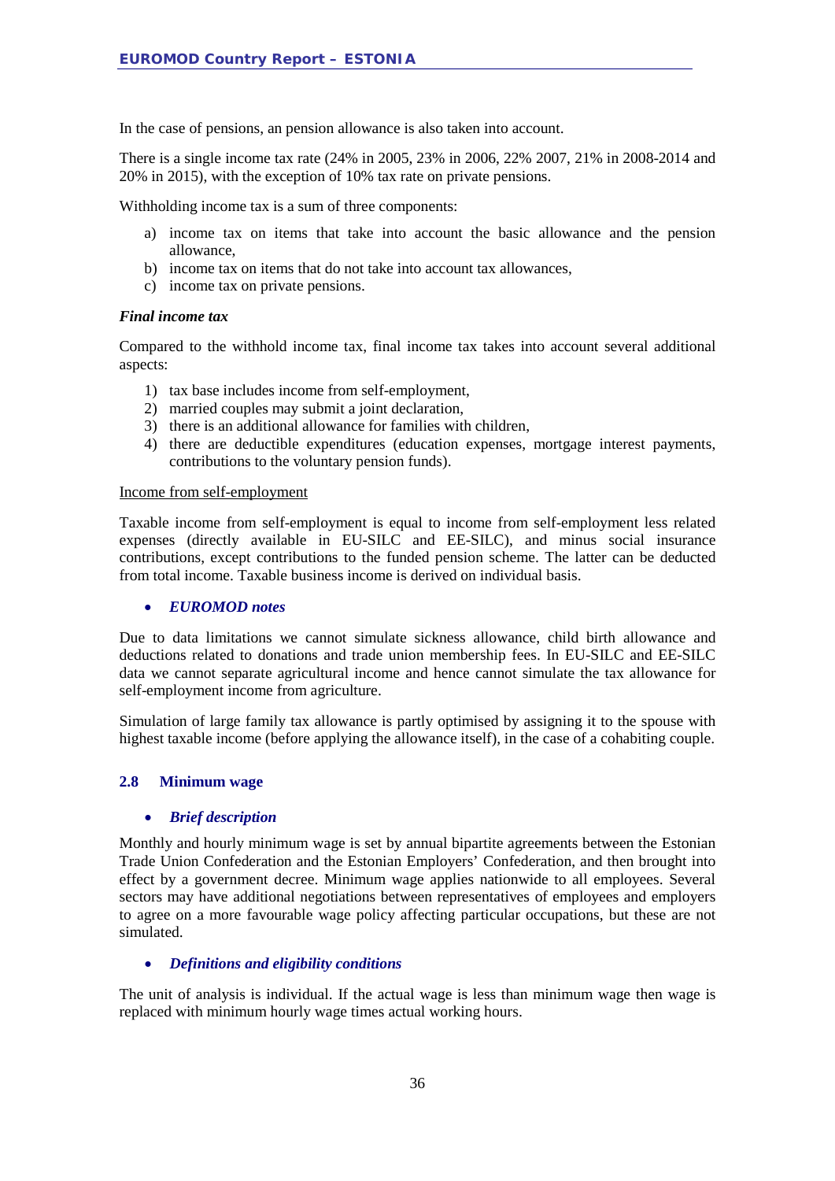In the case of pensions, an pension allowance is also taken into account.

There is a single income tax rate (24% in 2005, 23% in 2006, 22% 2007, 21% in 2008-2014 and 20% in 2015), with the exception of 10% tax rate on private pensions.

Withholding income tax is a sum of three components:

a) income tax on items that take into account the basic allowance and the pension allowance,
b) income tax on items that do not take into account tax allowances,
c) income tax on private pensions.

***Final income tax***

Compared to the withhold income tax, final income tax takes into account several additional aspects:

1) tax base includes income from self-employment,
2) married couples may submit a joint declaration,
3) there is an additional allowance for families with children,
4) there are deductible expenditures (education expenses, mortgage interest payments, contributions to the voluntary pension funds).

Income from self-employment

Taxable income from self-employment is equal to income from self-employment less related expenses (directly available in EU-SILC and EE-SILC), and minus social insurance contributions, except contributions to the funded pension scheme. The latter can be deducted from total income. Taxable business income is derived on individual basis.

- ***EUROMOD notes***

Due to data limitations we cannot simulate sickness allowance, child birth allowance and deductions related to donations and trade union membership fees. In EU-SILC and EE-SILC data we cannot separate agricultural income and hence cannot simulate the tax allowance for self-employment income from agriculture.

Simulation of large family tax allowance is partly optimised by assigning it to the spouse with highest taxable income (before applying the allowance itself), in the case of a cohabiting couple.

### 2.8 Minimum wage

- ***Brief description***

Monthly and hourly minimum wage is set by annual bipartite agreements between the Estonian Trade Union Confederation and the Estonian Employers' Confederation, and then brought into effect by a government decree. Minimum wage applies nationwide to all employees. Several sectors may have additional negotiations between representatives of employees and employers to agree on a more favourable wage policy affecting particular occupations, but these are not simulated.

- ***Definitions and eligibility conditions***

The unit of analysis is individual. If the actual wage is less than minimum wage then wage is replaced with minimum hourly wage times actual working hours.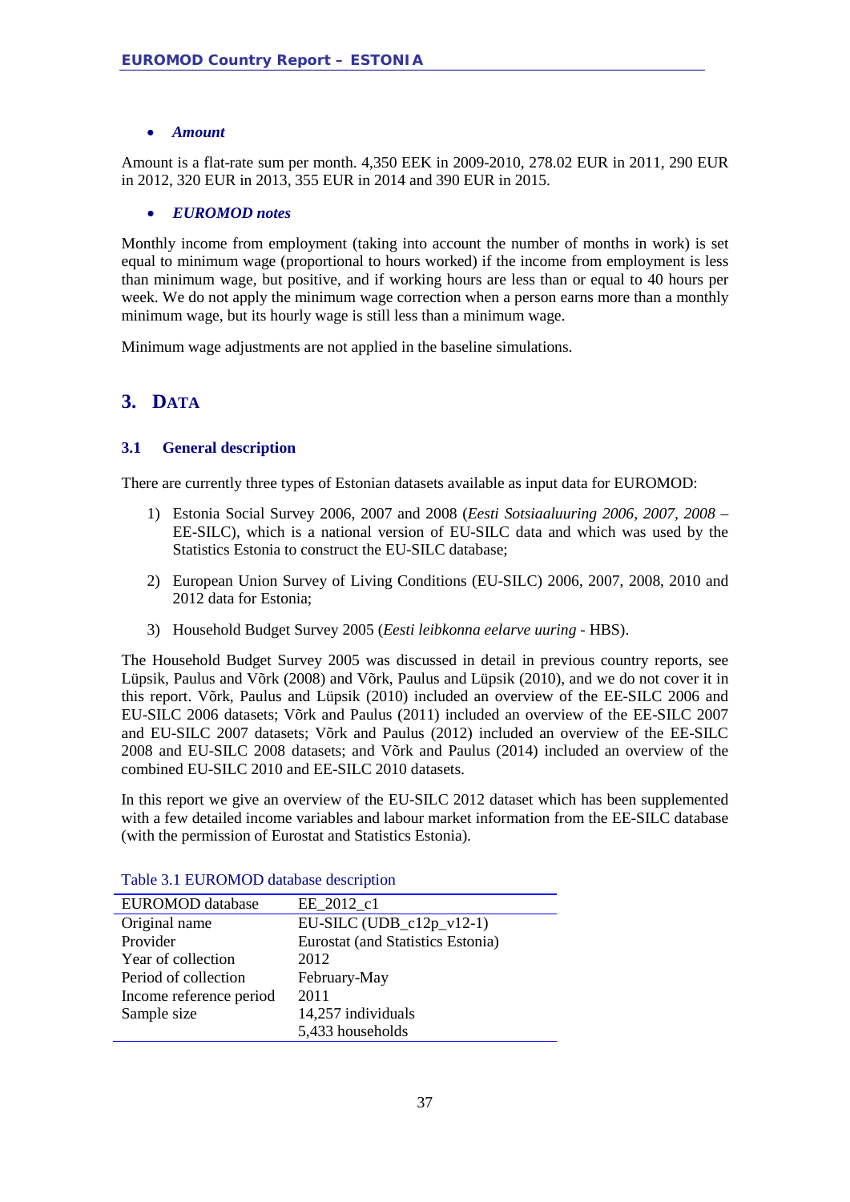- ***Amount***

Amount is a flat-rate sum per month. 4,350 EEK in 2009-2010, 278.02 EUR in 2011, 290 EUR in 2012, 320 EUR in 2013, 355 EUR in 2014 and 390 EUR in 2015.

- ***EUROMOD notes***

Monthly income from employment (taking into account the number of months in work) is set equal to minimum wage (proportional to hours worked) if the income from employment is less than minimum wage, but positive, and if working hours are less than or equal to 40 hours per week. We do not apply the minimum wage correction when a person earns more than a monthly minimum wage, but its hourly wage is still less than a minimum wage.

Minimum wage adjustments are not applied in the baseline simulations.

# 3. DATA

## 3.1 General description

There are currently three types of Estonian datasets available as input data for EUROMOD:

1) Estonia Social Survey 2006, 2007 and 2008 (*Eesti Sotsiaaluuring 2006, 2007, 2008* – EE-SILC), which is a national version of EU-SILC data and which was used by the Statistics Estonia to construct the EU-SILC database;

2) European Union Survey of Living Conditions (EU-SILC) 2006, 2007, 2008, 2010 and 2012 data for Estonia;

3) Household Budget Survey 2005 (*Eesti leibkonna eelarve uuring* - HBS).

The Household Budget Survey 2005 was discussed in detail in previous country reports, see Lüpsik, Paulus and Võrk (2008) and Võrk, Paulus and Lüpsik (2010), and we do not cover it in this report. Võrk, Paulus and Lüpsik (2010) included an overview of the EE-SILC 2006 and EU-SILC 2006 datasets; Võrk and Paulus (2011) included an overview of the EE-SILC 2007 and EU-SILC 2007 datasets; Võrk and Paulus (2012) included an overview of the EE-SILC 2008 and EU-SILC 2008 datasets; and Võrk and Paulus (2014) included an overview of the combined EU-SILC 2010 and EE-SILC 2010 datasets.

In this report we give an overview of the EU-SILC 2012 dataset which has been supplemented with a few detailed income variables and labour market information from the EE-SILC database (with the permission of Eurostat and Statistics Estonia).

Table 3.1 EUROMOD database description

| EUROMOD database | EE_2012_c1 |
|---|---|
| Original name | EU-SILC (UDB_c12p_v12-1) |
| Provider | Eurostat (and Statistics Estonia) |
| Year of collection | 2012 |
| Period of collection | February-May |
| Income reference period | 2011 |
| Sample size | 14,257 individuals |
| | 5,433 households |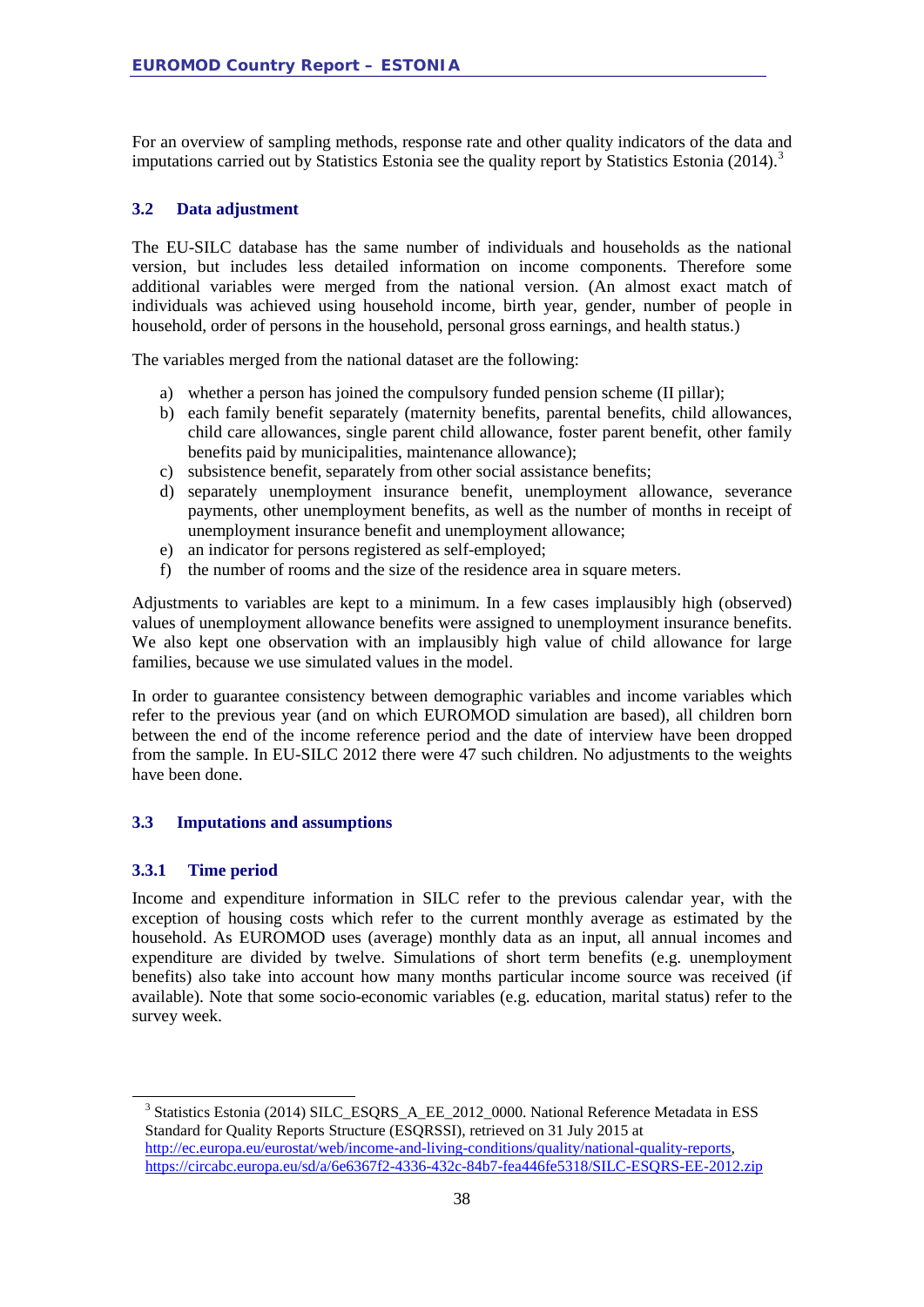For an overview of sampling methods, response rate and other quality indicators of the data and imputations carried out by Statistics Estonia see the quality report by Statistics Estonia (2014).[3]

### 3.2 Data adjustment

The EU-SILC database has the same number of individuals and households as the national version, but includes less detailed information on income components. Therefore some additional variables were merged from the national version. (An almost exact match of individuals was achieved using household income, birth year, gender, number of people in household, order of persons in the household, personal gross earnings, and health status.)

The variables merged from the national dataset are the following:

a) whether a person has joined the compulsory funded pension scheme (II pillar);
b) each family benefit separately (maternity benefits, parental benefits, child allowances, child care allowances, single parent child allowance, foster parent benefit, other family benefits paid by municipalities, maintenance allowance);
c) subsistence benefit, separately from other social assistance benefits;
d) separately unemployment insurance benefit, unemployment allowance, severance payments, other unemployment benefits, as well as the number of months in receipt of unemployment insurance benefit and unemployment allowance;
e) an indicator for persons registered as self-employed;
f) the number of rooms and the size of the residence area in square meters.

Adjustments to variables are kept to a minimum. In a few cases implausibly high (observed) values of unemployment allowance benefits were assigned to unemployment insurance benefits. We also kept one observation with an implausibly high value of child allowance for large families, because we use simulated values in the model.

In order to guarantee consistency between demographic variables and income variables which refer to the previous year (and on which EUROMOD simulation are based), all children born between the end of the income reference period and the date of interview have been dropped from the sample. In EU-SILC 2012 there were 47 such children. No adjustments to the weights have been done.

### 3.3 Imputations and assumptions

#### 3.3.1 Time period

Income and expenditure information in SILC refer to the previous calendar year, with the exception of housing costs which refer to the current monthly average as estimated by the household. As EUROMOD uses (average) monthly data as an input, all annual incomes and expenditure are divided by twelve. Simulations of short term benefits (e.g. unemployment benefits) also take into account how many months particular income source was received (if available). Note that some socio-economic variables (e.g. education, marital status) refer to the survey week.

---

[3] Statistics Estonia (2014) SILC_ESQRS_A_EE_2012_0000. National Reference Metadata in ESS Standard for Quality Reports Structure (ESQRSSI), retrieved on 31 July 2015 at http://ec.europa.eu/eurostat/web/income-and-living-conditions/quality/national-quality-reports, https://circabc.europa.eu/sd/a/6e6367f2-4336-432c-84b7-fea446fe5318/SILC-ESQRS-EE-2012.zip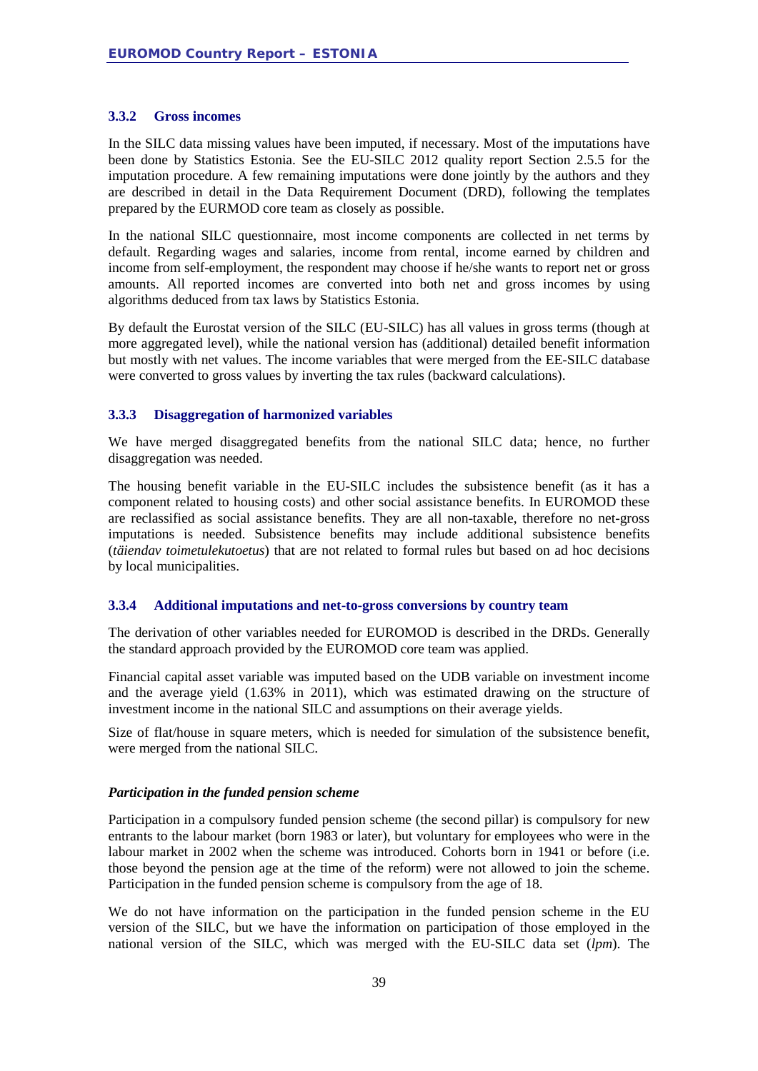### 3.3.2 Gross incomes

In the SILC data missing values have been imputed, if necessary. Most of the imputations have been done by Statistics Estonia. See the EU-SILC 2012 quality report Section 2.5.5 for the imputation procedure. A few remaining imputations were done jointly by the authors and they are described in detail in the Data Requirement Document (DRD), following the templates prepared by the EURMOD core team as closely as possible.

In the national SILC questionnaire, most income components are collected in net terms by default. Regarding wages and salaries, income from rental, income earned by children and income from self-employment, the respondent may choose if he/she wants to report net or gross amounts. All reported incomes are converted into both net and gross incomes by using algorithms deduced from tax laws by Statistics Estonia.

By default the Eurostat version of the SILC (EU-SILC) has all values in gross terms (though at more aggregated level), while the national version has (additional) detailed benefit information but mostly with net values. The income variables that were merged from the EE-SILC database were converted to gross values by inverting the tax rules (backward calculations).

### 3.3.3 Disaggregation of harmonized variables

We have merged disaggregated benefits from the national SILC data; hence, no further disaggregation was needed.

The housing benefit variable in the EU-SILC includes the subsistence benefit (as it has a component related to housing costs) and other social assistance benefits. In EUROMOD these are reclassified as social assistance benefits. They are all non-taxable, therefore no net-gross imputations is needed. Subsistence benefits may include additional subsistence benefits (*täiendav toimetulekutoetus*) that are not related to formal rules but based on ad hoc decisions by local municipalities.

### 3.3.4 Additional imputations and net-to-gross conversions by country team

The derivation of other variables needed for EUROMOD is described in the DRDs. Generally the standard approach provided by the EUROMOD core team was applied.

Financial capital asset variable was imputed based on the UDB variable on investment income and the average yield (1.63% in 2011), which was estimated drawing on the structure of investment income in the national SILC and assumptions on their average yields.

Size of flat/house in square meters, which is needed for simulation of the subsistence benefit, were merged from the national SILC.

#### *Participation in the funded pension scheme*

Participation in a compulsory funded pension scheme (the second pillar) is compulsory for new entrants to the labour market (born 1983 or later), but voluntary for employees who were in the labour market in 2002 when the scheme was introduced. Cohorts born in 1941 or before (i.e. those beyond the pension age at the time of the reform) were not allowed to join the scheme. Participation in the funded pension scheme is compulsory from the age of 18.

We do not have information on the participation in the funded pension scheme in the EU version of the SILC, but we have the information on participation of those employed in the national version of the SILC, which was merged with the EU-SILC data set (*lpm*). The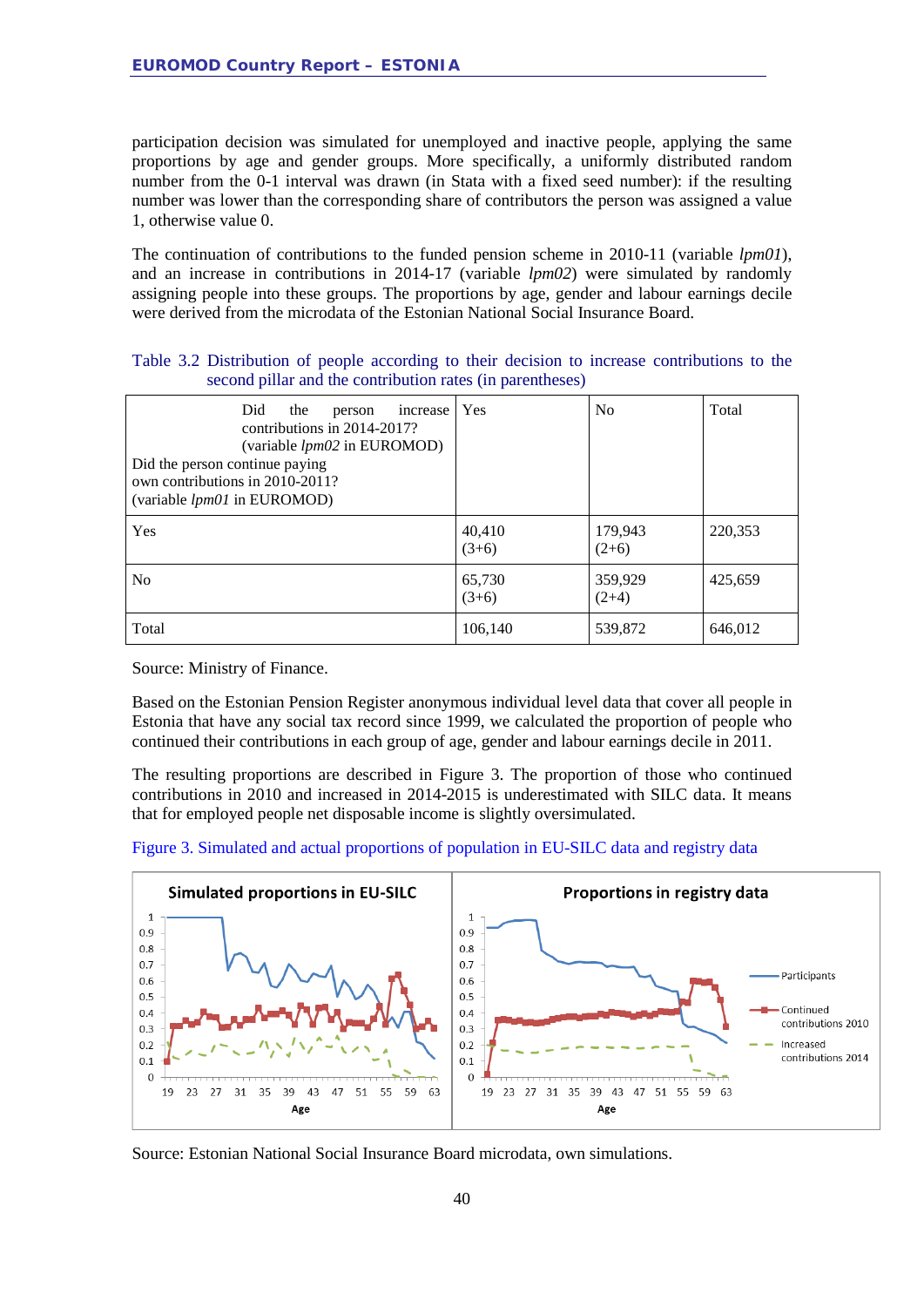participation decision was simulated for unemployed and inactive people, applying the same proportions by age and gender groups. More specifically, a uniformly distributed random number from the 0-1 interval was drawn (in Stata with a fixed seed number): if the resulting number was lower than the corresponding share of contributors the person was assigned a value 1, otherwise value 0.

The continuation of contributions to the funded pension scheme in 2010-11 (variable *lpm01*), and an increase in contributions in 2014-17 (variable *lpm02*) were simulated by randomly assigning people into these groups. The proportions by age, gender and labour earnings decile were derived from the microdata of the Estonian National Social Insurance Board.

Table 3.2 Distribution of people according to their decision to increase contributions to the second pillar and the contribution rates (in parentheses)

| Did the person increase contributions in 2014-2017? (variable *lpm02* in EUROMOD) / Did the person continue paying own contributions in 2010-2011? (variable *lpm01* in EUROMOD) | Yes | No | Total |
|---|---|---|---|
| Yes | 40,410 (3+6) | 179,943 (2+6) | 220,353 |
| No | 65,730 (3+6) | 359,929 (2+4) | 425,659 |
| Total | 106,140 | 539,872 | 646,012 |

Source: Ministry of Finance.

Based on the Estonian Pension Register anonymous individual level data that cover all people in Estonia that have any social tax record since 1999, we calculated the proportion of people who continued their contributions in each group of age, gender and labour earnings decile in 2011.

The resulting proportions are described in Figure 3. The proportion of those who continued contributions in 2010 and increased in 2014-2015 is underestimated with SILC data. It means that for employed people net disposable income is slightly oversimulated.

Figure 3. Simulated and actual proportions of population in EU-SILC data and registry data

Source: Estonian National Social Insurance Board microdata, own simulations.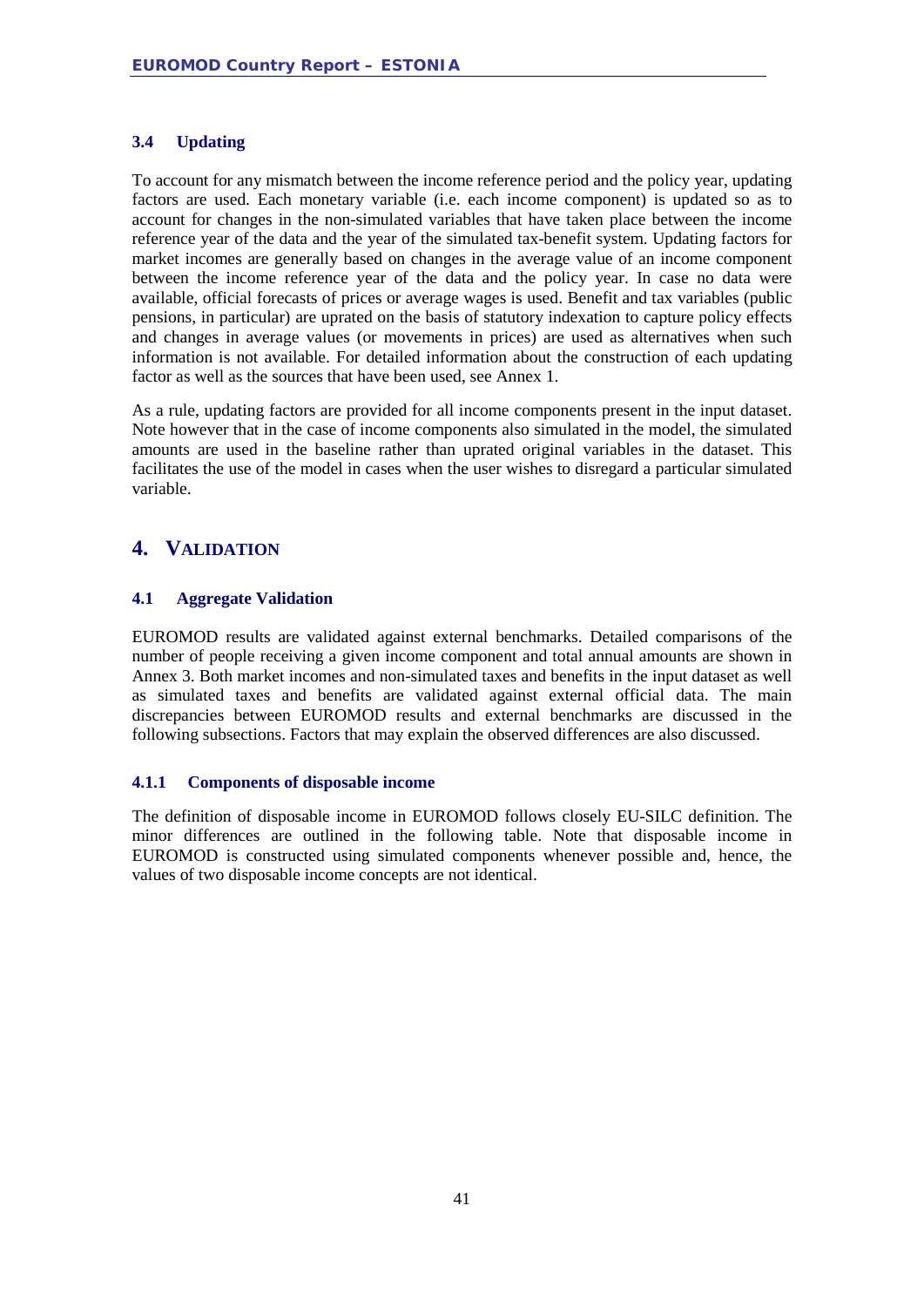### 3.4 Updating

To account for any mismatch between the income reference period and the policy year, updating factors are used. Each monetary variable (i.e. each income component) is updated so as to account for changes in the non-simulated variables that have taken place between the income reference year of the data and the year of the simulated tax-benefit system. Updating factors for market incomes are generally based on changes in the average value of an income component between the income reference year of the data and the policy year. In case no data were available, official forecasts of prices or average wages is used. Benefit and tax variables (public pensions, in particular) are uprated on the basis of statutory indexation to capture policy effects and changes in average values (or movements in prices) are used as alternatives when such information is not available. For detailed information about the construction of each updating factor as well as the sources that have been used, see Annex 1.

As a rule, updating factors are provided for all income components present in the input dataset. Note however that in the case of income components also simulated in the model, the simulated amounts are used in the baseline rather than uprated original variables in the dataset. This facilitates the use of the model in cases when the user wishes to disregard a particular simulated variable.

# 4. VALIDATION

## 4.1 Aggregate Validation

EUROMOD results are validated against external benchmarks. Detailed comparisons of the number of people receiving a given income component and total annual amounts are shown in Annex 3. Both market incomes and non-simulated taxes and benefits in the input dataset as well as simulated taxes and benefits are validated against external official data. The main discrepancies between EUROMOD results and external benchmarks are discussed in the following subsections. Factors that may explain the observed differences are also discussed.

### 4.1.1 Components of disposable income

The definition of disposable income in EUROMOD follows closely EU-SILC definition. The minor differences are outlined in the following table. Note that disposable income in EUROMOD is constructed using simulated components whenever possible and, hence, the values of two disposable income concepts are not identical.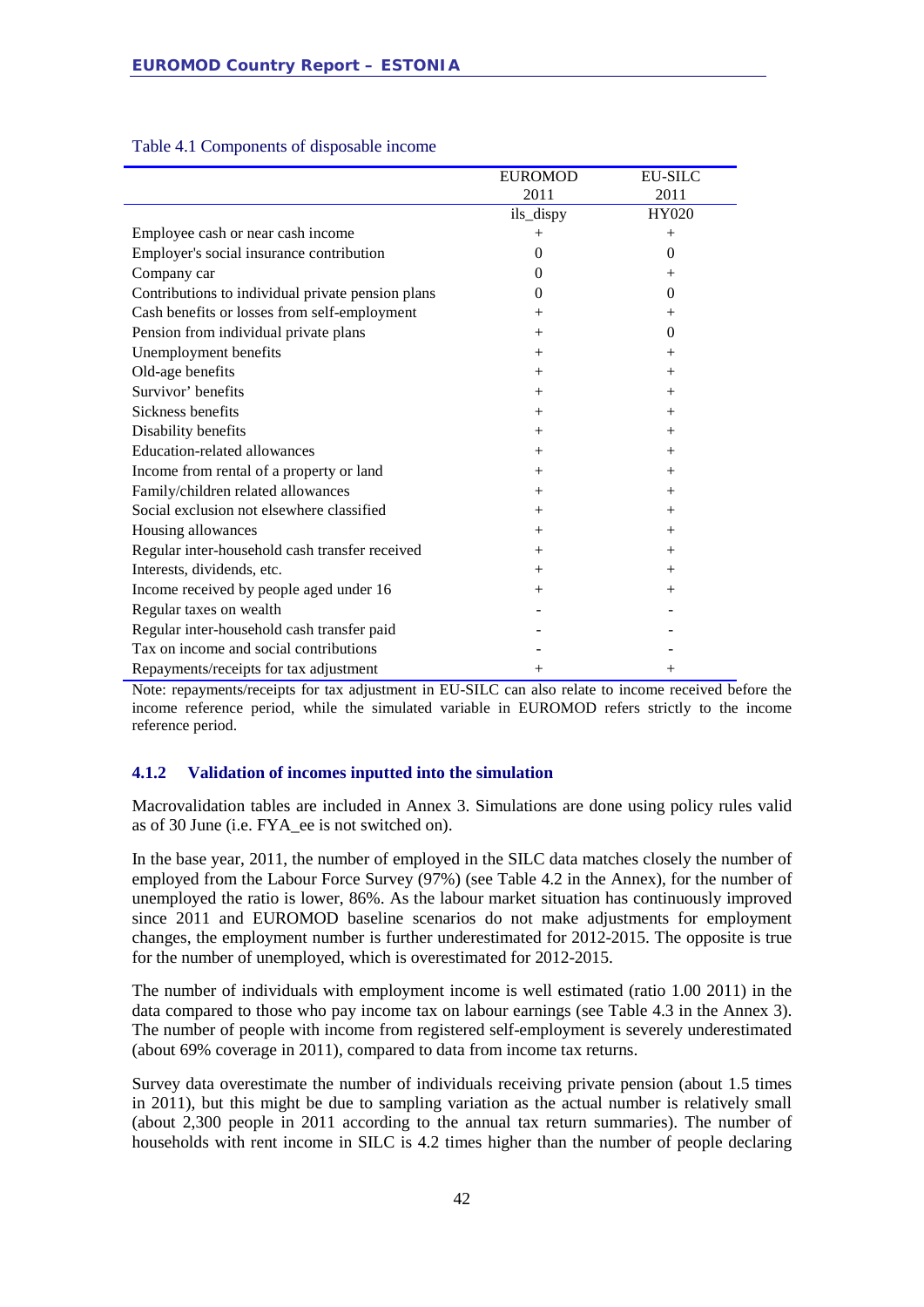Table 4.1 Components of disposable income

| | EUROMOD 2011 | EU-SILC 2011 |
|---|---|---|
| | ils_dispy | HY020 |
| Employee cash or near cash income | + | + |
| Employer's social insurance contribution | 0 | 0 |
| Company car | 0 | + |
| Contributions to individual private pension plans | 0 | 0 |
| Cash benefits or losses from self-employment | + | + |
| Pension from individual private plans | + | 0 |
| Unemployment benefits | + | + |
| Old-age benefits | + | + |
| Survivor' benefits | + | + |
| Sickness benefits | + | + |
| Disability benefits | + | + |
| Education-related allowances | + | + |
| Income from rental of a property or land | + | + |
| Family/children related allowances | + | + |
| Social exclusion not elsewhere classified | + | + |
| Housing allowances | + | + |
| Regular inter-household cash transfer received | + | + |
| Interests, dividends, etc. | + | + |
| Income received by people aged under 16 | + | + |
| Regular taxes on wealth | - | - |
| Regular inter-household cash transfer paid | - | - |
| Tax on income and social contributions | - | - |
| Repayments/receipts for tax adjustment | + | + |

Note: repayments/receipts for tax adjustment in EU-SILC can also relate to income received before the income reference period, while the simulated variable in EUROMOD refers strictly to the income reference period.

### 4.1.2 Validation of incomes inputted into the simulation

Macrovalidation tables are included in Annex 3. Simulations are done using policy rules valid as of 30 June (i.e. FYA_ee is not switched on).

In the base year, 2011, the number of employed in the SILC data matches closely the number of employed from the Labour Force Survey (97%) (see Table 4.2 in the Annex), for the number of unemployed the ratio is lower, 86%. As the labour market situation has continuously improved since 2011 and EUROMOD baseline scenarios do not make adjustments for employment changes, the employment number is further underestimated for 2012-2015. The opposite is true for the number of unemployed, which is overestimated for 2012-2015.

The number of individuals with employment income is well estimated (ratio 1.00 2011) in the data compared to those who pay income tax on labour earnings (see Table 4.3 in the Annex 3). The number of people with income from registered self-employment is severely underestimated (about 69% coverage in 2011), compared to data from income tax returns.

Survey data overestimate the number of individuals receiving private pension (about 1.5 times in 2011), but this might be due to sampling variation as the actual number is relatively small (about 2,300 people in 2011 according to the annual tax return summaries). The number of households with rent income in SILC is 4.2 times higher than the number of people declaring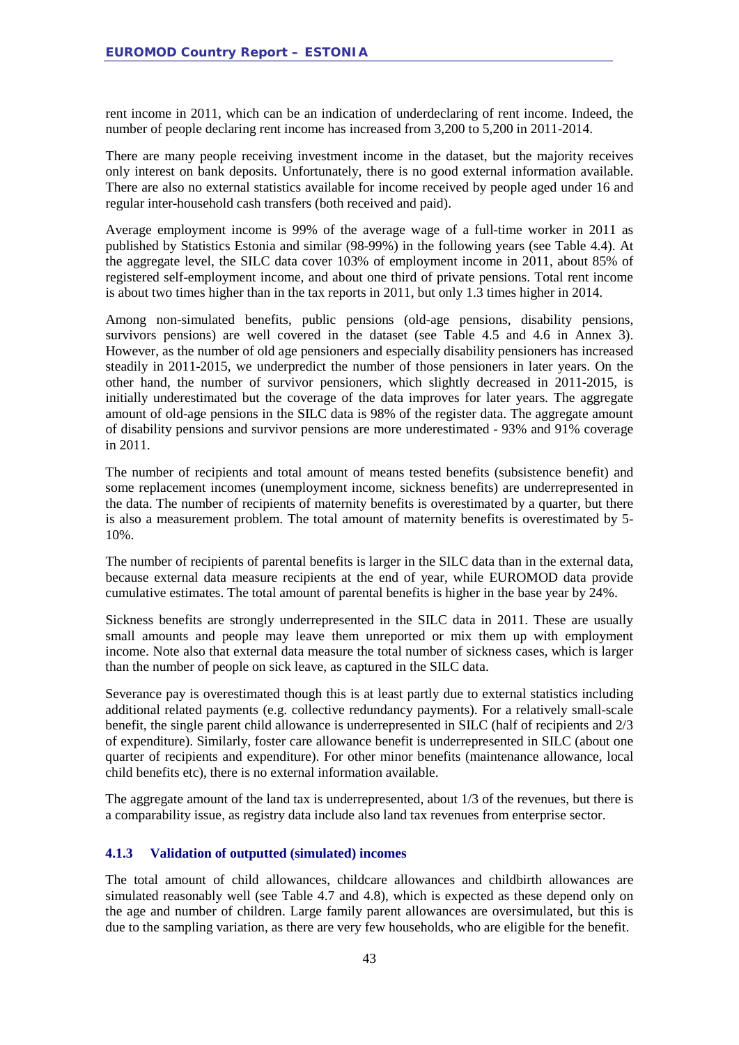rent income in 2011, which can be an indication of underdeclaring of rent income. Indeed, the number of people declaring rent income has increased from 3,200 to 5,200 in 2011-2014.

There are many people receiving investment income in the dataset, but the majority receives only interest on bank deposits. Unfortunately, there is no good external information available. There are also no external statistics available for income received by people aged under 16 and regular inter-household cash transfers (both received and paid).

Average employment income is 99% of the average wage of a full-time worker in 2011 as published by Statistics Estonia and similar (98-99%) in the following years (see Table 4.4). At the aggregate level, the SILC data cover 103% of employment income in 2011, about 85% of registered self-employment income, and about one third of private pensions. Total rent income is about two times higher than in the tax reports in 2011, but only 1.3 times higher in 2014.

Among non-simulated benefits, public pensions (old-age pensions, disability pensions, survivors pensions) are well covered in the dataset (see Table 4.5 and 4.6 in Annex 3). However, as the number of old age pensioners and especially disability pensioners has increased steadily in 2011-2015, we underpredict the number of those pensioners in later years. On the other hand, the number of survivor pensioners, which slightly decreased in 2011-2015, is initially underestimated but the coverage of the data improves for later years. The aggregate amount of old-age pensions in the SILC data is 98% of the register data. The aggregate amount of disability pensions and survivor pensions are more underestimated - 93% and 91% coverage in 2011.

The number of recipients and total amount of means tested benefits (subsistence benefit) and some replacement incomes (unemployment income, sickness benefits) are underrepresented in the data. The number of recipients of maternity benefits is overestimated by a quarter, but there is also a measurement problem. The total amount of maternity benefits is overestimated by 5-10%.

The number of recipients of parental benefits is larger in the SILC data than in the external data, because external data measure recipients at the end of year, while EUROMOD data provide cumulative estimates. The total amount of parental benefits is higher in the base year by 24%.

Sickness benefits are strongly underrepresented in the SILC data in 2011. These are usually small amounts and people may leave them unreported or mix them up with employment income. Note also that external data measure the total number of sickness cases, which is larger than the number of people on sick leave, as captured in the SILC data.

Severance pay is overestimated though this is at least partly due to external statistics including additional related payments (e.g. collective redundancy payments). For a relatively small-scale benefit, the single parent child allowance is underrepresented in SILC (half of recipients and 2/3 of expenditure). Similarly, foster care allowance benefit is underrepresented in SILC (about one quarter of recipients and expenditure). For other minor benefits (maintenance allowance, local child benefits etc), there is no external information available.

The aggregate amount of the land tax is underrepresented, about 1/3 of the revenues, but there is a comparability issue, as registry data include also land tax revenues from enterprise sector.

### 4.1.3 Validation of outputted (simulated) incomes

The total amount of child allowances, childcare allowances and childbirth allowances are simulated reasonably well (see Table 4.7 and 4.8), which is expected as these depend only on the age and number of children. Large family parent allowances are oversimulated, but this is due to the sampling variation, as there are very few households, who are eligible for the benefit.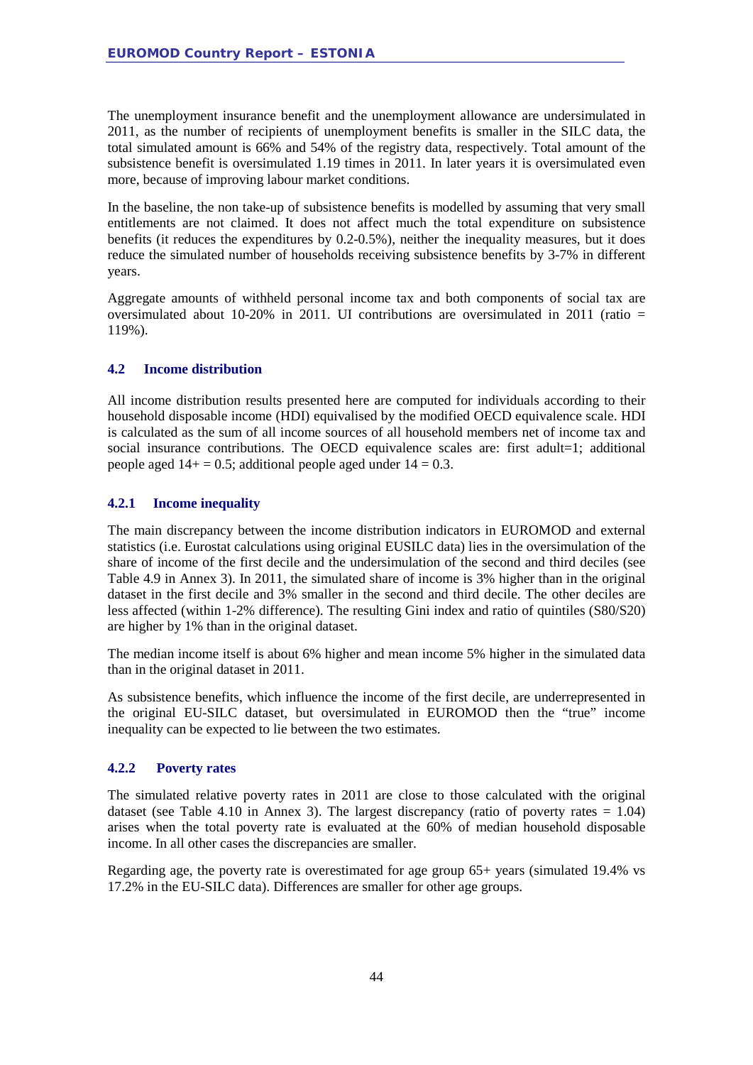The unemployment insurance benefit and the unemployment allowance are undersimulated in 2011, as the number of recipients of unemployment benefits is smaller in the SILC data, the total simulated amount is 66% and 54% of the registry data, respectively. Total amount of the subsistence benefit is oversimulated 1.19 times in 2011. In later years it is oversimulated even more, because of improving labour market conditions.

In the baseline, the non take-up of subsistence benefits is modelled by assuming that very small entitlements are not claimed. It does not affect much the total expenditure on subsistence benefits (it reduces the expenditures by 0.2-0.5%), neither the inequality measures, but it does reduce the simulated number of households receiving subsistence benefits by 3-7% in different years.

Aggregate amounts of withheld personal income tax and both components of social tax are oversimulated about 10-20% in 2011. UI contributions are oversimulated in 2011 (ratio = 119%).

### 4.2 Income distribution

All income distribution results presented here are computed for individuals according to their household disposable income (HDI) equivalised by the modified OECD equivalence scale. HDI is calculated as the sum of all income sources of all household members net of income tax and social insurance contributions. The OECD equivalence scales are: first adult=1; additional people aged 14+ = 0.5; additional people aged under 14 = 0.3.

#### 4.2.1 Income inequality

The main discrepancy between the income distribution indicators in EUROMOD and external statistics (i.e. Eurostat calculations using original EUSILC data) lies in the oversimulation of the share of income of the first decile and the undersimulation of the second and third deciles (see Table 4.9 in Annex 3). In 2011, the simulated share of income is 3% higher than in the original dataset in the first decile and 3% smaller in the second and third decile. The other deciles are less affected (within 1-2% difference). The resulting Gini index and ratio of quintiles (S80/S20) are higher by 1% than in the original dataset.

The median income itself is about 6% higher and mean income 5% higher in the simulated data than in the original dataset in 2011.

As subsistence benefits, which influence the income of the first decile, are underrepresented in the original EU-SILC dataset, but oversimulated in EUROMOD then the "true" income inequality can be expected to lie between the two estimates.

#### 4.2.2 Poverty rates

The simulated relative poverty rates in 2011 are close to those calculated with the original dataset (see Table 4.10 in Annex 3). The largest discrepancy (ratio of poverty rates = 1.04) arises when the total poverty rate is evaluated at the 60% of median household disposable income. In all other cases the discrepancies are smaller.

Regarding age, the poverty rate is overestimated for age group 65+ years (simulated 19.4% vs 17.2% in the EU-SILC data). Differences are smaller for other age groups.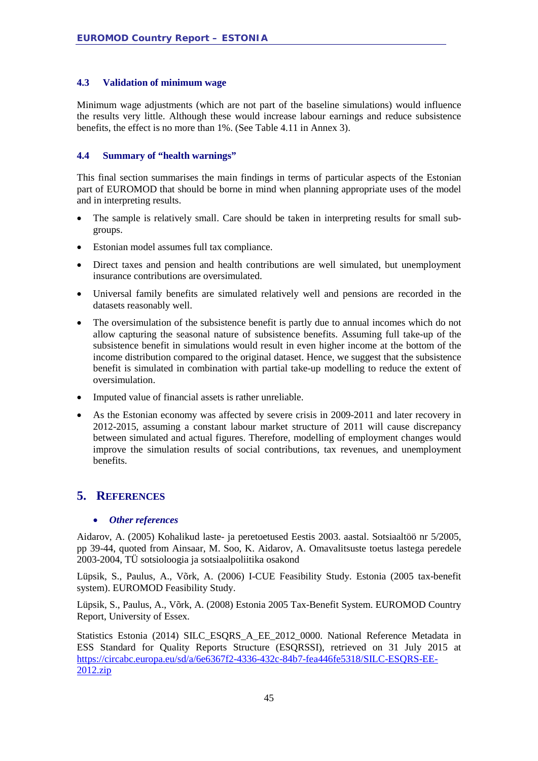### 4.3 Validation of minimum wage

Minimum wage adjustments (which are not part of the baseline simulations) would influence the results very little. Although these would increase labour earnings and reduce subsistence benefits, the effect is no more than 1%. (See Table 4.11 in Annex 3).

### 4.4 Summary of "health warnings"

This final section summarises the main findings in terms of particular aspects of the Estonian part of EUROMOD that should be borne in mind when planning appropriate uses of the model and in interpreting results.

- The sample is relatively small. Care should be taken in interpreting results for small sub-groups.
- Estonian model assumes full tax compliance.
- Direct taxes and pension and health contributions are well simulated, but unemployment insurance contributions are oversimulated.
- Universal family benefits are simulated relatively well and pensions are recorded in the datasets reasonably well.
- The oversimulation of the subsistence benefit is partly due to annual incomes which do not allow capturing the seasonal nature of subsistence benefits. Assuming full take-up of the subsistence benefit in simulations would result in even higher income at the bottom of the income distribution compared to the original dataset. Hence, we suggest that the subsistence benefit is simulated in combination with partial take-up modelling to reduce the extent of oversimulation.
- Imputed value of financial assets is rather unreliable.
- As the Estonian economy was affected by severe crisis in 2009-2011 and later recovery in 2012-2015, assuming a constant labour market structure of 2011 will cause discrepancy between simulated and actual figures. Therefore, modelling of employment changes would improve the simulation results of social contributions, tax revenues, and unemployment benefits.

## 5. References

- ***Other references***

Aidarov, A. (2005) Kohalikud laste- ja peretoetused Eestis 2003. aastal. Sotsiaaltöö nr 5/2005, pp 39-44, quoted from Ainsaar, M. Soo, K. Aidarov, A. Omavalitsuste toetus lastega peredele 2003-2004, TÜ sotsioloogia ja sotsiaalpoliitika osakond

Lüpsik, S., Paulus, A., Võrk, A. (2006) I-CUE Feasibility Study. Estonia (2005 tax-benefit system). EUROMOD Feasibility Study.

Lüpsik, S., Paulus, A., Võrk, A. (2008) Estonia 2005 Tax-Benefit System. EUROMOD Country Report, University of Essex.

Statistics Estonia (2014) SILC_ESQRS_A_EE_2012_0000. National Reference Metadata in ESS Standard for Quality Reports Structure (ESQRSSI), retrieved on 31 July 2015 at https://circabc.europa.eu/sd/a/6e6367f2-4336-432c-84b7-fea446fe5318/SILC-ESQRS-EE-2012.zip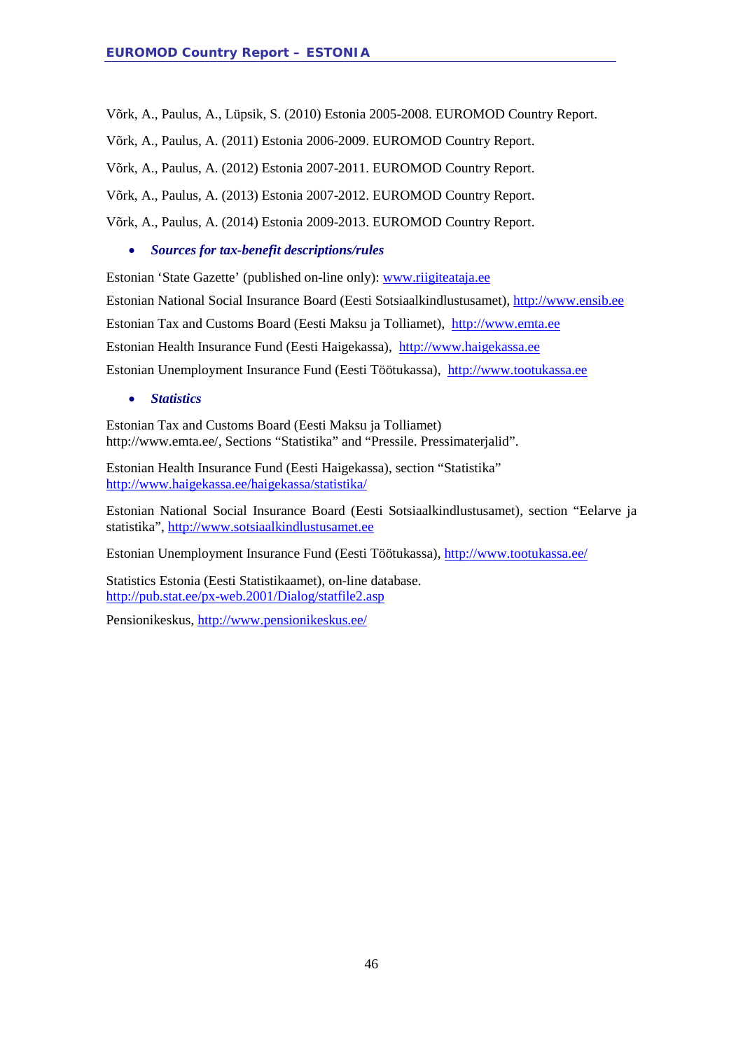Võrk, A., Paulus, A., Lüpsik, S. (2010) Estonia 2005-2008. EUROMOD Country Report.

Võrk, A., Paulus, A. (2011) Estonia 2006-2009. EUROMOD Country Report.

Võrk, A., Paulus, A. (2012) Estonia 2007-2011. EUROMOD Country Report.

Võrk, A., Paulus, A. (2013) Estonia 2007-2012. EUROMOD Country Report.

Võrk, A., Paulus, A. (2014) Estonia 2009-2013. EUROMOD Country Report.

- ***Sources for tax-benefit descriptions/rules***

Estonian 'State Gazette' (published on-line only): www.riigiteataja.ee

Estonian National Social Insurance Board (Eesti Sotsiaalkindlustusamet), http://www.ensib.ee

Estonian Tax and Customs Board (Eesti Maksu ja Tolliamet), http://www.emta.ee

Estonian Health Insurance Fund (Eesti Haigekassa), http://www.haigekassa.ee

Estonian Unemployment Insurance Fund (Eesti Töötukassa), http://www.tootukassa.ee

- ***Statistics***

Estonian Tax and Customs Board (Eesti Maksu ja Tolliamet)
http://www.emta.ee/, Sections "Statistika" and "Pressile. Pressimaterjalid".

Estonian Health Insurance Fund (Eesti Haigekassa), section "Statistika"
http://www.haigekassa.ee/haigekassa/statistika/

Estonian National Social Insurance Board (Eesti Sotsiaalkindlustusamet), section "Eelarve ja statistika", http://www.sotsiaalkindlustusamet.ee

Estonian Unemployment Insurance Fund (Eesti Töötukassa), http://www.tootukassa.ee/

Statistics Estonia (Eesti Statistikaamet), on-line database.
http://pub.stat.ee/px-web.2001/Dialog/statfile2.asp

Pensionikeskus, http://www.pensionikeskus.ee/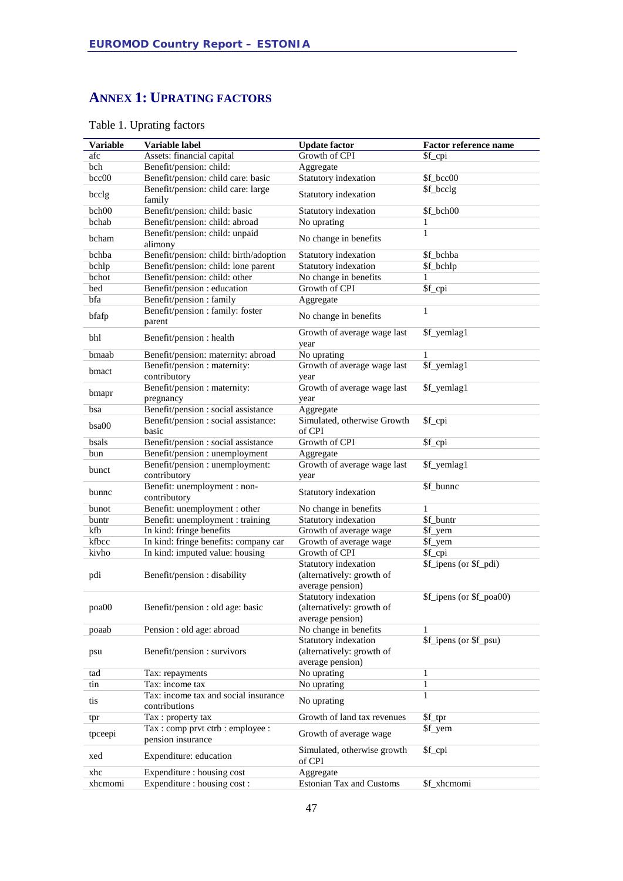## ANNEX 1: UPRATING FACTORS

Table 1. Uprating factors

| Variable | Variable label | Update factor | Factor reference name |
|---|---|---|---|
| afc | Assets: financial capital | Growth of CPI | $f_cpi |
| bch | Benefit/pension: child: | Aggregate | |
| bcc00 | Benefit/pension: child care: basic | Statutory indexation | $f_bcc00 |
| bcclg | Benefit/pension: child care: large family | Statutory indexation | $f_bcclg |
| bch00 | Benefit/pension: child: basic | Statutory indexation | $f_bch00 |
| bchab | Benefit/pension: child: abroad | No uprating | 1 |
| bcham | Benefit/pension: child: unpaid alimony | No change in benefits | 1 |
| bchba | Benefit/pension: child: birth/adoption | Statutory indexation | $f_bchba |
| bchlp | Benefit/pension: child: lone parent | Statutory indexation | $f_bchlp |
| bchot | Benefit/pension: child: other | No change in benefits | 1 |
| bed | Benefit/pension : education | Growth of CPI | $f_cpi |
| bfa | Benefit/pension : family | Aggregate | |
| bfafp | Benefit/pension : family: foster parent | No change in benefits | 1 |
| bhl | Benefit/pension : health | Growth of average wage last year | $f_yemlag1 |
| bmaab | Benefit/pension: maternity: abroad | No uprating | 1 |
| bmact | Benefit/pension : maternity: contributory | Growth of average wage last year | $f_yemlag1 |
| bmapr | Benefit/pension : maternity: pregnancy | Growth of average wage last year | $f_yemlag1 |
| bsa | Benefit/pension : social assistance | Aggregate | |
| bsa00 | Benefit/pension : social assistance: basic | Simulated, otherwise Growth of CPI | $f_cpi |
| bsals | Benefit/pension : social assistance | Growth of CPI | $f_cpi |
| bun | Benefit/pension : unemployment | Aggregate | |
| bunct | Benefit/pension : unemployment: contributory | Growth of average wage last year | $f_yemlag1 |
| bunnc | Benefit: unemployment : non-contributory | Statutory indexation | $f_bunnc |
| bunot | Benefit: unemployment : other | No change in benefits | 1 |
| buntr | Benefit: unemployment : training | Statutory indexation | $f_buntr |
| kfb | In kind: fringe benefits | Growth of average wage | $f_yem |
| kfbcc | In kind: fringe benefits: company car | Growth of average wage | $f_yem |
| kivho | In kind: imputed value: housing | Growth of CPI | $f_cpi |
| pdi | Benefit/pension : disability | Statutory indexation (alternatively: growth of average pension) | $f_ipens (or $f_pdi) |
| poa00 | Benefit/pension : old age: basic | Statutory indexation (alternatively: growth of average pension) | $f_ipens (or $f_poa00) |
| poaab | Pension : old age: abroad | No change in benefits | 1 |
| psu | Benefit/pension : survivors | Statutory indexation (alternatively: growth of average pension) | $f_ipens (or $f_psu) |
| tad | Tax: repayments | No uprating | 1 |
| tin | Tax: income tax | No uprating | 1 |
| tis | Tax: income tax and social insurance contributions | No uprating | 1 |
| tpr | Tax : property tax | Growth of land tax revenues | $f_tpr |
| tpceepi | Tax : comp prvt ctrb : employee : pension insurance | Growth of average wage | $f_yem |
| xed | Expenditure: education | Simulated, otherwise growth of CPI | $f_cpi |
| xhc | Expenditure : housing cost | Aggregate | |
| xhcmomi | Expenditure : housing cost : | Estonian Tax and Customs | $f_xhcmomi |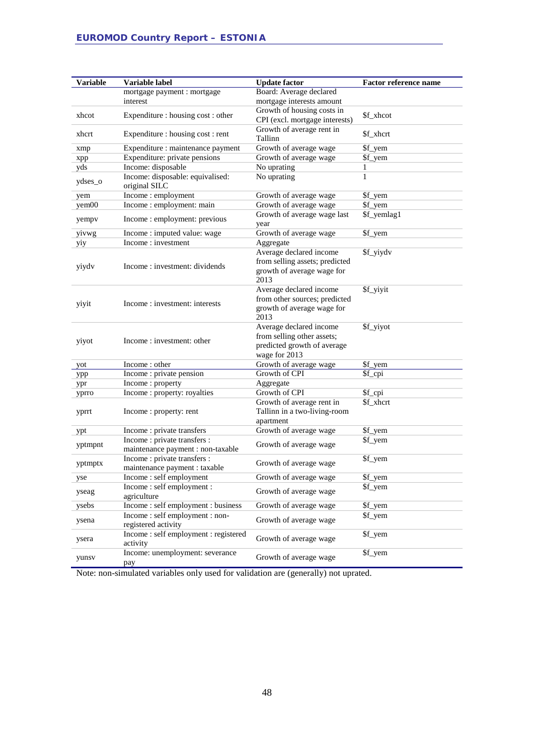| Variable | Variable label | Update factor | Factor reference name |
|---|---|---|---|
| | mortgage payment : mortgage interest | Board: Average declared mortgage interests amount | |
| xhcot | Expenditure : housing cost : other | Growth of housing costs in CPI (excl. mortgage interests) | $f_xhcot |
| xhcrt | Expenditure : housing cost : rent | Growth of average rent in Tallinn | $f_xhcrt |
| xmp | Expenditure : maintenance payment | Growth of average wage | $f_yem |
| xpp | Expenditure: private pensions | Growth of average wage | $f_yem |
| yds | Income: disposable | No uprating | 1 |
| ydses_o | Income: disposable: equivalised: original SILC | No uprating | 1 |
| yem | Income : employment | Growth of average wage | $f_yem |
| yem00 | Income : employment: main | Growth of average wage | $f_yem |
| yempv | Income : employment: previous | Growth of average wage last year | $f_yemlag1 |
| yivwg | Income : imputed value: wage | Growth of average wage | $f_yem |
| yiy | Income : investment | Aggregate | |
| yiydv | Income : investment: dividends | Average declared income from selling assets; predicted growth of average wage for 2013 | $f_yiydv |
| yiyit | Income : investment: interests | Average declared income from other sources; predicted growth of average wage for 2013 | $f_yiyit |
| yiyot | Income : investment: other | Average declared income from selling other assets; predicted growth of average wage for 2013 | $f_yiyot |
| yot | Income : other | Growth of average wage | $f_yem |
| ypp | Income : private pension | Growth of CPI | $f_cpi |
| ypr | Income : property | Aggregate | |
| yprro | Income : property: royalties | Growth of CPI | $f_cpi |
| yprrt | Income : property: rent | Growth of average rent in Tallinn in a two-living-room apartment | $f_xhcrt |
| ypt | Income : private transfers | Growth of average wage | $f_yem |
| yptmpnt | Income : private transfers : maintenance payment : non-taxable | Growth of average wage | $f_yem |
| yptmptx | Income : private transfers : maintenance payment : taxable | Growth of average wage | $f_yem |
| yse | Income : self employment | Growth of average wage | $f_yem |
| yseag | Income : self employment : agriculture | Growth of average wage | $f_yem |
| ysebs | Income : self employment : business | Growth of average wage | $f_yem |
| ysena | Income : self employment : non-registered activity | Growth of average wage | $f_yem |
| ysera | Income : self employment : registered activity | Growth of average wage | $f_yem |
| yunsv | Income: unemployment: severance pay | Growth of average wage | $f_yem |

Note: non-simulated variables only used for validation are (generally) not uprated.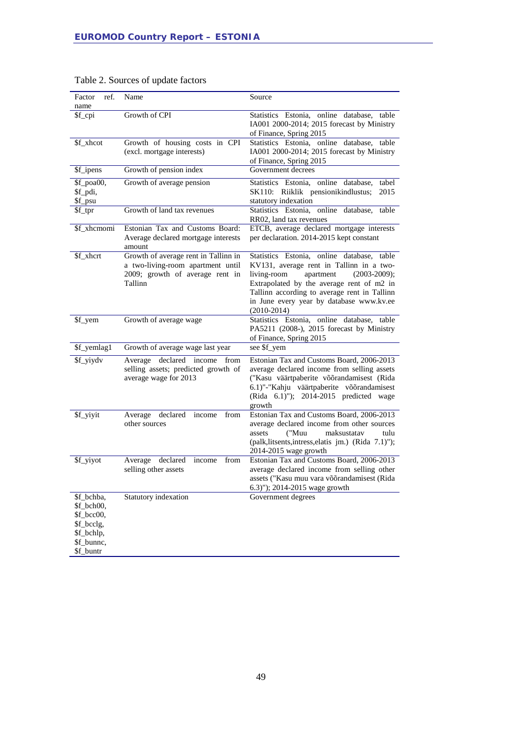Table 2. Sources of update factors

| Factor ref. name | Name | Source |
|---|---|---|
| $f_cpi | Growth of CPI | Statistics Estonia, online database, table IA001 2000-2014; 2015 forecast by Ministry of Finance, Spring 2015 |
| $f_xhcot | Growth of housing costs in CPI (excl. mortgage interests) | Statistics Estonia, online database, table IA001 2000-2014; 2015 forecast by Ministry of Finance, Spring 2015 |
| $f_ipens | Growth of pension index | Government decrees |
| $f_poa00, $f_pdi, $f_psu | Growth of average pension | Statistics Estonia, online database, tabel SK110: Riiklik pensionikindlustus; 2015 statutory indexation |
| $f_tpr | Growth of land tax revenues | Statistics Estonia, online database, table RR02, land tax revenues |
| $f_xhcmomi | Estonian Tax and Customs Board: Average declared mortgage interests amount | ETCB, average declared mortgage interests per declaration. 2014-2015 kept constant |
| $f_xhcrt | Growth of average rent in Tallinn in a two-living-room apartment until 2009; growth of average rent in Tallinn | Statistics Estonia, online database, table KV131, average rent in Tallinn in a two-living-room apartment (2003-2009); Extrapolated by the average rent of m2 in Tallinn according to average rent in Tallinn in June every year by database www.kv.ee (2010-2014) |
| $f_yem | Growth of average wage | Statistics Estonia, online database, table PA5211 (2008-), 2015 forecast by Ministry of Finance, Spring 2015 |
| $f_yemlag1 | Growth of average wage last year | see $f_yem |
| $f_yiydv | Average declared income from selling assets; predicted growth of average wage for 2013 | Estonian Tax and Customs Board, 2006-2013 average declared income from selling assets ("Kasu väärtpaberite võõrandamisest (Rida 6.1)"-"Kahju väärtpaberite võõrandamisest (Rida 6.1)"); 2014-2015 predicted wage growth |
| $f_yiyit | Average declared income from other sources | Estonian Tax and Customs Board, 2006-2013 average declared income from other sources assets ("Muu maksustatav tulu (palk,litsents,intress,elatis jm.) (Rida 7.1)"); 2014-2015 wage growth |
| $f_yiyot | Average declared income from selling other assets | Estonian Tax and Customs Board, 2006-2013 average declared income from selling other assets ("Kasu muu vara võõrandamisest (Rida 6.3)"); 2014-2015 wage growth |
| $f_bchba, $f_bch00, $f_bcc00, $f_bcclg, $f_bchlp, $f_bunnc, $f_buntr | Statutory indexation | Government degrees |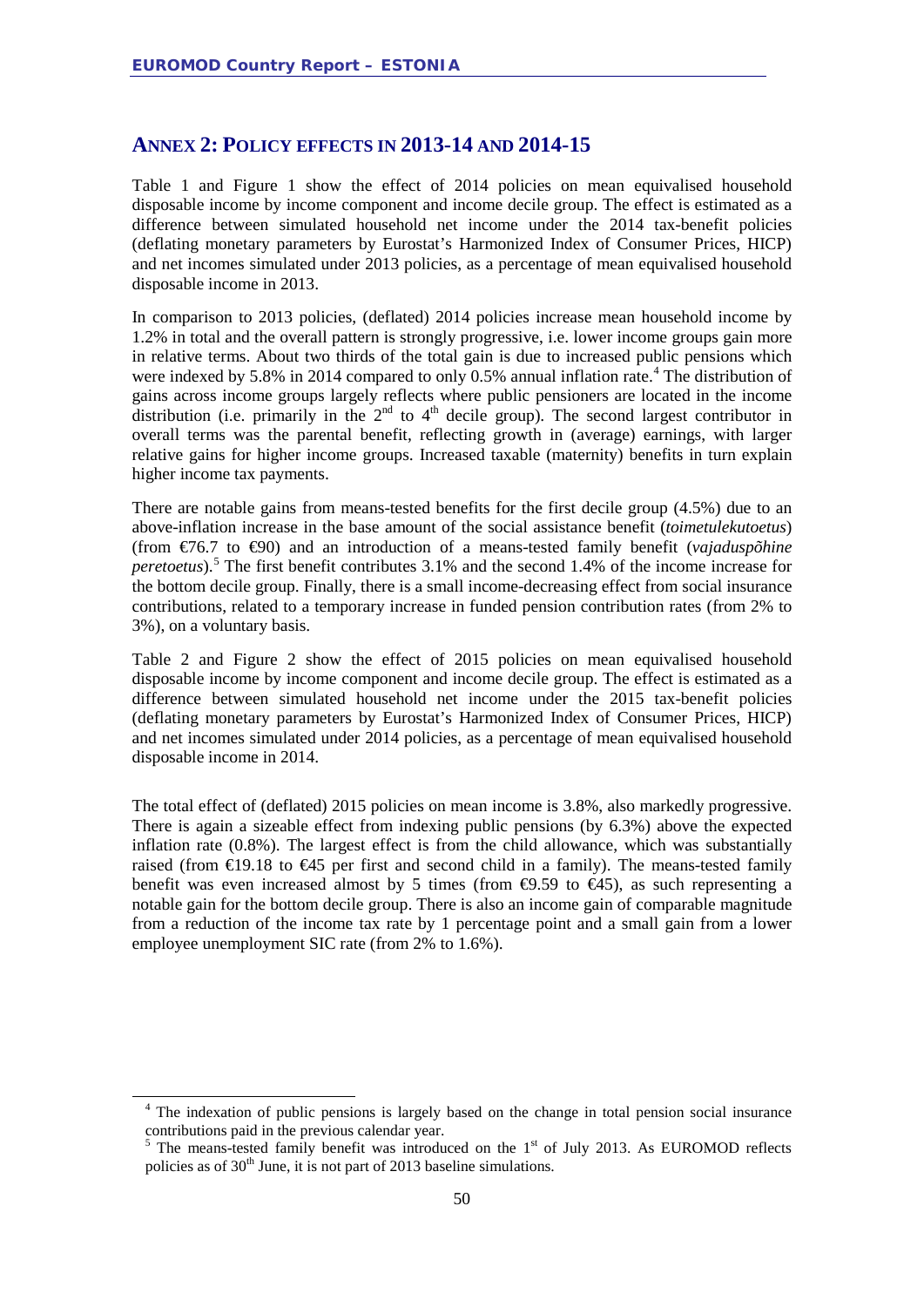## ANNEX 2: POLICY EFFECTS IN 2013-14 AND 2014-15

Table 1 and Figure 1 show the effect of 2014 policies on mean equivalised household disposable income by income component and income decile group. The effect is estimated as a difference between simulated household net income under the 2014 tax-benefit policies (deflating monetary parameters by Eurostat's Harmonized Index of Consumer Prices, HICP) and net incomes simulated under 2013 policies, as a percentage of mean equivalised household disposable income in 2013.

In comparison to 2013 policies, (deflated) 2014 policies increase mean household income by 1.2% in total and the overall pattern is strongly progressive, i.e. lower income groups gain more in relative terms. About two thirds of the total gain is due to increased public pensions which were indexed by 5.8% in 2014 compared to only 0.5% annual inflation rate.[4] The distribution of gains across income groups largely reflects where public pensioners are located in the income distribution (i.e. primarily in the 2nd to 4th decile group). The second largest contributor in overall terms was the parental benefit, reflecting growth in (average) earnings, with larger relative gains for higher income groups. Increased taxable (maternity) benefits in turn explain higher income tax payments.

There are notable gains from means-tested benefits for the first decile group (4.5%) due to an above-inflation increase in the base amount of the social assistance benefit (*toimetulekutoetus*) (from €76.7 to €90) and an introduction of a means-tested family benefit (*vajaduspõhine peretoetus*).[5] The first benefit contributes 3.1% and the second 1.4% of the income increase for the bottom decile group. Finally, there is a small income-decreasing effect from social insurance contributions, related to a temporary increase in funded pension contribution rates (from 2% to 3%), on a voluntary basis.

Table 2 and Figure 2 show the effect of 2015 policies on mean equivalised household disposable income by income component and income decile group. The effect is estimated as a difference between simulated household net income under the 2015 tax-benefit policies (deflating monetary parameters by Eurostat's Harmonized Index of Consumer Prices, HICP) and net incomes simulated under 2014 policies, as a percentage of mean equivalised household disposable income in 2014.

The total effect of (deflated) 2015 policies on mean income is 3.8%, also markedly progressive. There is again a sizeable effect from indexing public pensions (by 6.3%) above the expected inflation rate (0.8%). The largest effect is from the child allowance, which was substantially raised (from €19.18 to €45 per first and second child in a family). The means-tested family benefit was even increased almost by 5 times (from €9.59 to €45), as such representing a notable gain for the bottom decile group. There is also an income gain of comparable magnitude from a reduction of the income tax rate by 1 percentage point and a small gain from a lower employee unemployment SIC rate (from 2% to 1.6%).

[4] The indexation of public pensions is largely based on the change in total pension social insurance contributions paid in the previous calendar year.

[5] The means-tested family benefit was introduced on the 1st of July 2013. As EUROMOD reflects policies as of 30th June, it is not part of 2013 baseline simulations.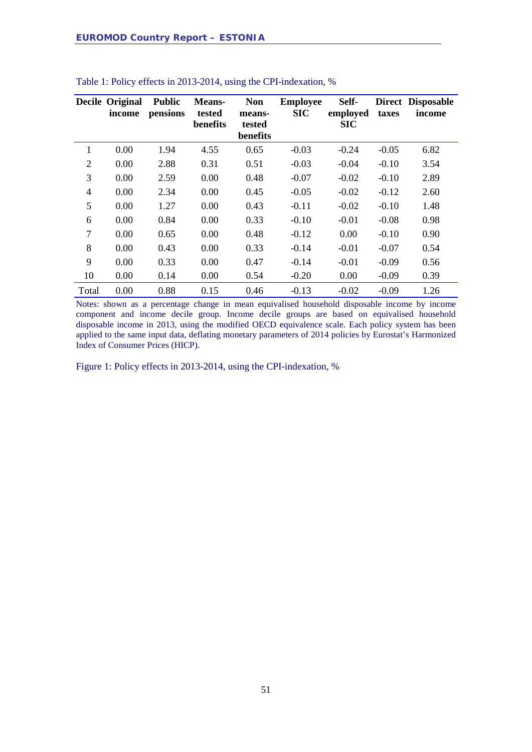Table 1: Policy effects in 2013-2014, using the CPI-indexation, %

| Decile | Original income | Public pensions | Means-tested benefits | Non means-tested benefits | Employee SIC | Self-employed SIC | Direct taxes | Disposable income |
|---|---|---|---|---|---|---|---|---|
| 1 | 0.00 | 1.94 | 4.55 | 0.65 | -0.03 | -0.24 | -0.05 | 6.82 |
| 2 | 0.00 | 2.88 | 0.31 | 0.51 | -0.03 | -0.04 | -0.10 | 3.54 |
| 3 | 0.00 | 2.59 | 0.00 | 0.48 | -0.07 | -0.02 | -0.10 | 2.89 |
| 4 | 0.00 | 2.34 | 0.00 | 0.45 | -0.05 | -0.02 | -0.12 | 2.60 |
| 5 | 0.00 | 1.27 | 0.00 | 0.43 | -0.11 | -0.02 | -0.10 | 1.48 |
| 6 | 0.00 | 0.84 | 0.00 | 0.33 | -0.10 | -0.01 | -0.08 | 0.98 |
| 7 | 0.00 | 0.65 | 0.00 | 0.48 | -0.12 | 0.00 | -0.10 | 0.90 |
| 8 | 0.00 | 0.43 | 0.00 | 0.33 | -0.14 | -0.01 | -0.07 | 0.54 |
| 9 | 0.00 | 0.33 | 0.00 | 0.47 | -0.14 | -0.01 | -0.09 | 0.56 |
| 10 | 0.00 | 0.14 | 0.00 | 0.54 | -0.20 | 0.00 | -0.09 | 0.39 |
| Total | 0.00 | 0.88 | 0.15 | 0.46 | -0.13 | -0.02 | -0.09 | 1.26 |

Notes: shown as a percentage change in mean equivalised household disposable income by income component and income decile group. Income decile groups are based on equivalised household disposable income in 2013, using the modified OECD equivalence scale. Each policy system has been applied to the same input data, deflating monetary parameters of 2014 policies by Eurostat's Harmonized Index of Consumer Prices (HICP).

Figure 1: Policy effects in 2013-2014, using the CPI-indexation, %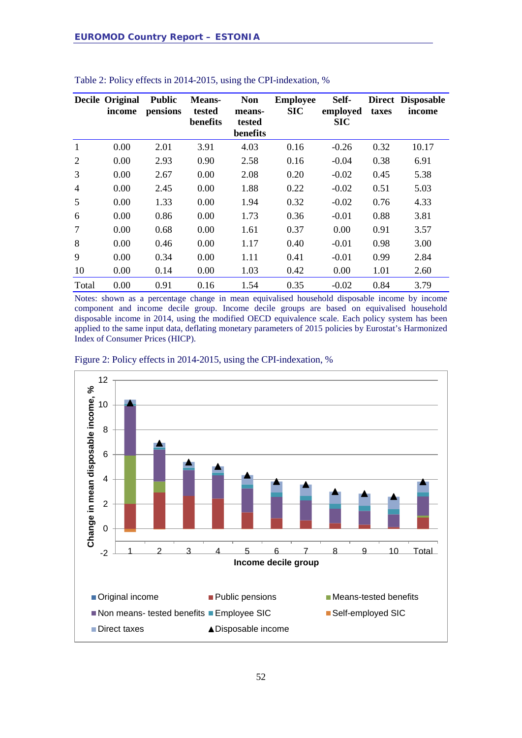Table 2: Policy effects in 2014-2015, using the CPI-indexation, %

| Decile | Original income | Public pensions | Means-tested benefits | Non means-tested benefits | Employee SIC | Self-employed SIC | Direct taxes | Disposable income |
|---|---|---|---|---|---|---|---|---|
| 1 | 0.00 | 2.01 | 3.91 | 4.03 | 0.16 | -0.26 | 0.32 | 10.17 |
| 2 | 0.00 | 2.93 | 0.90 | 2.58 | 0.16 | -0.04 | 0.38 | 6.91 |
| 3 | 0.00 | 2.67 | 0.00 | 2.08 | 0.20 | -0.02 | 0.45 | 5.38 |
| 4 | 0.00 | 2.45 | 0.00 | 1.88 | 0.22 | -0.02 | 0.51 | 5.03 |
| 5 | 0.00 | 1.33 | 0.00 | 1.94 | 0.32 | -0.02 | 0.76 | 4.33 |
| 6 | 0.00 | 0.86 | 0.00 | 1.73 | 0.36 | -0.01 | 0.88 | 3.81 |
| 7 | 0.00 | 0.68 | 0.00 | 1.61 | 0.37 | 0.00 | 0.91 | 3.57 |
| 8 | 0.00 | 0.46 | 0.00 | 1.17 | 0.40 | -0.01 | 0.98 | 3.00 |
| 9 | 0.00 | 0.34 | 0.00 | 1.11 | 0.41 | -0.01 | 0.99 | 2.84 |
| 10 | 0.00 | 0.14 | 0.00 | 1.03 | 0.42 | 0.00 | 1.01 | 2.60 |
| Total | 0.00 | 0.91 | 0.16 | 1.54 | 0.35 | -0.02 | 0.84 | 3.79 |

Notes: shown as a percentage change in mean equivalised household disposable income by income component and income decile group. Income decile groups are based on equivalised household disposable income in 2014, using the modified OECD equivalence scale. Each policy system has been applied to the same input data, deflating monetary parameters of 2015 policies by Eurostat's Harmonized Index of Consumer Prices (HICP).

Figure 2: Policy effects in 2014-2015, using the CPI-indexation, %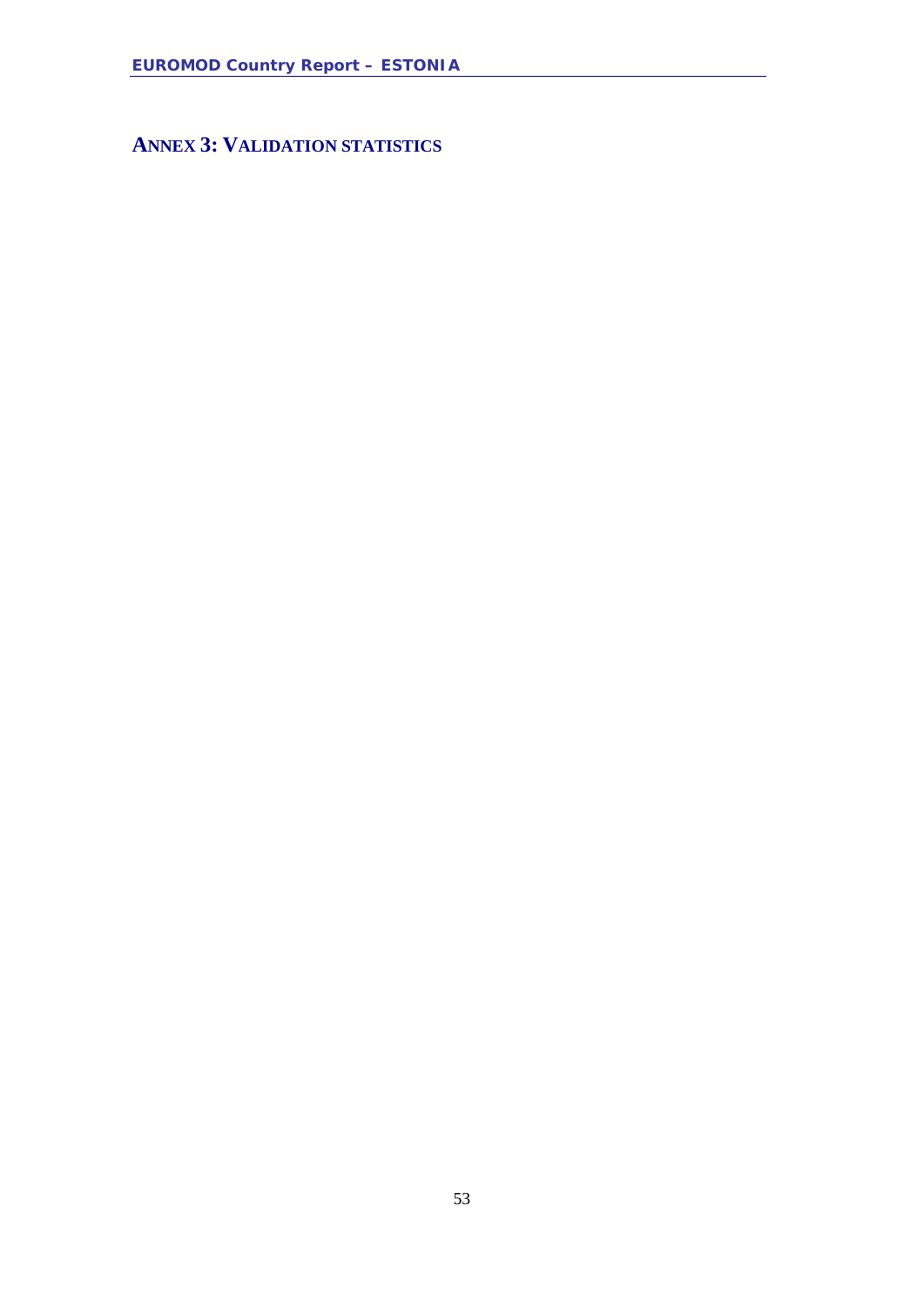# ANNEX 3: VALIDATION STATISTICS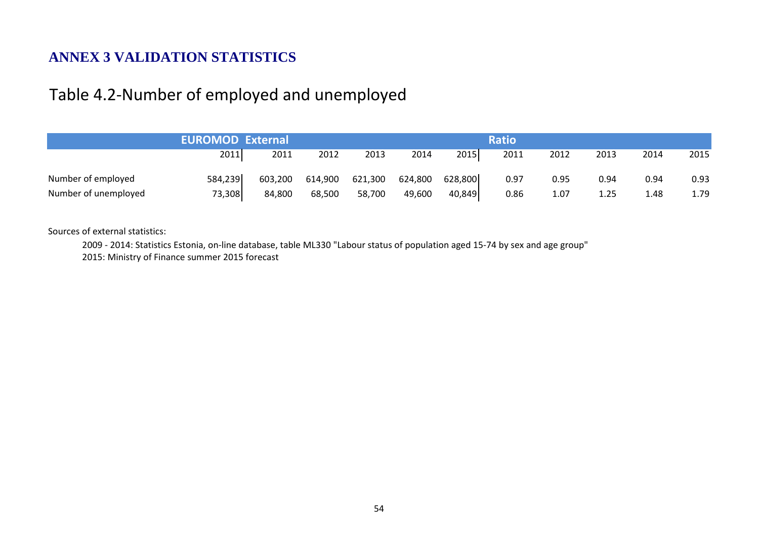# ANNEX 3 VALIDATION STATISTICS

## Table 4.2-Number of employed and unemployed

| | EUROMOD | External | | | | | Ratio | | | | |
|---|---|---|---|---|---|---|---|---|---|---|---|
| | 2011 | 2011 | 2012 | 2013 | 2014 | 2015 | 2011 | 2012 | 2013 | 2014 | 2015 |
| Number of employed | 584,239 | 603,200 | 614,900 | 621,300 | 624,800 | 628,800 | 0.97 | 0.95 | 0.94 | 0.94 | 0.93 |
| Number of unemployed | 73,308 | 84,800 | 68,500 | 58,700 | 49,600 | 40,849 | 0.86 | 1.07 | 1.25 | 1.48 | 1.79 |

Sources of external statistics:

2009 - 2014: Statistics Estonia, on-line database, table ML330 "Labour status of population aged 15-74 by sex and age group"

2015: Ministry of Finance summer 2015 forecast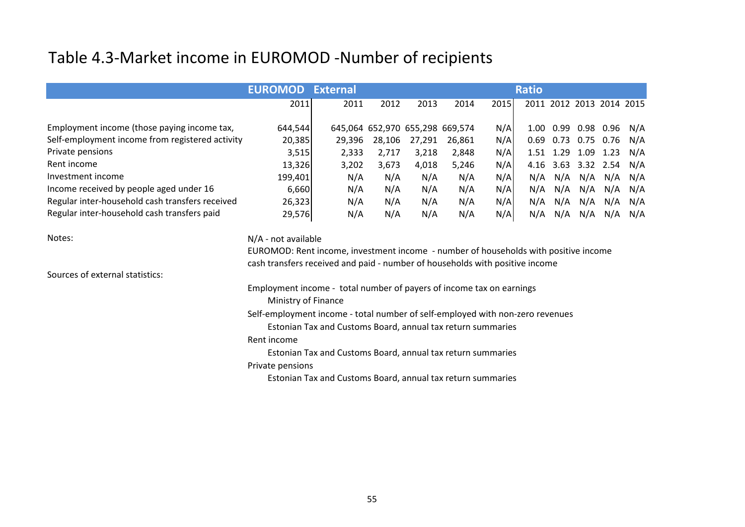# Table 4.3-Market income in EUROMOD -Number of recipients

| | EUROMOD | External | | | | | Ratio | | | | |
|---|---|---|---|---|---|---|---|---|---|---|---|
| | 2011 | 2011 | 2012 | 2013 | 2014 | 2015 | 2011 | 2012 | 2013 | 2014 | 2015 |
| Employment income (those paying income tax, | 644,544 | 645,064 | 652,970 | 655,298 | 669,574 | N/A | 1.00 | 0.99 | 0.98 | 0.96 | N/A |
| Self-employment income from registered activity | 20,385 | 29,396 | 28,106 | 27,291 | 26,861 | N/A | 0.69 | 0.73 | 0.75 | 0.76 | N/A |
| Private pensions | 3,515 | 2,333 | 2,717 | 3,218 | 2,848 | N/A | 1.51 | 1.29 | 1.09 | 1.23 | N/A |
| Rent income | 13,326 | 3,202 | 3,673 | 4,018 | 5,246 | N/A | 4.16 | 3.63 | 3.32 | 2.54 | N/A |
| Investment income | 199,401 | N/A | N/A | N/A | N/A | N/A | N/A | N/A | N/A | N/A | N/A |
| Income received by people aged under 16 | 6,660 | N/A | N/A | N/A | N/A | N/A | N/A | N/A | N/A | N/A | N/A |
| Regular inter-household cash transfers received | 26,323 | N/A | N/A | N/A | N/A | N/A | N/A | N/A | N/A | N/A | N/A |
| Regular inter-household cash transfers paid | 29,576 | N/A | N/A | N/A | N/A | N/A | N/A | N/A | N/A | N/A | N/A |

Notes:

N/A - not available

EUROMOD: Rent income, investment income - number of households with positive income

cash transfers received and paid - number of households with positive income

Sources of external statistics:

Employment income - total number of payers of income tax on earnings
  Ministry of Finance

Self-employment income - total number of self-employed with non-zero revenues
  Estonian Tax and Customs Board, annual tax return summaries

Rent income
  Estonian Tax and Customs Board, annual tax return summaries

Private pensions
  Estonian Tax and Customs Board, annual tax return summaries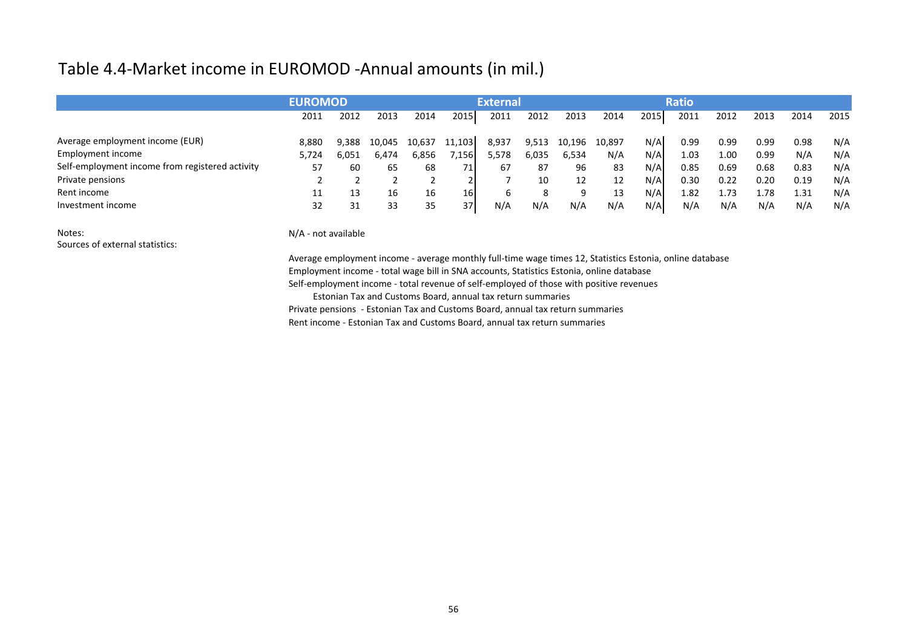# Table 4.4-Market income in EUROMOD -Annual amounts (in mil.)

| | EUROMOD | | | | | External | | | | | Ratio | | | | |
|---|---|---|---|---|---|---|---|---|---|---|---|---|---|---|---|
| | 2011 | 2012 | 2013 | 2014 | 2015 | 2011 | 2012 | 2013 | 2014 | 2015 | 2011 | 2012 | 2013 | 2014 | 2015 |
| Average employment income (EUR) | 8,880 | 9,388 | 10,045 | 10,637 | 11,103 | 8,937 | 9,513 | 10,196 | 10,897 | N/A | 0.99 | 0.99 | 0.99 | 0.98 | N/A |
| Employment income | 5,724 | 6,051 | 6,474 | 6,856 | 7,156 | 5,578 | 6,035 | 6,534 | N/A | N/A | 1.03 | 1.00 | 0.99 | N/A | N/A |
| Self-employment income from registered activity | 57 | 60 | 65 | 68 | 71 | 67 | 87 | 96 | 83 | N/A | 0.85 | 0.69 | 0.68 | 0.83 | N/A |
| Private pensions | 2 | 2 | 2 | 2 | 2 | 7 | 10 | 12 | 12 | N/A | 0.30 | 0.22 | 0.20 | 0.19 | N/A |
| Rent income | 11 | 13 | 16 | 16 | 16 | 6 | 8 | 9 | 13 | N/A | 1.82 | 1.73 | 1.78 | 1.31 | N/A |
| Investment income | 32 | 31 | 33 | 35 | 37 | N/A | N/A | N/A | N/A | N/A | N/A | N/A | N/A | N/A | N/A |

Notes: N/A - not available

Sources of external statistics:

Average employment income - average monthly full-time wage times 12, Statistics Estonia, online database

Employment income - total wage bill in SNA accounts, Statistics Estonia, online database

Self-employment income - total revenue of self-employed of those with positive revenues
Estonian Tax and Customs Board, annual tax return summaries

Private pensions - Estonian Tax and Customs Board, annual tax return summaries

Rent income - Estonian Tax and Customs Board, annual tax return summaries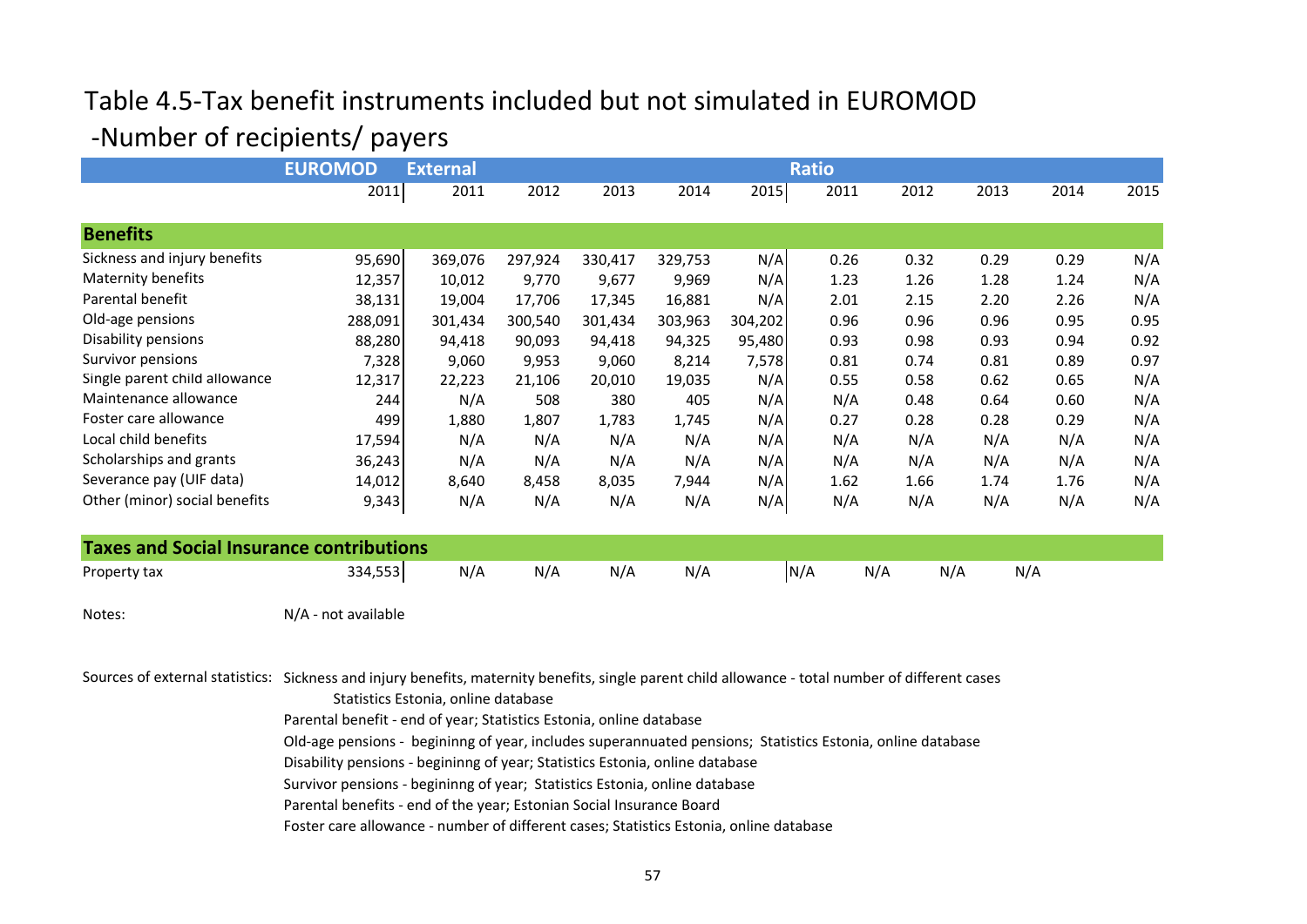# Table 4.5-Tax benefit instruments included but not simulated in EUROMOD

## -Number of recipients/ payers

| | EUROMOD | External | | | | | Ratio | | | | |
|---|---|---|---|---|---|---|---|---|---|---|---|
| | 2011 | 2011 | 2012 | 2013 | 2014 | 2015 | 2011 | 2012 | 2013 | 2014 | 2015 |
| **Benefits** | | | | | | | | | | | |
| Sickness and injury benefits | 95,690 | 369,076 | 297,924 | 330,417 | 329,753 | N/A | 0.26 | 0.32 | 0.29 | 0.29 | N/A |
| Maternity benefits | 12,357 | 10,012 | 9,770 | 9,677 | 9,969 | N/A | 1.23 | 1.26 | 1.28 | 1.24 | N/A |
| Parental benefit | 38,131 | 19,004 | 17,706 | 17,345 | 16,881 | N/A | 2.01 | 2.15 | 2.20 | 2.26 | N/A |
| Old-age pensions | 288,091 | 301,434 | 300,540 | 301,434 | 303,963 | 304,202 | 0.96 | 0.96 | 0.96 | 0.95 | 0.95 |
| Disability pensions | 88,280 | 94,418 | 90,093 | 94,418 | 94,325 | 95,480 | 0.93 | 0.98 | 0.93 | 0.94 | 0.92 |
| Survivor pensions | 7,328 | 9,060 | 9,953 | 9,060 | 8,214 | 7,578 | 0.81 | 0.74 | 0.81 | 0.89 | 0.97 |
| Single parent child allowance | 12,317 | 22,223 | 21,106 | 20,010 | 19,035 | N/A | 0.55 | 0.58 | 0.62 | 0.65 | N/A |
| Maintenance allowance | 244 | N/A | 508 | 380 | 405 | N/A | N/A | 0.48 | 0.64 | 0.60 | N/A |
| Foster care allowance | 499 | 1,880 | 1,807 | 1,783 | 1,745 | N/A | 0.27 | 0.28 | 0.28 | 0.29 | N/A |
| Local child benefits | 17,594 | N/A | N/A | N/A | N/A | N/A | N/A | N/A | N/A | N/A | N/A |
| Scholarships and grants | 36,243 | N/A | N/A | N/A | N/A | N/A | N/A | N/A | N/A | N/A | N/A |
| Severance pay (UIF data) | 14,012 | 8,640 | 8,458 | 8,035 | 7,944 | N/A | 1.62 | 1.66 | 1.74 | 1.76 | N/A |
| Other (minor) social benefits | 9,343 | N/A | N/A | N/A | N/A | N/A | N/A | N/A | N/A | N/A | N/A |
| **Taxes and Social Insurance contributions** | | | | | | | | | | | |
| Property tax | 334,553 | N/A | N/A | N/A | N/A | | N/A | N/A | N/A | N/A | |

Notes: N/A - not available

Sources of external statistics: Sickness and injury benefits, maternity benefits, single parent child allowance - total number of different cases
Statistics Estonia, online database
Parental benefit - end of year; Statistics Estonia, online database
Old-age pensions - begininng of year, includes superannuated pensions; Statistics Estonia, online database
Disability pensions - begininng of year; Statistics Estonia, online database
Survivor pensions - begininng of year; Statistics Estonia, online database
Parental benefits - end of the year; Estonian Social Insurance Board
Foster care allowance - number of different cases; Statistics Estonia, online database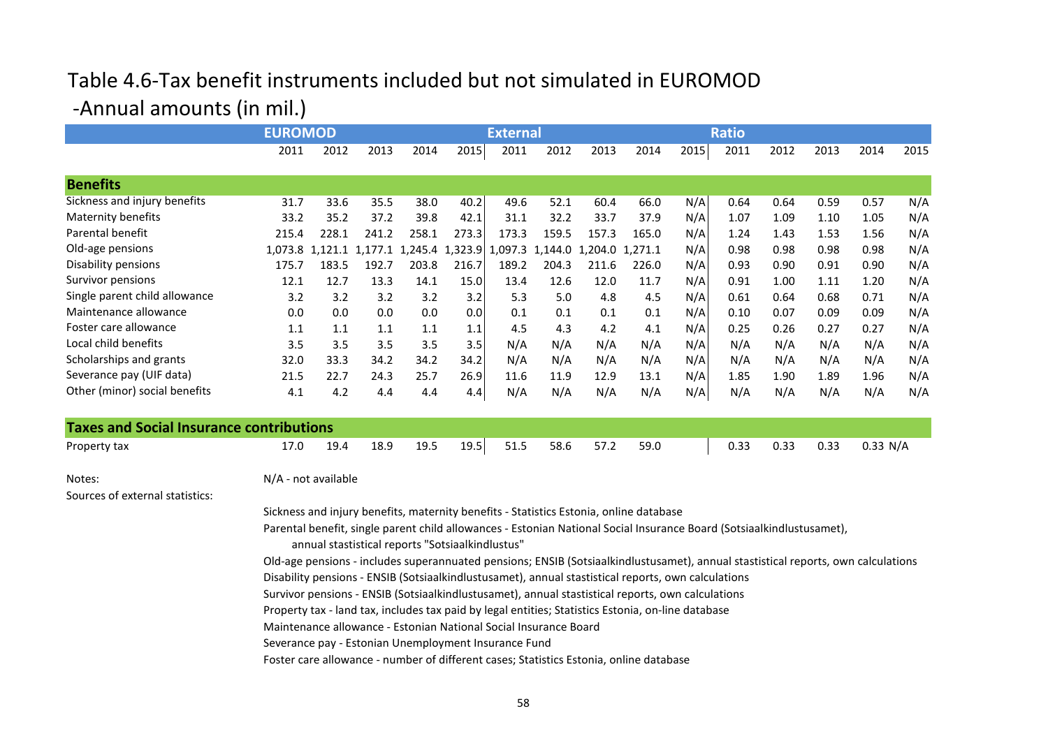# Table 4.6-Tax benefit instruments included but not simulated in EUROMOD

## -Annual amounts (in mil.)

| | EUROMOD | | | | | External | | | | | Ratio | | | | |
|---|---|---|---|---|---|---|---|---|---|---|---|---|---|---|---|
| | 2011 | 2012 | 2013 | 2014 | 2015 | 2011 | 2012 | 2013 | 2014 | 2015 | 2011 | 2012 | 2013 | 2014 | 2015 |
| **Benefits** | | | | | | | | | | | | | | | |
| Sickness and injury benefits | 31.7 | 33.6 | 35.5 | 38.0 | 40.2 | 49.6 | 52.1 | 60.4 | 66.0 | N/A | 0.64 | 0.64 | 0.59 | 0.57 | N/A |
| Maternity benefits | 33.2 | 35.2 | 37.2 | 39.8 | 42.1 | 31.1 | 32.2 | 33.7 | 37.9 | N/A | 1.07 | 1.09 | 1.10 | 1.05 | N/A |
| Parental benefit | 215.4 | 228.1 | 241.2 | 258.1 | 273.3 | 173.3 | 159.5 | 157.3 | 165.0 | N/A | 1.24 | 1.43 | 1.53 | 1.56 | N/A |
| Old-age pensions | 1,073.8 | 1,121.1 | 1,177.1 | 1,245.4 | 1,323.9 | 1,097.3 | 1,144.0 | 1,204.0 | 1,271.1 | N/A | 0.98 | 0.98 | 0.98 | 0.98 | N/A |
| Disability pensions | 175.7 | 183.5 | 192.7 | 203.8 | 216.7 | 189.2 | 204.3 | 211.6 | 226.0 | N/A | 0.93 | 0.90 | 0.91 | 0.90 | N/A |
| Survivor pensions | 12.1 | 12.7 | 13.3 | 14.1 | 15.0 | 13.4 | 12.6 | 12.0 | 11.7 | N/A | 0.91 | 1.00 | 1.11 | 1.20 | N/A |
| Single parent child allowance | 3.2 | 3.2 | 3.2 | 3.2 | 3.2 | 5.3 | 5.0 | 4.8 | 4.5 | N/A | 0.61 | 0.64 | 0.68 | 0.71 | N/A |
| Maintenance allowance | 0.0 | 0.0 | 0.0 | 0.0 | 0.0 | 0.1 | 0.1 | 0.1 | 0.1 | N/A | 0.10 | 0.07 | 0.09 | 0.09 | N/A |
| Foster care allowance | 1.1 | 1.1 | 1.1 | 1.1 | 1.1 | 4.5 | 4.3 | 4.2 | 4.1 | N/A | 0.25 | 0.26 | 0.27 | 0.27 | N/A |
| Local child benefits | 3.5 | 3.5 | 3.5 | 3.5 | 3.5 | N/A | N/A | N/A | N/A | N/A | N/A | N/A | N/A | N/A | N/A |
| Scholarships and grants | 32.0 | 33.3 | 34.2 | 34.2 | 34.2 | N/A | N/A | N/A | N/A | N/A | N/A | N/A | N/A | N/A | N/A |
| Severance pay (UIF data) | 21.5 | 22.7 | 24.3 | 25.7 | 26.9 | 11.6 | 11.9 | 12.9 | 13.1 | N/A | 1.85 | 1.90 | 1.89 | 1.96 | N/A |
| Other (minor) social benefits | 4.1 | 4.2 | 4.4 | 4.4 | 4.4 | N/A | N/A | N/A | N/A | N/A | N/A | N/A | N/A | N/A | N/A |
| **Taxes and Social Insurance contributions** | | | | | | | | | | | | | | | |
| Property tax | 17.0 | 19.4 | 18.9 | 19.5 | 19.5 | 51.5 | 58.6 | 57.2 | 59.0 | | 0.33 | 0.33 | 0.33 | 0.33 | N/A |

Notes: N/A - not available

Sources of external statistics:

Sickness and injury benefits, maternity benefits - Statistics Estonia, online database

Parental benefit, single parent child allowances - Estonian National Social Insurance Board (Sotsiaalkindlustusamet), annual stastistical reports "Sotsiaalkindlustus"

Old-age pensions - includes superannuated pensions; ENSIB (Sotsiaalkindlustusamet), annual stastistical reports, own calculations

Disability pensions - ENSIB (Sotsiaalkindlustusamet), annual stastistical reports, own calculations

Survivor pensions - ENSIB (Sotsiaalkindlustusamet), annual stastistical reports, own calculations

Property tax - land tax, includes tax paid by legal entities; Statistics Estonia, on-line database

Maintenance allowance - Estonian National Social Insurance Board

Severance pay - Estonian Unemployment Insurance Fund

Foster care allowance - number of different cases; Statistics Estonia, online database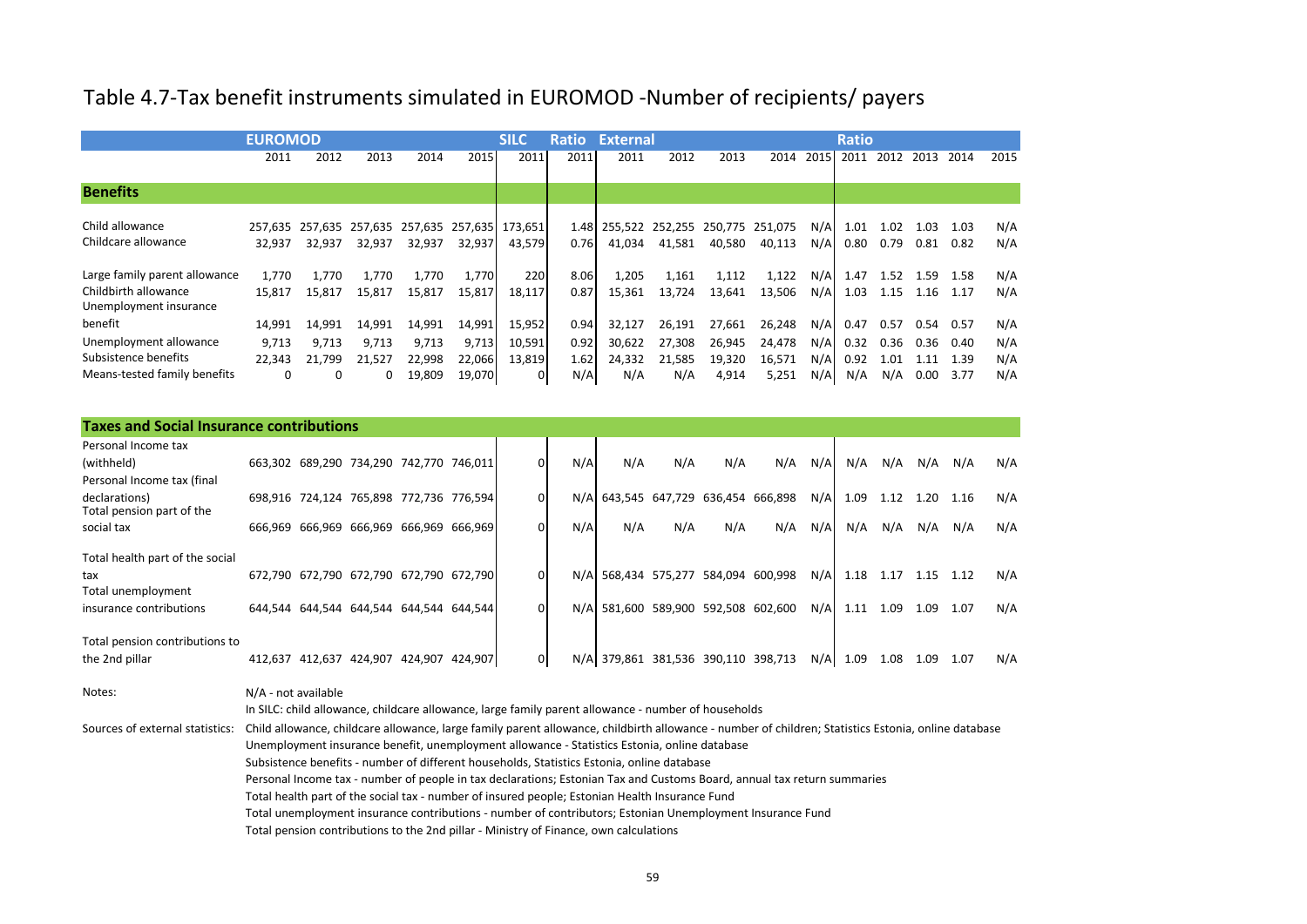# Table 4.7-Tax benefit instruments simulated in EUROMOD -Number of recipients/ payers

| | EUROMOD | | | | | SILC | Ratio | External | | | | | Ratio | | | | |
|---|---|---|---|---|---|---|---|---|---|---|---|---|---|---|---|---|---|
| | 2011 | 2012 | 2013 | 2014 | 2015 | 2011 | 2011 | 2011 | 2012 | 2013 | 2014 | 2015 | 2011 | 2012 | 2013 | 2014 | 2015 |
| **Benefits** | | | | | | | | | | | | | | | | | |
| Child allowance | 257,635 | 257,635 | 257,635 | 257,635 | 257,635 | 173,651 | 1.48 | 255,522 | 252,255 | 250,775 | 251,075 | N/A | 1.01 | 1.02 | 1.03 | 1.03 | N/A |
| Childcare allowance | 32,937 | 32,937 | 32,937 | 32,937 | 32,937 | 43,579 | 0.76 | 41,034 | 41,581 | 40,580 | 40,113 | N/A | 0.80 | 0.79 | 0.81 | 0.82 | N/A |
| Large family parent allowance | 1,770 | 1,770 | 1,770 | 1,770 | 1,770 | 220 | 8.06 | 1,205 | 1,161 | 1,112 | 1,122 | N/A | 1.47 | 1.52 | 1.59 | 1.58 | N/A |
| Childbirth allowance | 15,817 | 15,817 | 15,817 | 15,817 | 15,817 | 18,117 | 0.87 | 15,361 | 13,724 | 13,641 | 13,506 | N/A | 1.03 | 1.15 | 1.16 | 1.17 | N/A |
| Unemployment insurance benefit | 14,991 | 14,991 | 14,991 | 14,991 | 14,991 | 15,952 | 0.94 | 32,127 | 26,191 | 27,661 | 26,248 | N/A | 0.47 | 0.57 | 0.54 | 0.57 | N/A |
| Unemployment allowance | 9,713 | 9,713 | 9,713 | 9,713 | 9,713 | 10,591 | 0.92 | 30,622 | 27,308 | 26,945 | 24,478 | N/A | 0.32 | 0.36 | 0.36 | 0.40 | N/A |
| Subsistence benefits | 22,343 | 21,799 | 21,527 | 22,998 | 22,066 | 13,819 | 1.62 | 24,332 | 21,585 | 19,320 | 16,571 | N/A | 0.92 | 1.01 | 1.11 | 1.39 | N/A |
| Means-tested family benefits | 0 | 0 | 0 | 19,809 | 19,070 | 0 | N/A | N/A | N/A | 4,914 | 5,251 | N/A | N/A | N/A | 0.00 | 3.77 | N/A |
| **Taxes and Social Insurance contributions** | | | | | | | | | | | | | | | | | |
| Personal Income tax (withheld) | 663,302 | 689,290 | 734,290 | 742,770 | 746,011 | 0 | N/A | N/A | N/A | N/A | N/A | N/A | N/A | N/A | N/A | N/A | N/A |
| Personal Income tax (final declarations) | 698,916 | 724,124 | 765,898 | 772,736 | 776,594 | 0 | N/A | 643,545 | 647,729 | 636,454 | 666,898 | N/A | 1.09 | 1.12 | 1.20 | 1.16 | N/A |
| Total pension part of the social tax | 666,969 | 666,969 | 666,969 | 666,969 | 666,969 | 0 | N/A | N/A | N/A | N/A | N/A | N/A | N/A | N/A | N/A | N/A | N/A |
| Total health part of the social tax | 672,790 | 672,790 | 672,790 | 672,790 | 672,790 | 0 | N/A | 568,434 | 575,277 | 584,094 | 600,998 | N/A | 1.18 | 1.17 | 1.15 | 1.12 | N/A |
| Total unemployment insurance contributions | 644,544 | 644,544 | 644,544 | 644,544 | 644,544 | 0 | N/A | 581,600 | 589,900 | 592,508 | 602,600 | N/A | 1.11 | 1.09 | 1.09 | 1.07 | N/A |
| Total pension contributions to the 2nd pillar | 412,637 | 412,637 | 424,907 | 424,907 | 424,907 | 0 | N/A | 379,861 | 381,536 | 390,110 | 398,713 | N/A | 1.09 | 1.08 | 1.09 | 1.07 | N/A |

Notes: N/A - not available

In SILC: child allowance, childcare allowance, large family parent allowance - number of households

Sources of external statistics: Child allowance, childcare allowance, large family parent allowance, childbirth allowance - number of children; Statistics Estonia, online database

Unemployment insurance benefit, unemployment allowance - Statistics Estonia, online database

Subsistence benefits - number of different households, Statistics Estonia, online database

Personal Income tax - number of people in tax declarations; Estonian Tax and Customs Board, annual tax return summaries

Total health part of the social tax - number of insured people; Estonian Health Insurance Fund

Total unemployment insurance contributions - number of contributors; Estonian Unemployment Insurance Fund

Total pension contributions to the 2nd pillar - Ministry of Finance, own calculations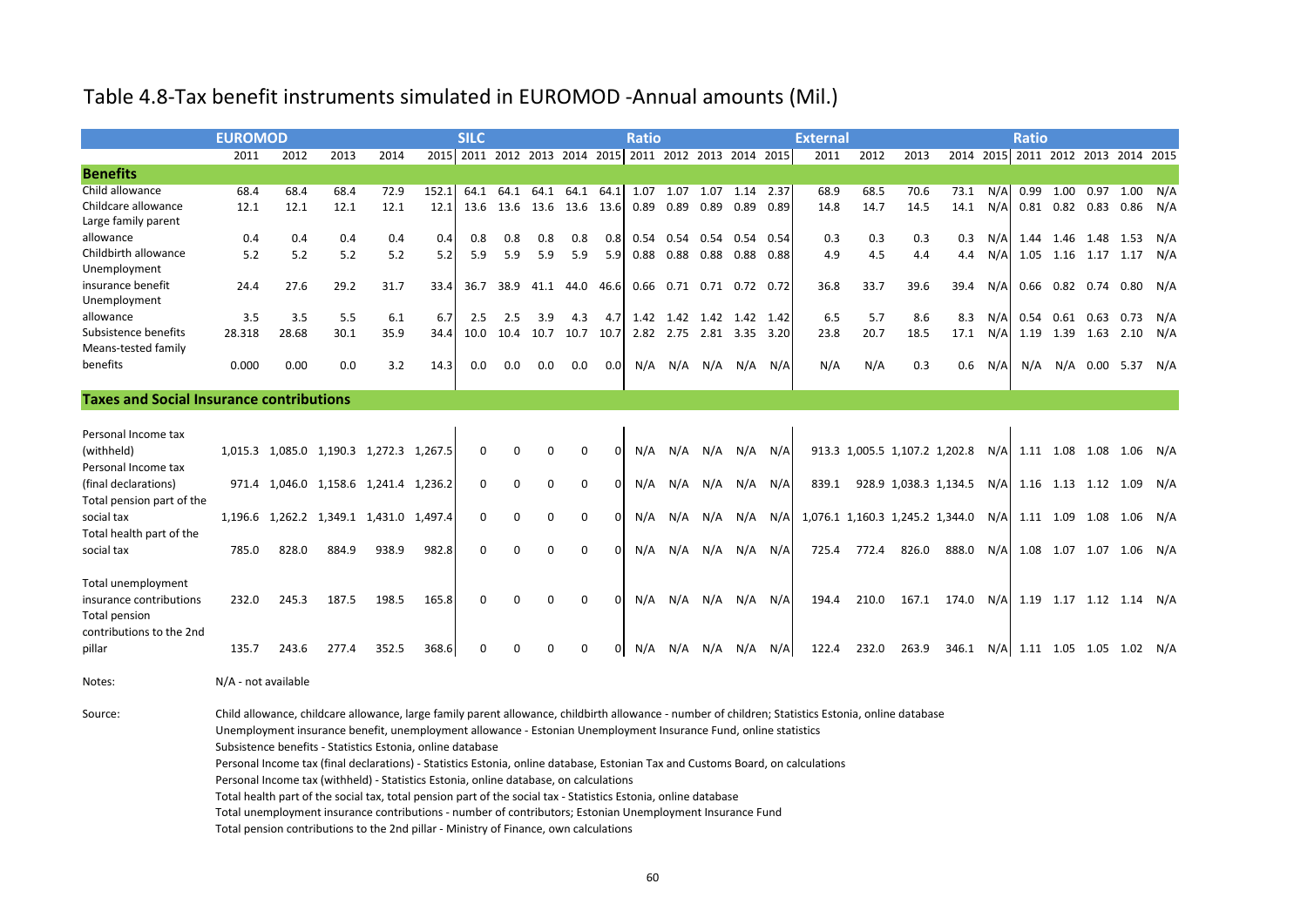# Table 4.8-Tax benefit instruments simulated in EUROMOD -Annual amounts (Mil.)

| | EUROMOD | | | | | SILC | | | | | Ratio | | | | | External | | | | | Ratio | | | | |
|---|---|---|---|---|---|---|---|---|---|---|---|---|---|---|---|---|---|---|---|---|---|---|---|---|---|
| | 2011 | 2012 | 2013 | 2014 | 2015 | 2011 | 2012 | 2013 | 2014 | 2015 | 2011 | 2012 | 2013 | 2014 | 2015 | 2011 | 2012 | 2013 | 2014 | 2015 | 2011 | 2012 | 2013 | 2014 | 2015 |
| **Benefits** | | | | | | | | | | | | | | | | | | | | | | | | | |
| Child allowance | 68.4 | 68.4 | 68.4 | 72.9 | 152.1 | 64.1 | 64.1 | 64.1 | 64.1 | 64.1 | 1.07 | 1.07 | 1.07 | 1.14 | 2.37 | 68.9 | 68.5 | 70.6 | 73.1 | N/A | 0.99 | 1.00 | 0.97 | 1.00 | N/A |
| Childcare allowance | 12.1 | 12.1 | 12.1 | 12.1 | 12.1 | 13.6 | 13.6 | 13.6 | 13.6 | 13.6 | 0.89 | 0.89 | 0.89 | 0.89 | 0.89 | 14.8 | 14.7 | 14.5 | 14.1 | N/A | 0.81 | 0.82 | 0.83 | 0.86 | N/A |
| Large family parent allowance | 0.4 | 0.4 | 0.4 | 0.4 | 0.4 | 0.8 | 0.8 | 0.8 | 0.8 | 0.8 | 0.54 | 0.54 | 0.54 | 0.54 | 0.54 | 0.3 | 0.3 | 0.3 | 0.3 | N/A | 1.44 | 1.46 | 1.48 | 1.53 | N/A |
| Childbirth allowance | 5.2 | 5.2 | 5.2 | 5.2 | 5.2 | 5.9 | 5.9 | 5.9 | 5.9 | 5.9 | 0.88 | 0.88 | 0.88 | 0.88 | 0.88 | 4.9 | 4.5 | 4.4 | 4.4 | N/A | 1.05 | 1.16 | 1.17 | 1.17 | N/A |
| Unemployment insurance benefit | 24.4 | 27.6 | 29.2 | 31.7 | 33.4 | 36.7 | 38.9 | 41.1 | 44.0 | 46.6 | 0.66 | 0.71 | 0.71 | 0.72 | 0.72 | 36.8 | 33.7 | 39.6 | 39.4 | N/A | 0.66 | 0.82 | 0.74 | 0.80 | N/A |
| Unemployment allowance | 3.5 | 3.5 | 5.5 | 6.1 | 6.7 | 2.5 | 2.5 | 3.9 | 4.3 | 4.7 | 1.42 | 1.42 | 1.42 | 1.42 | 1.42 | 6.5 | 5.7 | 8.6 | 8.3 | N/A | 0.54 | 0.61 | 0.63 | 0.73 | N/A |
| Subsistence benefits | 28.318 | 28.68 | 30.1 | 35.9 | 34.4 | 10.0 | 10.4 | 10.7 | 10.7 | 10.7 | 2.82 | 2.75 | 2.81 | 3.35 | 3.20 | 23.8 | 20.7 | 18.5 | 17.1 | N/A | 1.19 | 1.39 | 1.63 | 2.10 | N/A |
| Means-tested family benefits | 0.000 | 0.00 | 0.0 | 3.2 | 14.3 | 0.0 | 0.0 | 0.0 | 0.0 | 0.0 | N/A | N/A | N/A | N/A | N/A | N/A | N/A | 0.3 | 0.6 | N/A | N/A | N/A | 0.00 | 5.37 | N/A |
| **Taxes and Social Insurance contributions** | | | | | | | | | | | | | | | | | | | | | | | | | |
| Personal Income tax (withheld) | 1,015.3 | 1,085.0 | 1,190.3 | 1,272.3 | 1,267.5 | 0 | 0 | 0 | 0 | 0 | N/A | N/A | N/A | N/A | N/A | 913.3 | 1,005.5 | 1,107.2 | 1,202.8 | N/A | 1.11 | 1.08 | 1.08 | 1.06 | N/A |
| Personal Income tax (final declarations) | 971.4 | 1,046.0 | 1,158.6 | 1,241.4 | 1,236.2 | 0 | 0 | 0 | 0 | 0 | N/A | N/A | N/A | N/A | N/A | 839.1 | 928.9 | 1,038.3 | 1,134.5 | N/A | 1.16 | 1.13 | 1.12 | 1.09 | N/A |
| Total pension part of the social tax | 1,196.6 | 1,262.2 | 1,349.1 | 1,431.0 | 1,497.4 | 0 | 0 | 0 | 0 | 0 | N/A | N/A | N/A | N/A | N/A | 1,076.1 | 1,160.3 | 1,245.2 | 1,344.0 | N/A | 1.11 | 1.09 | 1.08 | 1.06 | N/A |
| Total health part of the social tax | 785.0 | 828.0 | 884.9 | 938.9 | 982.8 | 0 | 0 | 0 | 0 | 0 | N/A | N/A | N/A | N/A | N/A | 725.4 | 772.4 | 826.0 | 888.0 | N/A | 1.08 | 1.07 | 1.07 | 1.06 | N/A |
| Total unemployment insurance contributions | 232.0 | 245.3 | 187.5 | 198.5 | 165.8 | 0 | 0 | 0 | 0 | 0 | N/A | N/A | N/A | N/A | N/A | 194.4 | 210.0 | 167.1 | 174.0 | N/A | 1.19 | 1.17 | 1.12 | 1.14 | N/A |
| Total pension contributions to the 2nd pillar | 135.7 | 243.6 | 277.4 | 352.5 | 368.6 | 0 | 0 | 0 | 0 | 0 | N/A | N/A | N/A | N/A | N/A | 122.4 | 232.0 | 263.9 | 346.1 | N/A | 1.11 | 1.05 | 1.05 | 1.02 | N/A |

Notes: N/A - not available

Source: Child allowance, childcare allowance, large family parent allowance, childbirth allowance - number of children; Statistics Estonia, online database
Unemployment insurance benefit, unemployment allowance - Estonian Unemployment Insurance Fund, online statistics
Subsistence benefits - Statistics Estonia, online database
Personal Income tax (final declarations) - Statistics Estonia, online database, Estonian Tax and Customs Board, on calculations
Personal Income tax (withheld) - Statistics Estonia, online database, on calculations
Total health part of the social tax, total pension part of the social tax - Statistics Estonia, online database
Total unemployment insurance contributions - number of contributors; Estonian Unemployment Insurance Fund
Total pension contributions to the 2nd pillar - Ministry of Finance, own calculations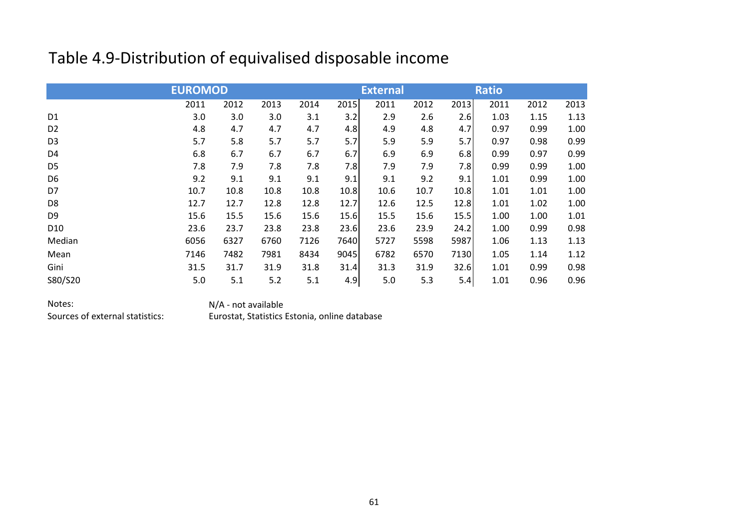# Table 4.9-Distribution of equivalised disposable income

| | EUROMOD | | | | | External | | | Ratio | | |
|---|---|---|---|---|---|---|---|---|---|---|---|
| | 2011 | 2012 | 2013 | 2014 | 2015 | 2011 | 2012 | 2013 | 2011 | 2012 | 2013 |
| D1 | 3.0 | 3.0 | 3.0 | 3.1 | 3.2 | 2.9 | 2.6 | 2.6 | 1.03 | 1.15 | 1.13 |
| D2 | 4.8 | 4.7 | 4.7 | 4.7 | 4.8 | 4.9 | 4.8 | 4.7 | 0.97 | 0.99 | 1.00 |
| D3 | 5.7 | 5.8 | 5.7 | 5.7 | 5.7 | 5.9 | 5.9 | 5.7 | 0.97 | 0.98 | 0.99 |
| D4 | 6.8 | 6.7 | 6.7 | 6.7 | 6.7 | 6.9 | 6.9 | 6.8 | 0.99 | 0.97 | 0.99 |
| D5 | 7.8 | 7.9 | 7.8 | 7.8 | 7.8 | 7.9 | 7.9 | 7.8 | 0.99 | 0.99 | 1.00 |
| D6 | 9.2 | 9.1 | 9.1 | 9.1 | 9.1 | 9.1 | 9.2 | 9.1 | 1.01 | 0.99 | 1.00 |
| D7 | 10.7 | 10.8 | 10.8 | 10.8 | 10.8 | 10.6 | 10.7 | 10.8 | 1.01 | 1.01 | 1.00 |
| D8 | 12.7 | 12.7 | 12.8 | 12.8 | 12.7 | 12.6 | 12.5 | 12.8 | 1.01 | 1.02 | 1.00 |
| D9 | 15.6 | 15.5 | 15.6 | 15.6 | 15.6 | 15.5 | 15.6 | 15.5 | 1.00 | 1.00 | 1.01 |
| D10 | 23.6 | 23.7 | 23.8 | 23.8 | 23.6 | 23.6 | 23.9 | 24.2 | 1.00 | 0.99 | 0.98 |
| Median | 6056 | 6327 | 6760 | 7126 | 7640 | 5727 | 5598 | 5987 | 1.06 | 1.13 | 1.13 |
| Mean | 7146 | 7482 | 7981 | 8434 | 9045 | 6782 | 6570 | 7130 | 1.05 | 1.14 | 1.12 |
| Gini | 31.5 | 31.7 | 31.9 | 31.8 | 31.4 | 31.3 | 31.9 | 32.6 | 1.01 | 0.99 | 0.98 |
| S80/S20 | 5.0 | 5.1 | 5.2 | 5.1 | 4.9 | 5.0 | 5.3 | 5.4 | 1.01 | 0.96 | 0.96 |

Notes: N/A - not available

Sources of external statistics: Eurostat, Statistics Estonia, online database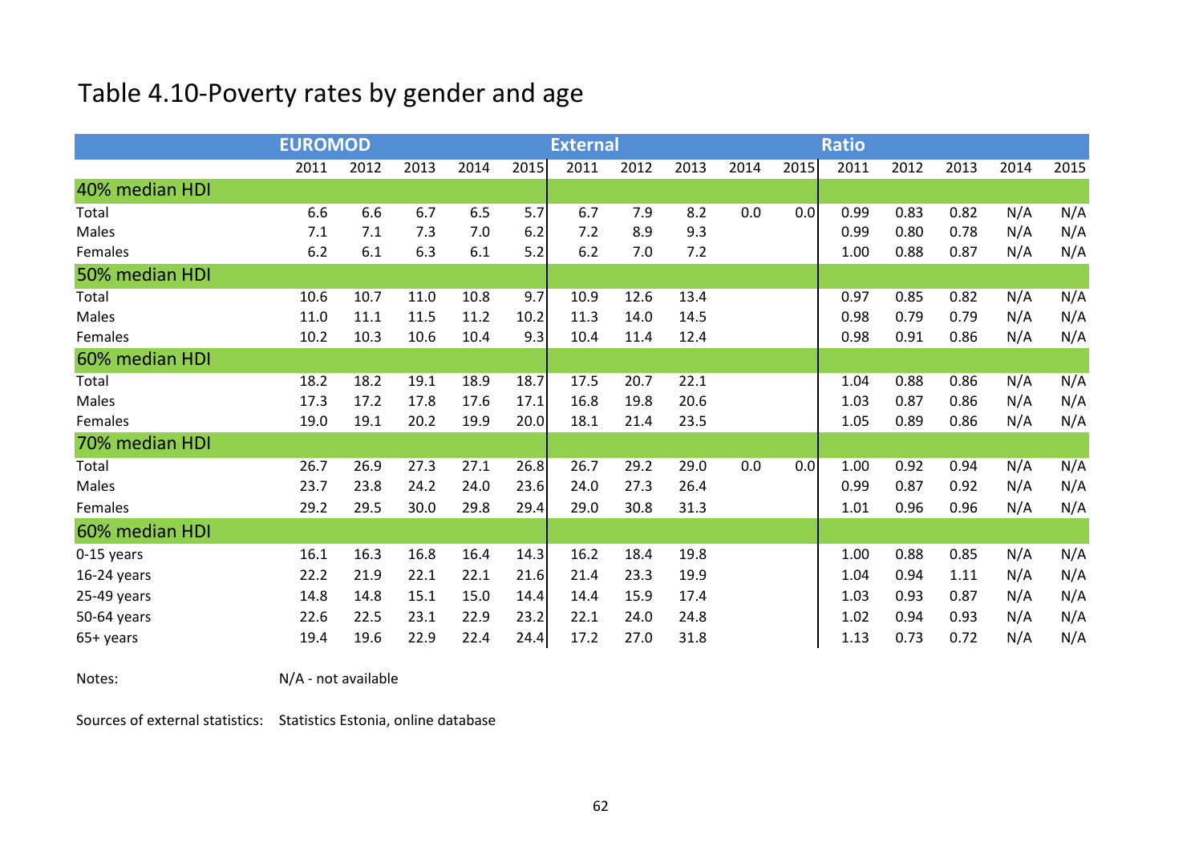# Table 4.10-Poverty rates by gender and age

| | EUROMOD | | | | | External | | | | | Ratio | | | | |
|---|---|---|---|---|---|---|---|---|---|---|---|---|---|---|---|
| | 2011 | 2012 | 2013 | 2014 | 2015 | 2011 | 2012 | 2013 | 2014 | 2015 | 2011 | 2012 | 2013 | 2014 | 2015 |
| **40% median HDI** | | | | | | | | | | | | | | | |
| Total | 6.6 | 6.6 | 6.7 | 6.5 | 5.7 | 6.7 | 7.9 | 8.2 | 0.0 | 0.0 | 0.99 | 0.83 | 0.82 | N/A | N/A |
| Males | 7.1 | 7.1 | 7.3 | 7.0 | 6.2 | 7.2 | 8.9 | 9.3 | | | 0.99 | 0.80 | 0.78 | N/A | N/A |
| Females | 6.2 | 6.1 | 6.3 | 6.1 | 5.2 | 6.2 | 7.0 | 7.2 | | | 1.00 | 0.88 | 0.87 | N/A | N/A |
| **50% median HDI** | | | | | | | | | | | | | | | |
| Total | 10.6 | 10.7 | 11.0 | 10.8 | 9.7 | 10.9 | 12.6 | 13.4 | | | 0.97 | 0.85 | 0.82 | N/A | N/A |
| Males | 11.0 | 11.1 | 11.5 | 11.2 | 10.2 | 11.3 | 14.0 | 14.5 | | | 0.98 | 0.79 | 0.79 | N/A | N/A |
| Females | 10.2 | 10.3 | 10.6 | 10.4 | 9.3 | 10.4 | 11.4 | 12.4 | | | 0.98 | 0.91 | 0.86 | N/A | N/A |
| **60% median HDI** | | | | | | | | | | | | | | | |
| Total | 18.2 | 18.2 | 19.1 | 18.9 | 18.7 | 17.5 | 20.7 | 22.1 | | | 1.04 | 0.88 | 0.86 | N/A | N/A |
| Males | 17.3 | 17.2 | 17.8 | 17.6 | 17.1 | 16.8 | 19.8 | 20.6 | | | 1.03 | 0.87 | 0.86 | N/A | N/A |
| Females | 19.0 | 19.1 | 20.2 | 19.9 | 20.0 | 18.1 | 21.4 | 23.5 | | | 1.05 | 0.89 | 0.86 | N/A | N/A |
| **70% median HDI** | | | | | | | | | | | | | | | |
| Total | 26.7 | 26.9 | 27.3 | 27.1 | 26.8 | 26.7 | 29.2 | 29.0 | 0.0 | 0.0 | 1.00 | 0.92 | 0.94 | N/A | N/A |
| Males | 23.7 | 23.8 | 24.2 | 24.0 | 23.6 | 24.0 | 27.3 | 26.4 | | | 0.99 | 0.87 | 0.92 | N/A | N/A |
| Females | 29.2 | 29.5 | 30.0 | 29.8 | 29.4 | 29.0 | 30.8 | 31.3 | | | 1.01 | 0.96 | 0.96 | N/A | N/A |
| **60% median HDI** | | | | | | | | | | | | | | | |
| 0-15 years | 16.1 | 16.3 | 16.8 | 16.4 | 14.3 | 16.2 | 18.4 | 19.8 | | | 1.00 | 0.88 | 0.85 | N/A | N/A |
| 16-24 years | 22.2 | 21.9 | 22.1 | 22.1 | 21.6 | 21.4 | 23.3 | 19.9 | | | 1.04 | 0.94 | 1.11 | N/A | N/A |
| 25-49 years | 14.8 | 14.8 | 15.1 | 15.0 | 14.4 | 14.4 | 15.9 | 17.4 | | | 1.03 | 0.93 | 0.87 | N/A | N/A |
| 50-64 years | 22.6 | 22.5 | 23.1 | 22.9 | 23.2 | 22.1 | 24.0 | 24.8 | | | 1.02 | 0.94 | 0.93 | N/A | N/A |
| 65+ years | 19.4 | 19.6 | 22.9 | 22.4 | 24.4 | 17.2 | 27.0 | 31.8 | | | 1.13 | 0.73 | 0.72 | N/A | N/A |

Notes: N/A - not available

Sources of external statistics: Statistics Estonia, online database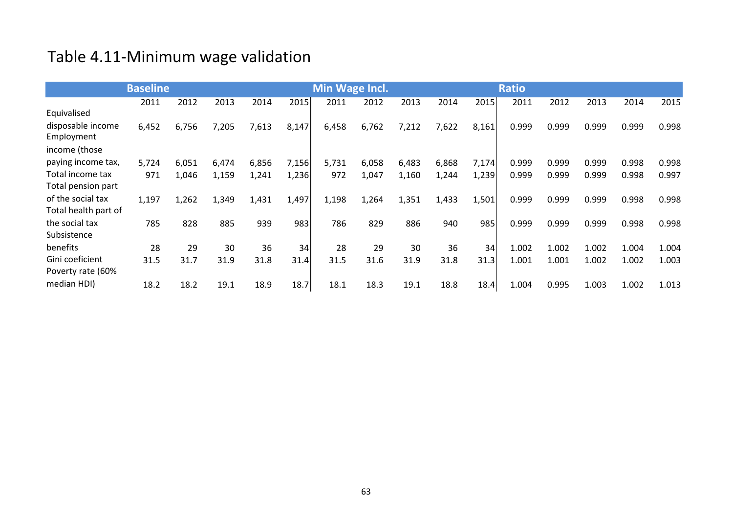# Table 4.11-Minimum wage validation

| | Baseline | | | | | Min Wage Incl. | | | | | Ratio | | | | |
|---|---|---|---|---|---|---|---|---|---|---|---|---|---|---|---|
| | 2011 | 2012 | 2013 | 2014 | 2015 | 2011 | 2012 | 2013 | 2014 | 2015 | 2011 | 2012 | 2013 | 2014 | 2015 |
| Equivalised disposable income | 6,452 | 6,756 | 7,205 | 7,613 | 8,147 | 6,458 | 6,762 | 7,212 | 7,622 | 8,161 | 0.999 | 0.999 | 0.999 | 0.999 | 0.998 |
| Employment income (those paying income tax, | 5,724 | 6,051 | 6,474 | 6,856 | 7,156 | 5,731 | 6,058 | 6,483 | 6,868 | 7,174 | 0.999 | 0.999 | 0.999 | 0.998 | 0.998 |
| Total income tax | 971 | 1,046 | 1,159 | 1,241 | 1,236 | 972 | 1,047 | 1,160 | 1,244 | 1,239 | 0.999 | 0.999 | 0.999 | 0.998 | 0.997 |
| Total pension part of the social tax | 1,197 | 1,262 | 1,349 | 1,431 | 1,497 | 1,198 | 1,264 | 1,351 | 1,433 | 1,501 | 0.999 | 0.999 | 0.999 | 0.998 | 0.998 |
| Total health part of the social tax | 785 | 828 | 885 | 939 | 983 | 786 | 829 | 886 | 940 | 985 | 0.999 | 0.999 | 0.999 | 0.998 | 0.998 |
| Subsistence benefits | 28 | 29 | 30 | 36 | 34 | 28 | 29 | 30 | 36 | 34 | 1.002 | 1.002 | 1.002 | 1.004 | 1.004 |
| Gini coeficient | 31.5 | 31.7 | 31.9 | 31.8 | 31.4 | 31.5 | 31.6 | 31.9 | 31.8 | 31.3 | 1.001 | 1.001 | 1.002 | 1.002 | 1.003 |
| Poverty rate (60% median HDI) | 18.2 | 18.2 | 19.1 | 18.9 | 18.7 | 18.1 | 18.3 | 19.1 | 18.8 | 18.4 | 1.004 | 0.995 | 1.003 | 1.002 | 1.013 |